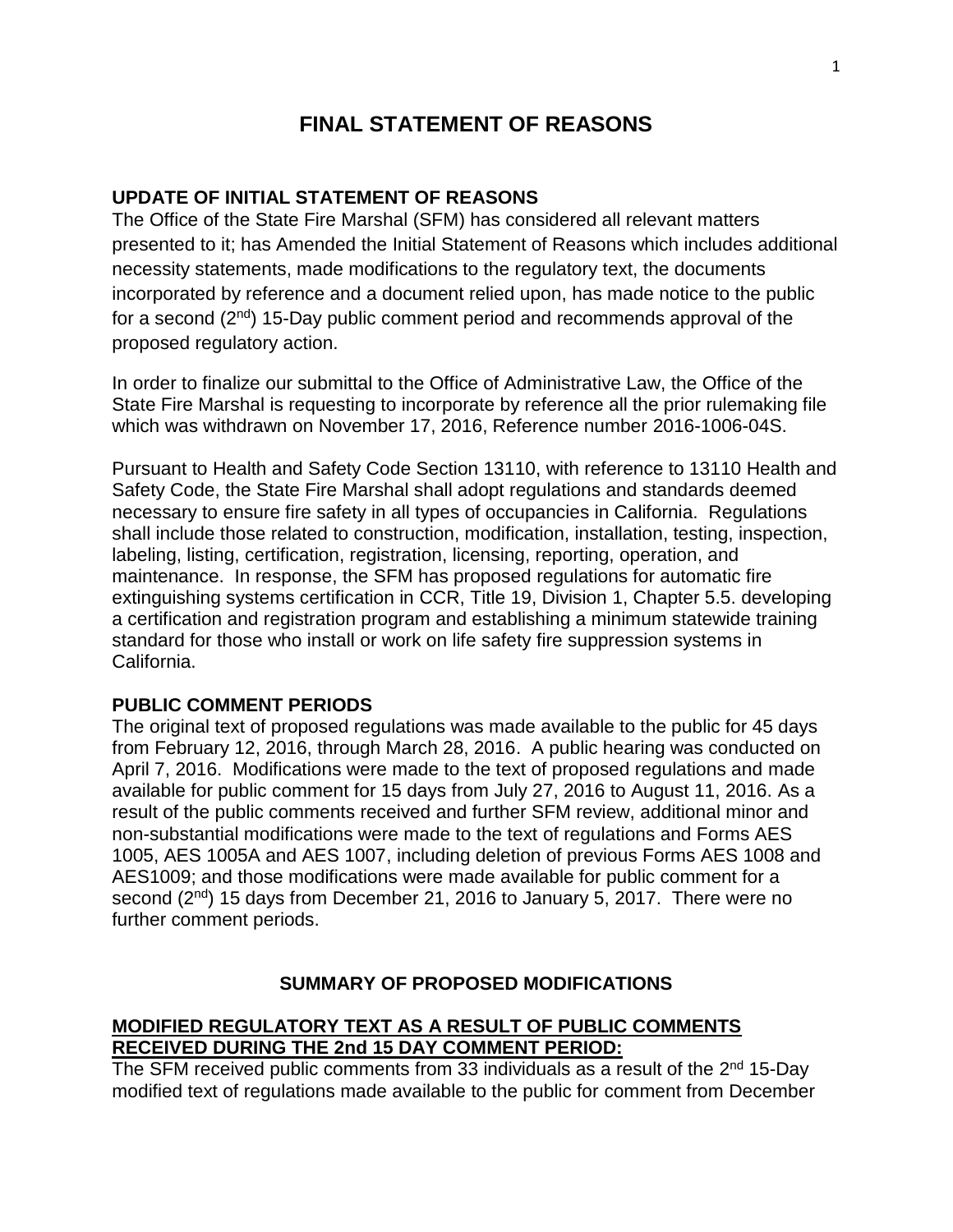# FINAL STATEMENT OF REASONS

## UPDATE OF INITIAL STATEMENT OF REASONS

The Office of the State Fire Marshal (SFM) has considered all relevant matters presented to it; has Amended the Initial Statement of Reasons which includes additional necessity statements, made modifications to the regulatory text, the documents incorporated by reference and a document relied upon, has made notice to the public for a second (2nd) 15-Day public comment period and recommends approval of the proposed regulatory action.

In order to finalize our submittal to the Office of Administrative Law, the Office of the State Fire Marshal is requesting to incorporate by reference all the prior rulemaking file which was withdrawn on November 17, 2016, Reference number 2016-1006-04S.

Pursuant to Health and Safety Code Section 13110, with reference to 13110 Health and Safety Code, the State Fire Marshal shall adopt regulations and standards deemed necessary to ensure fire safety in all types of occupancies in California. Regulations shall include those related to construction, modification, installation, testing, inspection, labeling, listing, certification, registration, licensing, reporting, operation, and maintenance. In response, the SFM has proposed regulations for automatic fire extinguishing systems certification in CCR, Title 19, Division 1, Chapter 5.5. developing a certification and registration program and establishing a minimum statewide training standard for those who install or work on life safety fire suppression systems in California.

## PUBLIC COMMENT PERIODS

The original text of proposed regulations was made available to the public for 45 days from February 12, 2016, through March 28, 2016. A public hearing was conducted on April 7, 2016. Modifications were made to the text of proposed regulations and made available for public comment for 15 days from July 27, 2016 to August 11, 2016. As a result of the public comments received and further SFM review, additional minor and non-substantial modifications were made to the text of regulations and Forms AES 1005, AES 1005A and AES 1007, including deletion of previous Forms AES 1008 and AES1009; and those modifications were made available for public comment for a second (2nd) 15 days from December 21, 2016 to January 5, 2017. There were no further comment periods.

## SUMMARY OF PROPOSED MODIFICATIONS

### MODIFIED REGULATORY TEXT AS A RESULT OF PUBLIC COMMENTS RECEIVED DURING THE 2nd 15 DAY COMMENT PERIOD:

The SFM received public comments from 33 individuals as a result of the 2nd 15-Day modified text of regulations made available to the public for comment from December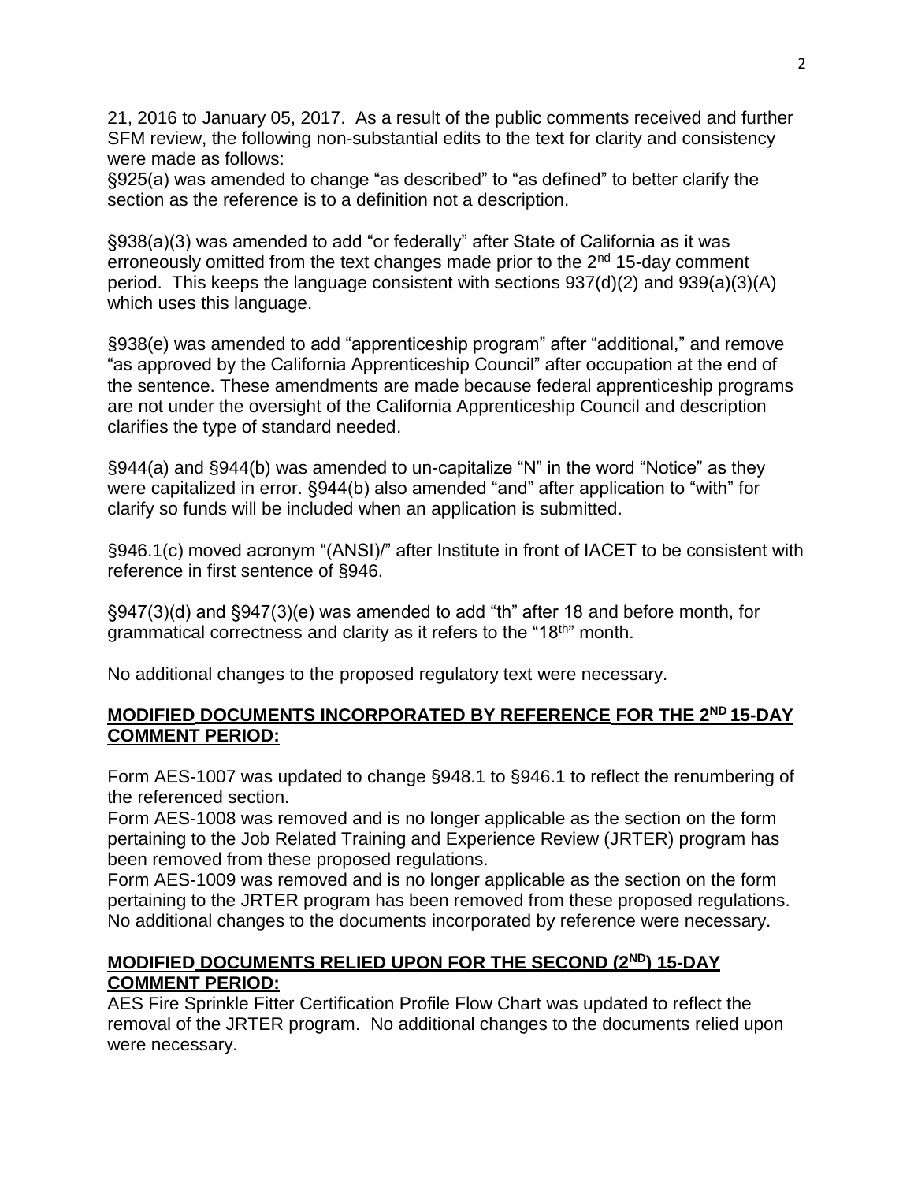21, 2016 to January 05, 2017. As a result of the public comments received and further SFM review, the following non-substantial edits to the text for clarity and consistency were made as follows:

§925(a) was amended to change "as described" to "as defined" to better clarify the section as the reference is to a definition not a description.

§938(a)(3) was amended to add "or federally" after State of California as it was erroneously omitted from the text changes made prior to the 2nd 15-day comment period. This keeps the language consistent with sections 937(d)(2) and 939(a)(3)(A) which uses this language.

§938(e) was amended to add "apprenticeship program" after "additional," and remove "as approved by the California Apprenticeship Council" after occupation at the end of the sentence. These amendments are made because federal apprenticeship programs are not under the oversight of the California Apprenticeship Council and description clarifies the type of standard needed.

§944(a) and §944(b) was amended to un-capitalize "N" in the word "Notice" as they were capitalized in error. §944(b) also amended "and" after application to "with" for clarify so funds will be included when an application is submitted.

§946.1(c) moved acronym "(ANSI)/" after Institute in front of IACET to be consistent with reference in first sentence of §946.

§947(3)(d) and §947(3)(e) was amended to add "th" after 18 and before month, for grammatical correctness and clarity as it refers to the "18th" month.

No additional changes to the proposed regulatory text were necessary.

## **MODIFIED DOCUMENTS INCORPORATED BY REFERENCE FOR THE 2ND 15-DAY COMMENT PERIOD:**

Form AES-1007 was updated to change §948.1 to §946.1 to reflect the renumbering of the referenced section.

Form AES-1008 was removed and is no longer applicable as the section on the form pertaining to the Job Related Training and Experience Review (JRTER) program has been removed from these proposed regulations.

Form AES-1009 was removed and is no longer applicable as the section on the form pertaining to the JRTER program has been removed from these proposed regulations.

No additional changes to the documents incorporated by reference were necessary.

## **MODIFIED DOCUMENTS RELIED UPON FOR THE SECOND (2ND) 15-DAY COMMENT PERIOD:**

AES Fire Sprinkle Fitter Certification Profile Flow Chart was updated to reflect the removal of the JRTER program. No additional changes to the documents relied upon were necessary.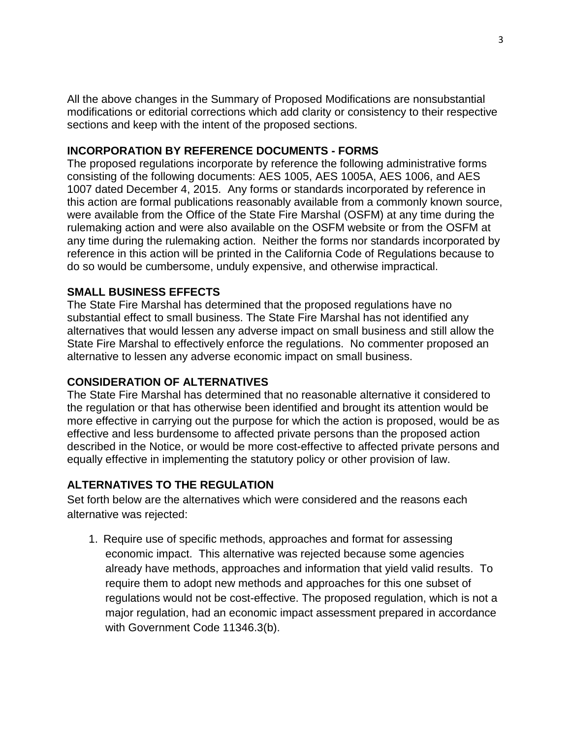All the above changes in the Summary of Proposed Modifications are nonsubstantial modifications or editorial corrections which add clarity or consistency to their respective sections and keep with the intent of the proposed sections.

**INCORPORATION BY REFERENCE DOCUMENTS - FORMS**

The proposed regulations incorporate by reference the following administrative forms consisting of the following documents: AES 1005, AES 1005A, AES 1006, and AES 1007 dated December 4, 2015. Any forms or standards incorporated by reference in this action are formal publications reasonably available from a commonly known source, were available from the Office of the State Fire Marshal (OSFM) at any time during the rulemaking action and were also available on the OSFM website or from the OSFM at any time during the rulemaking action. Neither the forms nor standards incorporated by reference in this action will be printed in the California Code of Regulations because to do so would be cumbersome, unduly expensive, and otherwise impractical.

**SMALL BUSINESS EFFECTS**

The State Fire Marshal has determined that the proposed regulations have no substantial effect to small business. The State Fire Marshal has not identified any alternatives that would lessen any adverse impact on small business and still allow the State Fire Marshal to effectively enforce the regulations. No commenter proposed an alternative to lessen any adverse economic impact on small business.

**CONSIDERATION OF ALTERNATIVES**

The State Fire Marshal has determined that no reasonable alternative it considered to the regulation or that has otherwise been identified and brought its attention would be more effective in carrying out the purpose for which the action is proposed, would be as effective and less burdensome to affected private persons than the proposed action described in the Notice, or would be more cost-effective to affected private persons and equally effective in implementing the statutory policy or other provision of law.

**ALTERNATIVES TO THE REGULATION**

Set forth below are the alternatives which were considered and the reasons each alternative was rejected:

1. Require use of specific methods, approaches and format for assessing economic impact. This alternative was rejected because some agencies already have methods, approaches and information that yield valid results. To require them to adopt new methods and approaches for this one subset of regulations would not be cost-effective. The proposed regulation, which is not a major regulation, had an economic impact assessment prepared in accordance with Government Code 11346.3(b).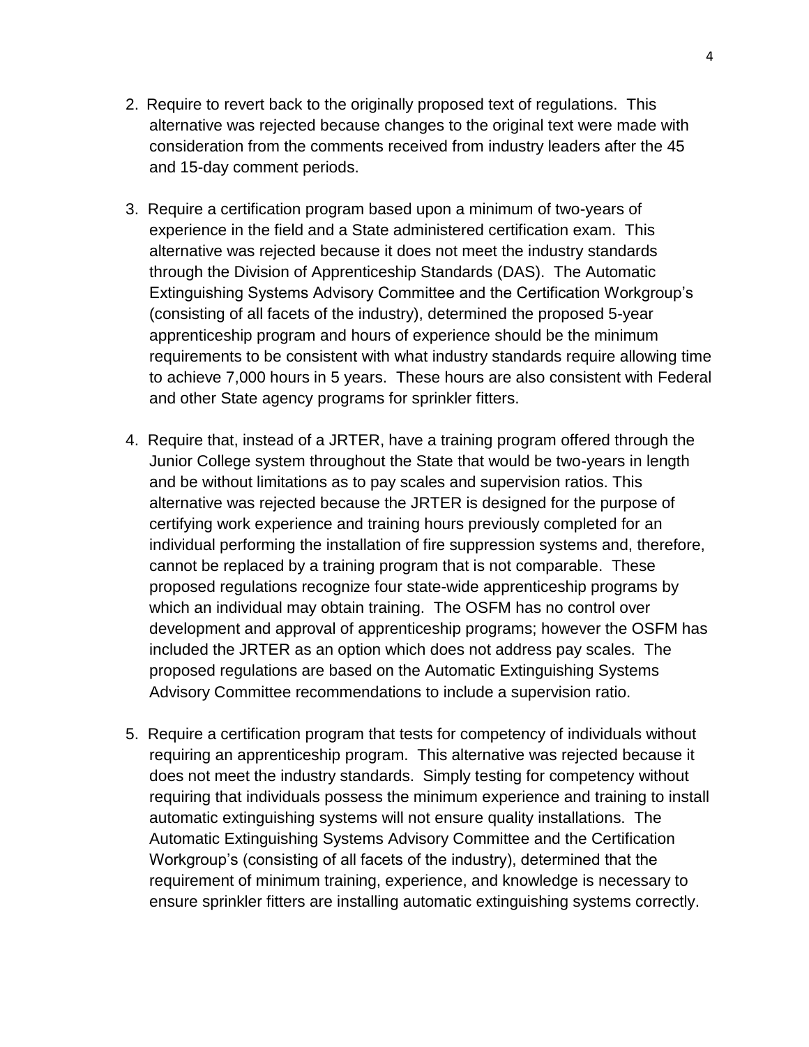2. Require to revert back to the originally proposed text of regulations. This alternative was rejected because changes to the original text were made with consideration from the comments received from industry leaders after the 45 and 15-day comment periods.

3. Require a certification program based upon a minimum of two-years of experience in the field and a State administered certification exam. This alternative was rejected because it does not meet the industry standards through the Division of Apprenticeship Standards (DAS). The Automatic Extinguishing Systems Advisory Committee and the Certification Workgroup's (consisting of all facets of the industry), determined the proposed 5-year apprenticeship program and hours of experience should be the minimum requirements to be consistent with what industry standards require allowing time to achieve 7,000 hours in 5 years. These hours are also consistent with Federal and other State agency programs for sprinkler fitters.

4. Require that, instead of a JRTER, have a training program offered through the Junior College system throughout the State that would be two-years in length and be without limitations as to pay scales and supervision ratios. This alternative was rejected because the JRTER is designed for the purpose of certifying work experience and training hours previously completed for an individual performing the installation of fire suppression systems and, therefore, cannot be replaced by a training program that is not comparable. These proposed regulations recognize four state-wide apprenticeship programs by which an individual may obtain training. The OSFM has no control over development and approval of apprenticeship programs; however the OSFM has included the JRTER as an option which does not address pay scales. The proposed regulations are based on the Automatic Extinguishing Systems Advisory Committee recommendations to include a supervision ratio.

5. Require a certification program that tests for competency of individuals without requiring an apprenticeship program. This alternative was rejected because it does not meet the industry standards. Simply testing for competency without requiring that individuals possess the minimum experience and training to install automatic extinguishing systems will not ensure quality installations. The Automatic Extinguishing Systems Advisory Committee and the Certification Workgroup's (consisting of all facets of the industry), determined that the requirement of minimum training, experience, and knowledge is necessary to ensure sprinkler fitters are installing automatic extinguishing systems correctly.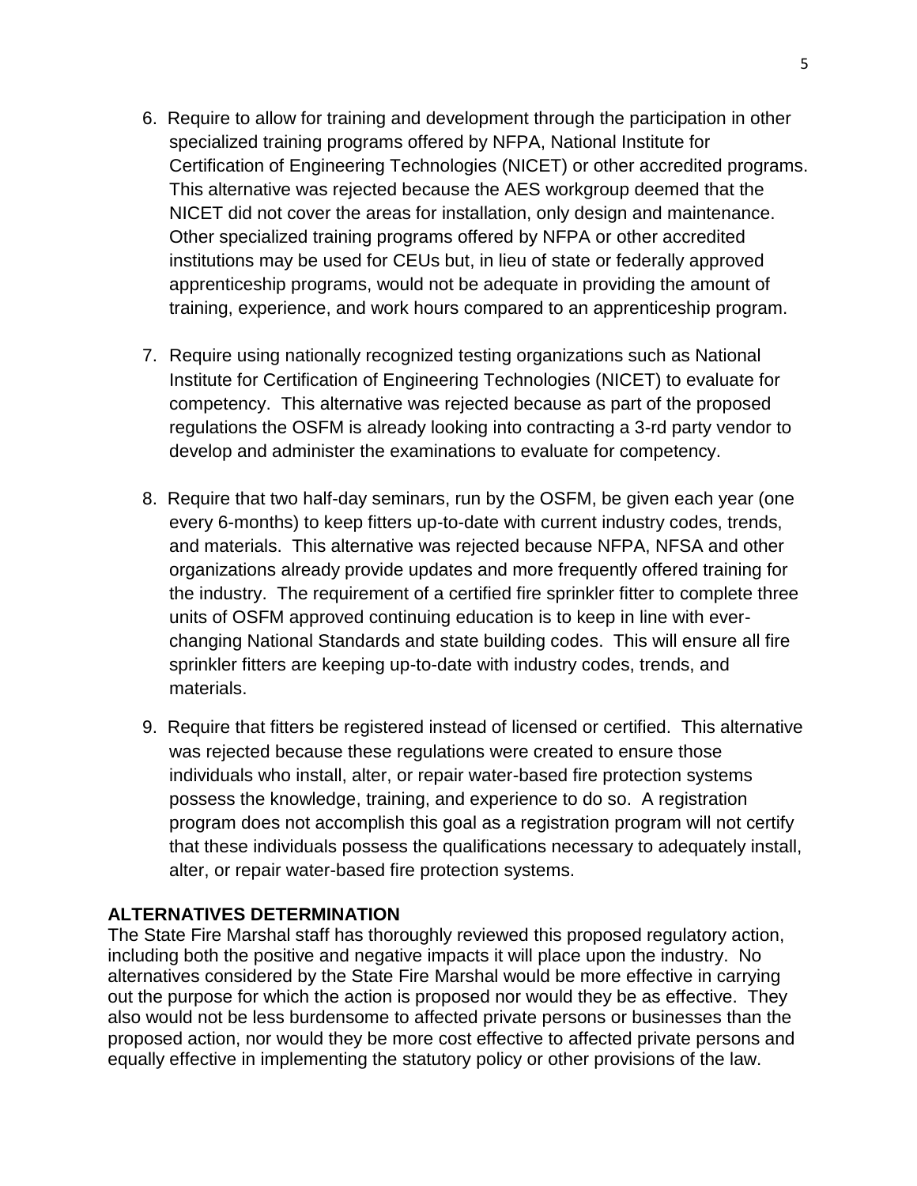6. Require to allow for training and development through the participation in other specialized training programs offered by NFPA, National Institute for Certification of Engineering Technologies (NICET) or other accredited programs. This alternative was rejected because the AES workgroup deemed that the NICET did not cover the areas for installation, only design and maintenance. Other specialized training programs offered by NFPA or other accredited institutions may be used for CEUs but, in lieu of state or federally approved apprenticeship programs, would not be adequate in providing the amount of training, experience, and work hours compared to an apprenticeship program.

7. Require using nationally recognized testing organizations such as National Institute for Certification of Engineering Technologies (NICET) to evaluate for competency. This alternative was rejected because as part of the proposed regulations the OSFM is already looking into contracting a 3-rd party vendor to develop and administer the examinations to evaluate for competency.

8. Require that two half-day seminars, run by the OSFM, be given each year (one every 6-months) to keep fitters up-to-date with current industry codes, trends, and materials. This alternative was rejected because NFPA, NFSA and other organizations already provide updates and more frequently offered training for the industry. The requirement of a certified fire sprinkler fitter to complete three units of OSFM approved continuing education is to keep in line with ever-changing National Standards and state building codes. This will ensure all fire sprinkler fitters are keeping up-to-date with industry codes, trends, and materials.

9. Require that fitters be registered instead of licensed or certified. This alternative was rejected because these regulations were created to ensure those individuals who install, alter, or repair water-based fire protection systems possess the knowledge, training, and experience to do so. A registration program does not accomplish this goal as a registration program will not certify that these individuals possess the qualifications necessary to adequately install, alter, or repair water-based fire protection systems.

**ALTERNATIVES DETERMINATION**

The State Fire Marshal staff has thoroughly reviewed this proposed regulatory action, including both the positive and negative impacts it will place upon the industry. No alternatives considered by the State Fire Marshal would be more effective in carrying out the purpose for which the action is proposed nor would they be as effective. They also would not be less burdensome to affected private persons or businesses than the proposed action, nor would they be more cost effective to affected private persons and equally effective in implementing the statutory policy or other provisions of the law.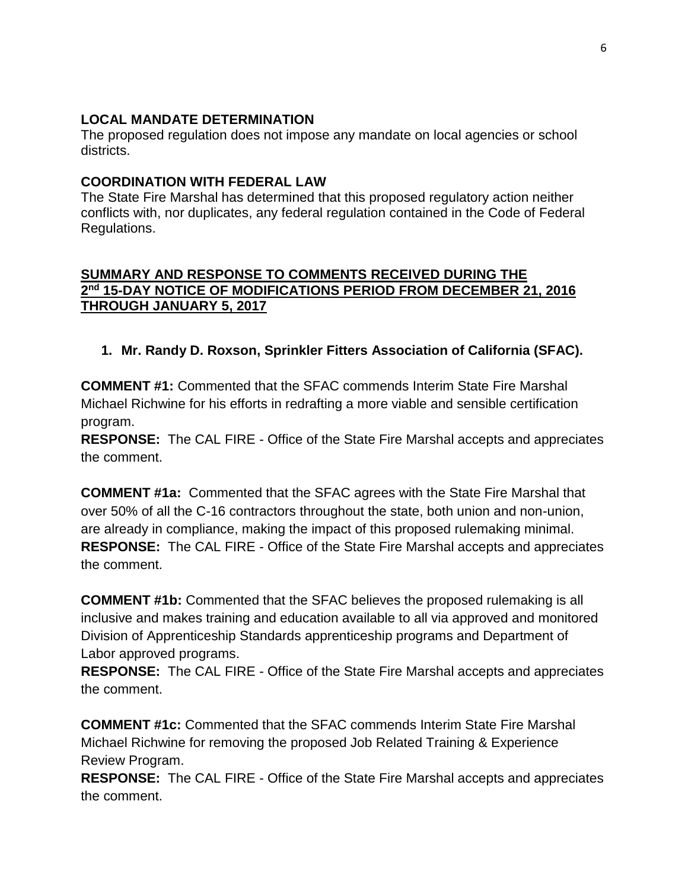**LOCAL MANDATE DETERMINATION**

The proposed regulation does not impose any mandate on local agencies or school districts.

**COORDINATION WITH FEDERAL LAW**

The State Fire Marshal has determined that this proposed regulatory action neither conflicts with, nor duplicates, any federal regulation contained in the Code of Federal Regulations.

**SUMMARY AND RESPONSE TO COMMENTS RECEIVED DURING THE 2nd 15-DAY NOTICE OF MODIFICATIONS PERIOD FROM DECEMBER 21, 2016 THROUGH JANUARY 5, 2017**

1. **Mr. Randy D. Roxson, Sprinkler Fitters Association of California (SFAC).**

**COMMENT #1:** Commented that the SFAC commends Interim State Fire Marshal Michael Richwine for his efforts in redrafting a more viable and sensible certification program.

**RESPONSE:** The CAL FIRE - Office of the State Fire Marshal accepts and appreciates the comment.

**COMMENT #1a:** Commented that the SFAC agrees with the State Fire Marshal that over 50% of all the C-16 contractors throughout the state, both union and non-union, are already in compliance, making the impact of this proposed rulemaking minimal.

**RESPONSE:** The CAL FIRE - Office of the State Fire Marshal accepts and appreciates the comment.

**COMMENT #1b:** Commented that the SFAC believes the proposed rulemaking is all inclusive and makes training and education available to all via approved and monitored Division of Apprenticeship Standards apprenticeship programs and Department of Labor approved programs.

**RESPONSE:** The CAL FIRE - Office of the State Fire Marshal accepts and appreciates the comment.

**COMMENT #1c:** Commented that the SFAC commends Interim State Fire Marshal Michael Richwine for removing the proposed Job Related Training & Experience Review Program.

**RESPONSE:** The CAL FIRE - Office of the State Fire Marshal accepts and appreciates the comment.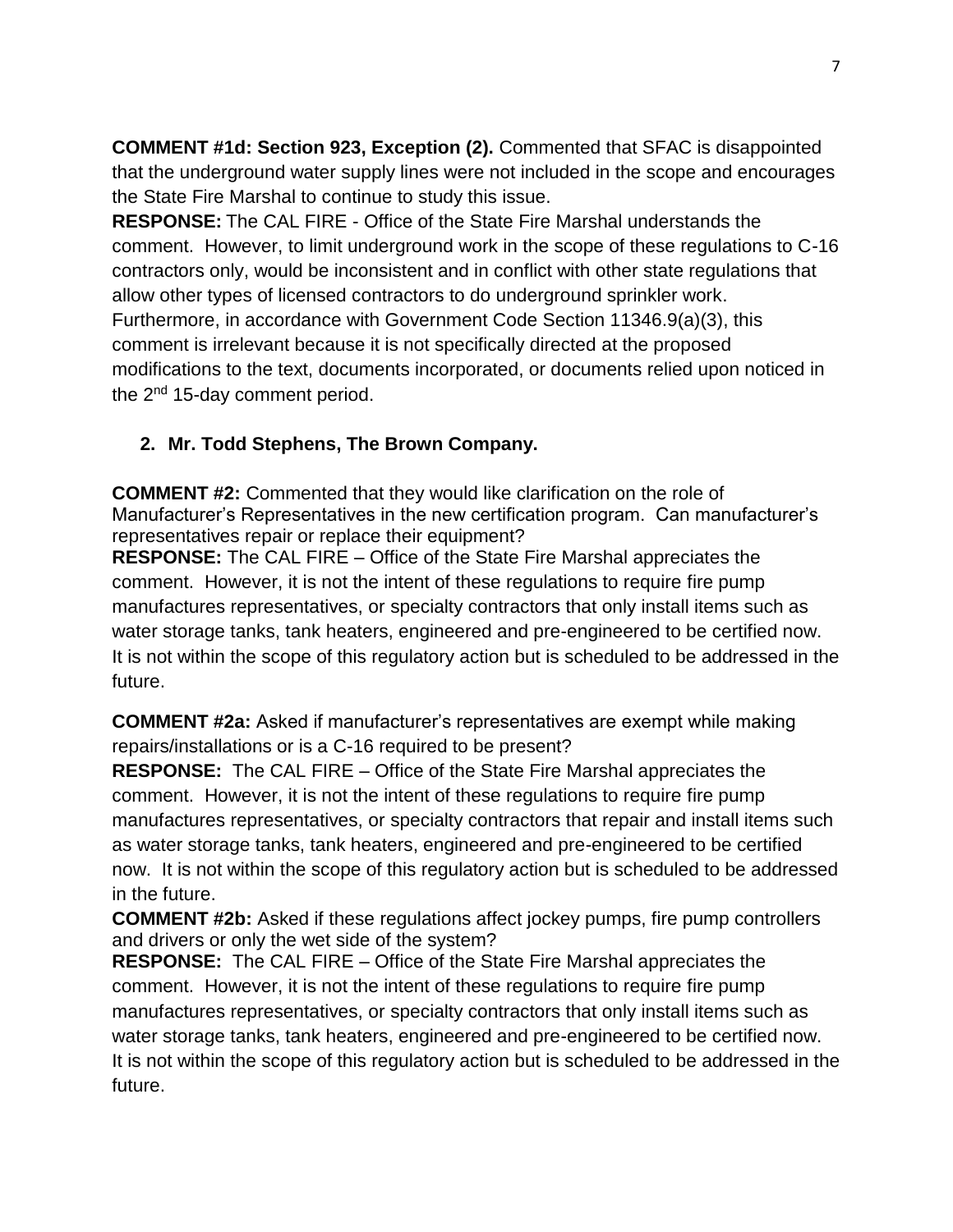**COMMENT #1d: Section 923, Exception (2).** Commented that SFAC is disappointed that the underground water supply lines were not included in the scope and encourages the State Fire Marshal to continue to study this issue.

**RESPONSE:** The CAL FIRE - Office of the State Fire Marshal understands the comment. However, to limit underground work in the scope of these regulations to C-16 contractors only, would be inconsistent and in conflict with other state regulations that allow other types of licensed contractors to do underground sprinkler work. Furthermore, in accordance with Government Code Section 11346.9(a)(3), this comment is irrelevant because it is not specifically directed at the proposed modifications to the text, documents incorporated, or documents relied upon noticed in the 2nd 15-day comment period.

2. **Mr. Todd Stephens, The Brown Company.**

**COMMENT #2:** Commented that they would like clarification on the role of Manufacturer's Representatives in the new certification program. Can manufacturer's representatives repair or replace their equipment?

**RESPONSE:** The CAL FIRE – Office of the State Fire Marshal appreciates the comment. However, it is not the intent of these regulations to require fire pump manufactures representatives, or specialty contractors that only install items such as water storage tanks, tank heaters, engineered and pre-engineered to be certified now. It is not within the scope of this regulatory action but is scheduled to be addressed in the future.

**COMMENT #2a:** Asked if manufacturer's representatives are exempt while making repairs/installations or is a C-16 required to be present?

**RESPONSE:** The CAL FIRE – Office of the State Fire Marshal appreciates the comment. However, it is not the intent of these regulations to require fire pump manufactures representatives, or specialty contractors that repair and install items such as water storage tanks, tank heaters, engineered and pre-engineered to be certified now. It is not within the scope of this regulatory action but is scheduled to be addressed in the future.

**COMMENT #2b:** Asked if these regulations affect jockey pumps, fire pump controllers and drivers or only the wet side of the system?

**RESPONSE:** The CAL FIRE – Office of the State Fire Marshal appreciates the comment. However, it is not the intent of these regulations to require fire pump manufactures representatives, or specialty contractors that only install items such as water storage tanks, tank heaters, engineered and pre-engineered to be certified now. It is not within the scope of this regulatory action but is scheduled to be addressed in the future.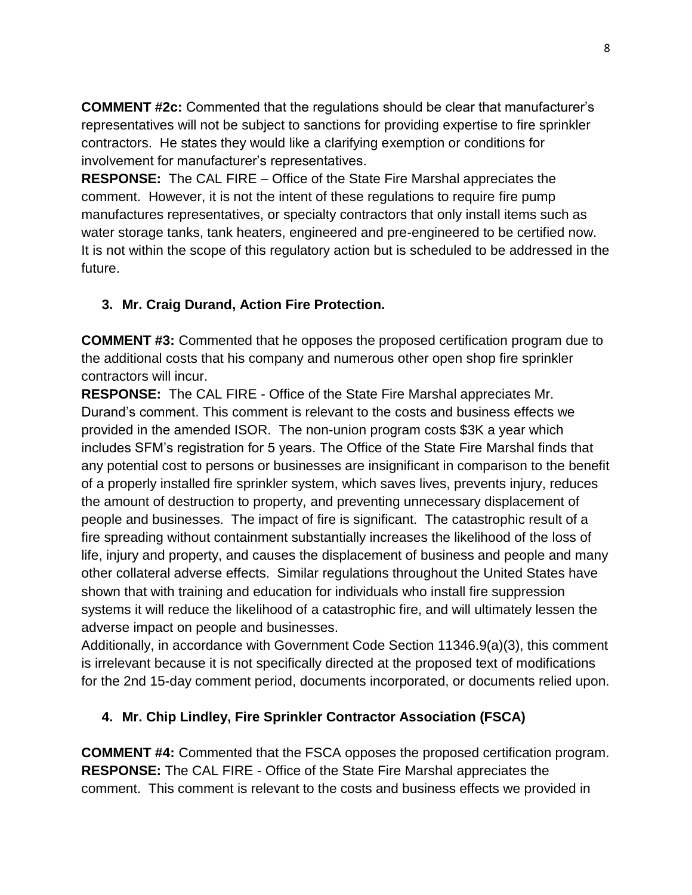**COMMENT #2c:** Commented that the regulations should be clear that manufacturer's representatives will not be subject to sanctions for providing expertise to fire sprinkler contractors. He states they would like a clarifying exemption or conditions for involvement for manufacturer's representatives.
**RESPONSE:** The CAL FIRE – Office of the State Fire Marshal appreciates the comment. However, it is not the intent of these regulations to require fire pump manufactures representatives, or specialty contractors that only install items such as water storage tanks, tank heaters, engineered and pre-engineered to be certified now. It is not within the scope of this regulatory action but is scheduled to be addressed in the future.

3. **Mr. Craig Durand, Action Fire Protection.**

**COMMENT #3:** Commented that he opposes the proposed certification program due to the additional costs that his company and numerous other open shop fire sprinkler contractors will incur.
**RESPONSE:** The CAL FIRE - Office of the State Fire Marshal appreciates Mr. Durand's comment. This comment is relevant to the costs and business effects we provided in the amended ISOR. The non-union program costs $3K a year which includes SFM's registration for 5 years. The Office of the State Fire Marshal finds that any potential cost to persons or businesses are insignificant in comparison to the benefit of a properly installed fire sprinkler system, which saves lives, prevents injury, reduces the amount of destruction to property, and preventing unnecessary displacement of people and businesses. The impact of fire is significant. The catastrophic result of a fire spreading without containment substantially increases the likelihood of the loss of life, injury and property, and causes the displacement of business and people and many other collateral adverse effects. Similar regulations throughout the United States have shown that with training and education for individuals who install fire suppression systems it will reduce the likelihood of a catastrophic fire, and will ultimately lessen the adverse impact on people and businesses.
Additionally, in accordance with Government Code Section 11346.9(a)(3), this comment is irrelevant because it is not specifically directed at the proposed text of modifications for the 2nd 15-day comment period, documents incorporated, or documents relied upon.

4. **Mr. Chip Lindley, Fire Sprinkler Contractor Association (FSCA)**

**COMMENT #4:** Commented that the FSCA opposes the proposed certification program.
**RESPONSE:** The CAL FIRE - Office of the State Fire Marshal appreciates the comment. This comment is relevant to the costs and business effects we provided in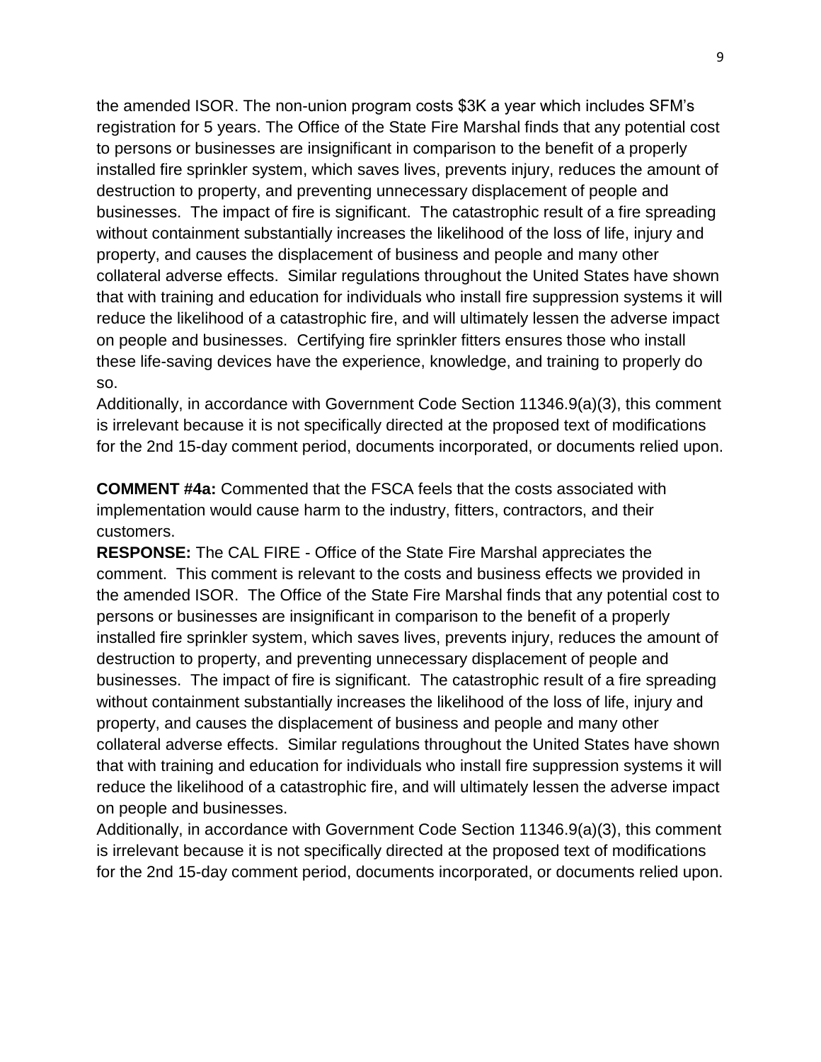the amended ISOR. The non-union program costs $3K a year which includes SFM's registration for 5 years. The Office of the State Fire Marshal finds that any potential cost to persons or businesses are insignificant in comparison to the benefit of a properly installed fire sprinkler system, which saves lives, prevents injury, reduces the amount of destruction to property, and preventing unnecessary displacement of people and businesses. The impact of fire is significant. The catastrophic result of a fire spreading without containment substantially increases the likelihood of the loss of life, injury and property, and causes the displacement of business and people and many other collateral adverse effects. Similar regulations throughout the United States have shown that with training and education for individuals who install fire suppression systems it will reduce the likelihood of a catastrophic fire, and will ultimately lessen the adverse impact on people and businesses. Certifying fire sprinkler fitters ensures those who install these life-saving devices have the experience, knowledge, and training to properly do so.

Additionally, in accordance with Government Code Section 11346.9(a)(3), this comment is irrelevant because it is not specifically directed at the proposed text of modifications for the 2nd 15-day comment period, documents incorporated, or documents relied upon.

**COMMENT #4a:** Commented that the FSCA feels that the costs associated with implementation would cause harm to the industry, fitters, contractors, and their customers.

**RESPONSE:** The CAL FIRE - Office of the State Fire Marshal appreciates the comment. This comment is relevant to the costs and business effects we provided in the amended ISOR. The Office of the State Fire Marshal finds that any potential cost to persons or businesses are insignificant in comparison to the benefit of a properly installed fire sprinkler system, which saves lives, prevents injury, reduces the amount of destruction to property, and preventing unnecessary displacement of people and businesses. The impact of fire is significant. The catastrophic result of a fire spreading without containment substantially increases the likelihood of the loss of life, injury and property, and causes the displacement of business and people and many other collateral adverse effects. Similar regulations throughout the United States have shown that with training and education for individuals who install fire suppression systems it will reduce the likelihood of a catastrophic fire, and will ultimately lessen the adverse impact on people and businesses.

Additionally, in accordance with Government Code Section 11346.9(a)(3), this comment is irrelevant because it is not specifically directed at the proposed text of modifications for the 2nd 15-day comment period, documents incorporated, or documents relied upon.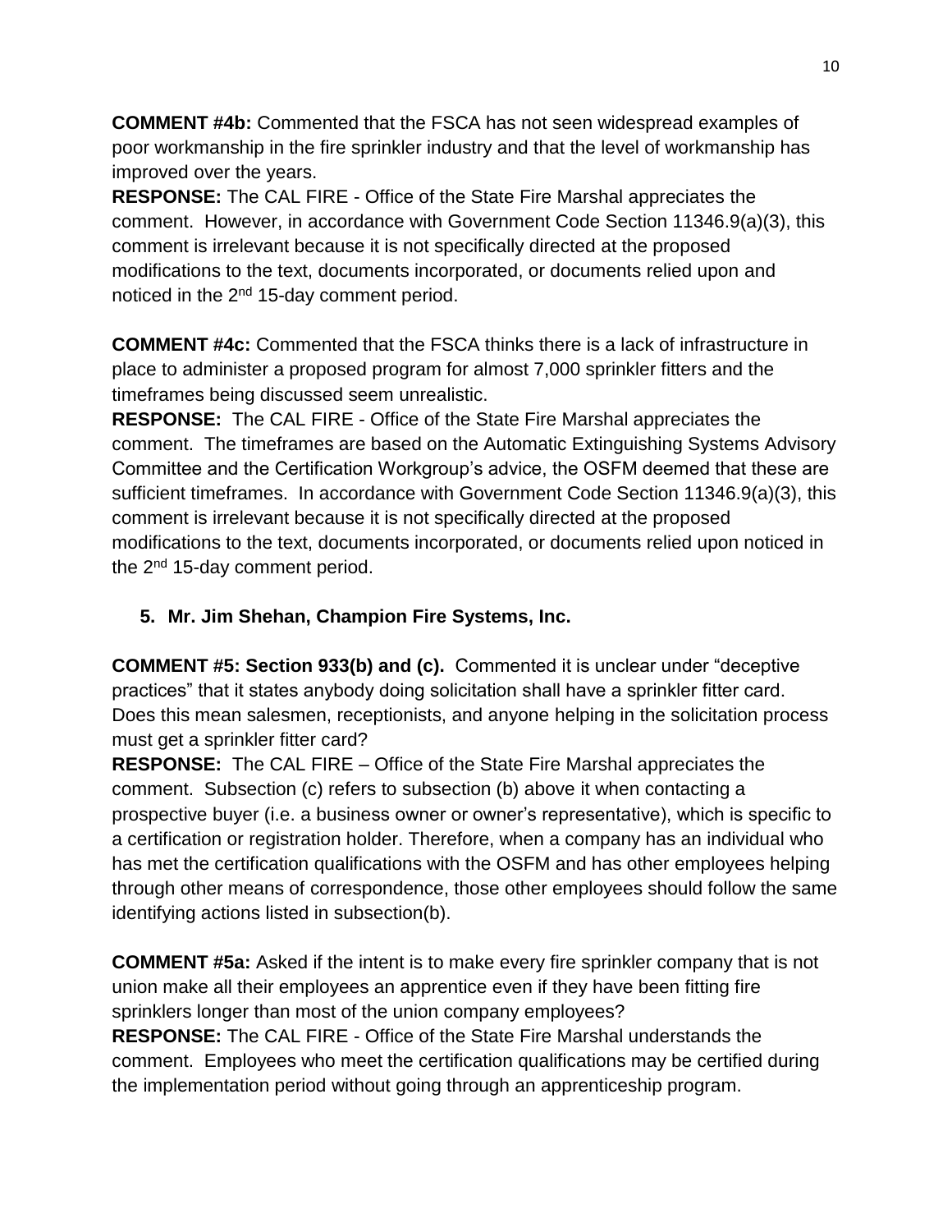**COMMENT #4b:** Commented that the FSCA has not seen widespread examples of poor workmanship in the fire sprinkler industry and that the level of workmanship has improved over the years.
**RESPONSE:** The CAL FIRE - Office of the State Fire Marshal appreciates the comment. However, in accordance with Government Code Section 11346.9(a)(3), this comment is irrelevant because it is not specifically directed at the proposed modifications to the text, documents incorporated, or documents relied upon and noticed in the 2nd 15-day comment period.

**COMMENT #4c:** Commented that the FSCA thinks there is a lack of infrastructure in place to administer a proposed program for almost 7,000 sprinkler fitters and the timeframes being discussed seem unrealistic.
**RESPONSE:** The CAL FIRE - Office of the State Fire Marshal appreciates the comment. The timeframes are based on the Automatic Extinguishing Systems Advisory Committee and the Certification Workgroup's advice, the OSFM deemed that these are sufficient timeframes. In accordance with Government Code Section 11346.9(a)(3), this comment is irrelevant because it is not specifically directed at the proposed modifications to the text, documents incorporated, or documents relied upon noticed in the 2nd 15-day comment period.

5. **Mr. Jim Shehan, Champion Fire Systems, Inc.**

**COMMENT #5: Section 933(b) and (c).** Commented it is unclear under "deceptive practices" that it states anybody doing solicitation shall have a sprinkler fitter card. Does this mean salesmen, receptionists, and anyone helping in the solicitation process must get a sprinkler fitter card?
**RESPONSE:** The CAL FIRE – Office of the State Fire Marshal appreciates the comment. Subsection (c) refers to subsection (b) above it when contacting a prospective buyer (i.e. a business owner or owner's representative), which is specific to a certification or registration holder. Therefore, when a company has an individual who has met the certification qualifications with the OSFM and has other employees helping through other means of correspondence, those other employees should follow the same identifying actions listed in subsection(b).

**COMMENT #5a:** Asked if the intent is to make every fire sprinkler company that is not union make all their employees an apprentice even if they have been fitting fire sprinklers longer than most of the union company employees?
**RESPONSE:** The CAL FIRE - Office of the State Fire Marshal understands the comment. Employees who meet the certification qualifications may be certified during the implementation period without going through an apprenticeship program.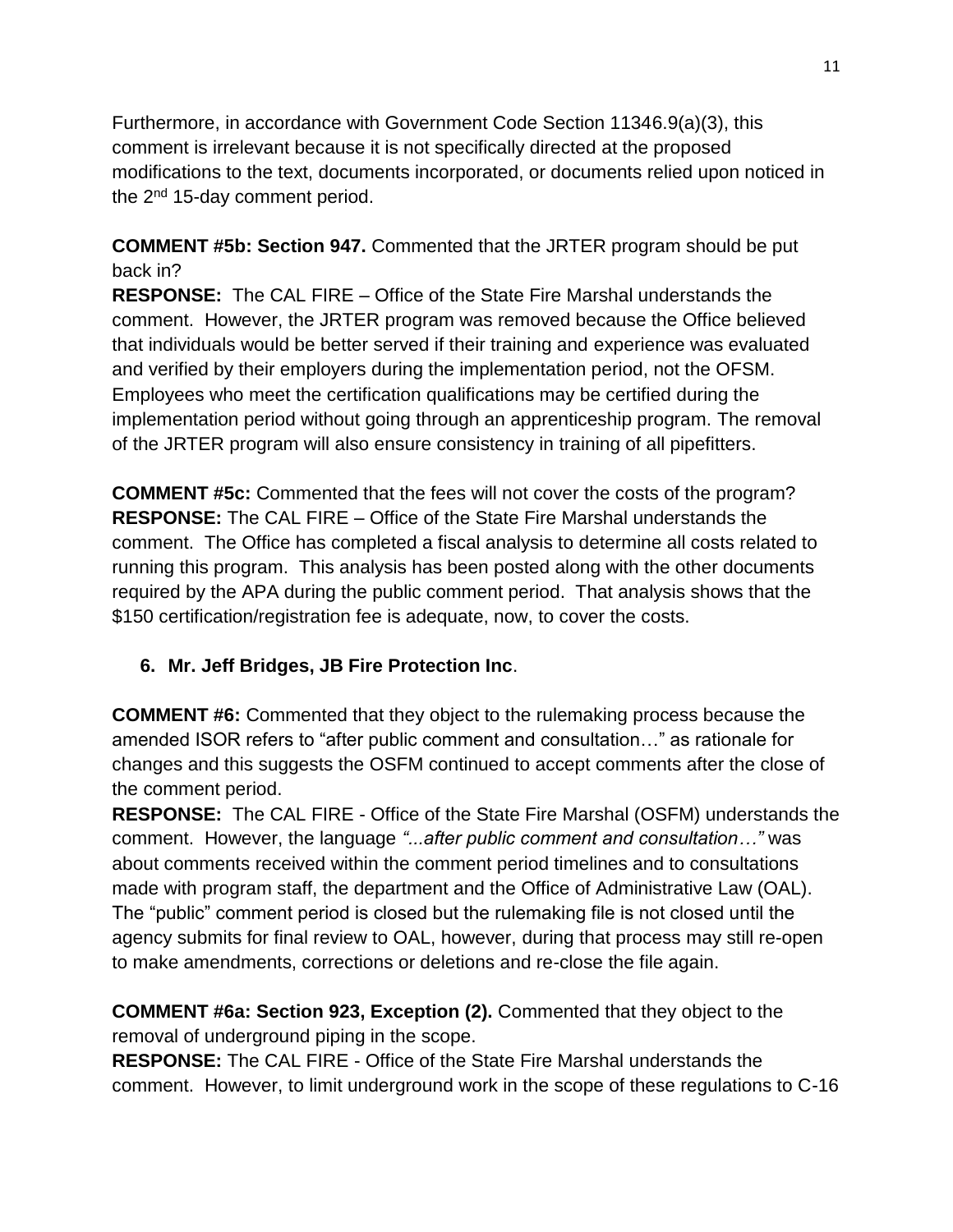Furthermore, in accordance with Government Code Section 11346.9(a)(3), this comment is irrelevant because it is not specifically directed at the proposed modifications to the text, documents incorporated, or documents relied upon noticed in the 2nd 15-day comment period.

**COMMENT #5b: Section 947.** Commented that the JRTER program should be put back in?
**RESPONSE:** The CAL FIRE – Office of the State Fire Marshal understands the comment. However, the JRTER program was removed because the Office believed that individuals would be better served if their training and experience was evaluated and verified by their employers during the implementation period, not the OFSM. Employees who meet the certification qualifications may be certified during the implementation period without going through an apprenticeship program. The removal of the JRTER program will also ensure consistency in training of all pipefitters.

**COMMENT #5c:** Commented that the fees will not cover the costs of the program?
**RESPONSE:** The CAL FIRE – Office of the State Fire Marshal understands the comment. The Office has completed a fiscal analysis to determine all costs related to running this program. This analysis has been posted along with the other documents required by the APA during the public comment period. That analysis shows that the $150 certification/registration fee is adequate, now, to cover the costs.

6. **Mr. Jeff Bridges, JB Fire Protection Inc**.

**COMMENT #6:** Commented that they object to the rulemaking process because the amended ISOR refers to "after public comment and consultation…" as rationale for changes and this suggests the OSFM continued to accept comments after the close of the comment period.
**RESPONSE:** The CAL FIRE - Office of the State Fire Marshal (OSFM) understands the comment. However, the language *"...after public comment and consultation…"* was about comments received within the comment period timelines and to consultations made with program staff, the department and the Office of Administrative Law (OAL). The "public" comment period is closed but the rulemaking file is not closed until the agency submits for final review to OAL, however, during that process may still re-open to make amendments, corrections or deletions and re-close the file again.

**COMMENT #6a: Section 923, Exception (2).** Commented that they object to the removal of underground piping in the scope.
**RESPONSE:** The CAL FIRE - Office of the State Fire Marshal understands the comment. However, to limit underground work in the scope of these regulations to C-16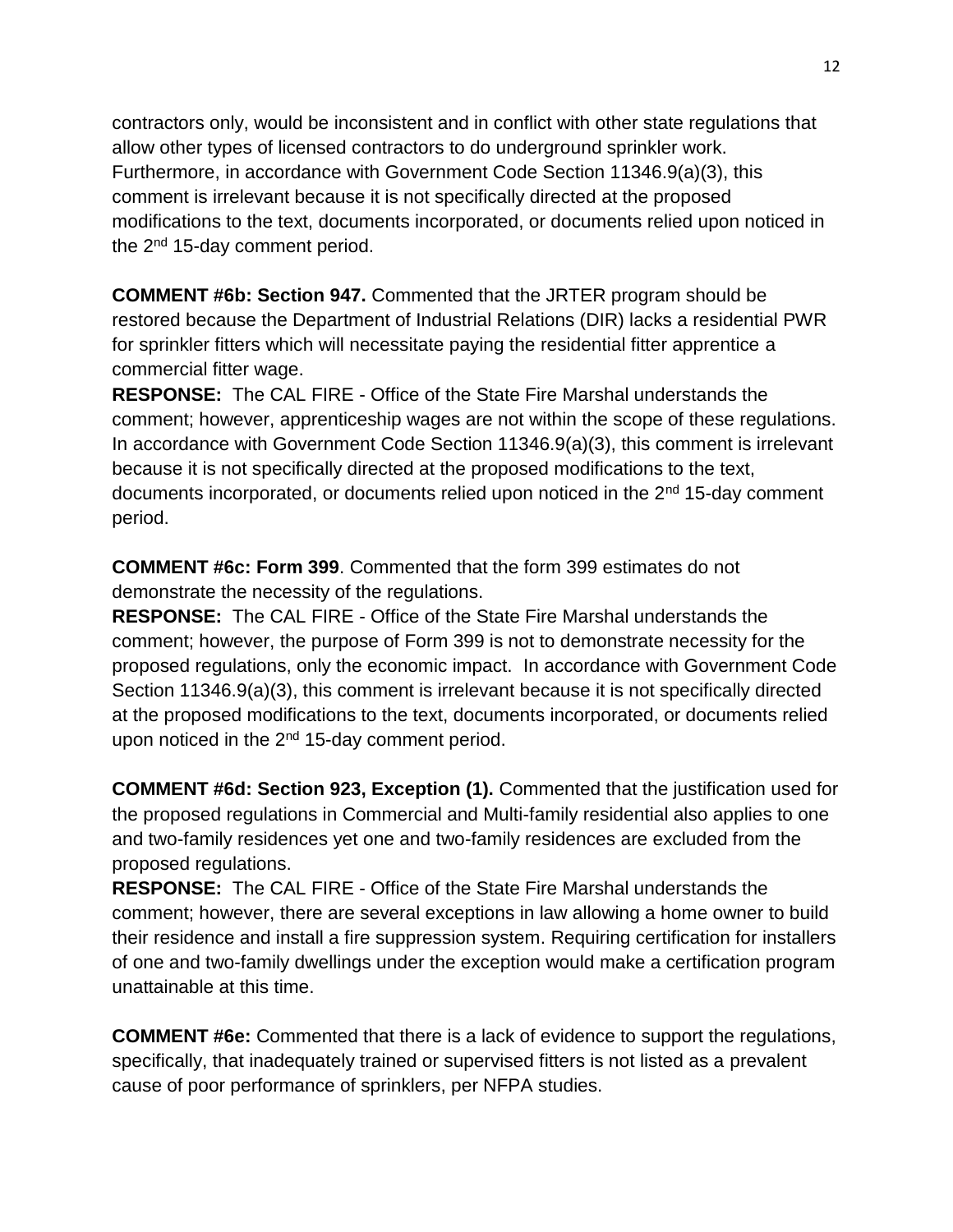contractors only, would be inconsistent and in conflict with other state regulations that allow other types of licensed contractors to do underground sprinkler work. Furthermore, in accordance with Government Code Section 11346.9(a)(3), this comment is irrelevant because it is not specifically directed at the proposed modifications to the text, documents incorporated, or documents relied upon noticed in the 2nd 15-day comment period.

**COMMENT #6b: Section 947.** Commented that the JRTER program should be restored because the Department of Industrial Relations (DIR) lacks a residential PWR for sprinkler fitters which will necessitate paying the residential fitter apprentice a commercial fitter wage.
**RESPONSE:** The CAL FIRE - Office of the State Fire Marshal understands the comment; however, apprenticeship wages are not within the scope of these regulations. In accordance with Government Code Section 11346.9(a)(3), this comment is irrelevant because it is not specifically directed at the proposed modifications to the text, documents incorporated, or documents relied upon noticed in the 2nd 15-day comment period.

**COMMENT #6c: Form 399**. Commented that the form 399 estimates do not demonstrate the necessity of the regulations.
**RESPONSE:** The CAL FIRE - Office of the State Fire Marshal understands the comment; however, the purpose of Form 399 is not to demonstrate necessity for the proposed regulations, only the economic impact. In accordance with Government Code Section 11346.9(a)(3), this comment is irrelevant because it is not specifically directed at the proposed modifications to the text, documents incorporated, or documents relied upon noticed in the 2nd 15-day comment period.

**COMMENT #6d: Section 923, Exception (1).** Commented that the justification used for the proposed regulations in Commercial and Multi-family residential also applies to one and two-family residences yet one and two-family residences are excluded from the proposed regulations.
**RESPONSE:** The CAL FIRE - Office of the State Fire Marshal understands the comment; however, there are several exceptions in law allowing a home owner to build their residence and install a fire suppression system. Requiring certification for installers of one and two-family dwellings under the exception would make a certification program unattainable at this time.

**COMMENT #6e:** Commented that there is a lack of evidence to support the regulations, specifically, that inadequately trained or supervised fitters is not listed as a prevalent cause of poor performance of sprinklers, per NFPA studies.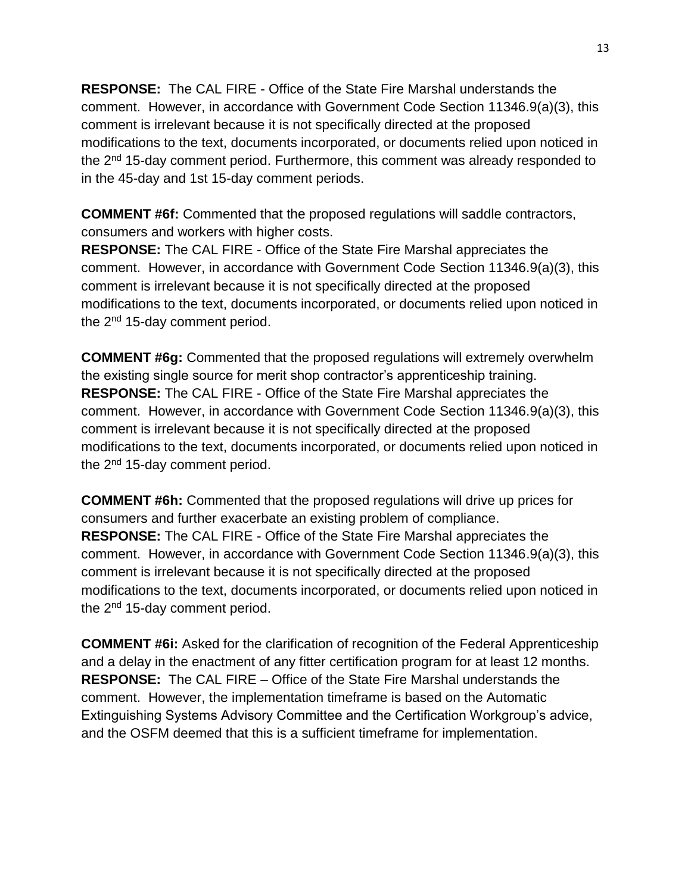**RESPONSE:** The CAL FIRE - Office of the State Fire Marshal understands the comment. However, in accordance with Government Code Section 11346.9(a)(3), this comment is irrelevant because it is not specifically directed at the proposed modifications to the text, documents incorporated, or documents relied upon noticed in the 2nd 15-day comment period. Furthermore, this comment was already responded to in the 45-day and 1st 15-day comment periods.

**COMMENT #6f:** Commented that the proposed regulations will saddle contractors, consumers and workers with higher costs.
**RESPONSE:** The CAL FIRE - Office of the State Fire Marshal appreciates the comment. However, in accordance with Government Code Section 11346.9(a)(3), this comment is irrelevant because it is not specifically directed at the proposed modifications to the text, documents incorporated, or documents relied upon noticed in the 2nd 15-day comment period.

**COMMENT #6g:** Commented that the proposed regulations will extremely overwhelm the existing single source for merit shop contractor's apprenticeship training.
**RESPONSE:** The CAL FIRE - Office of the State Fire Marshal appreciates the comment. However, in accordance with Government Code Section 11346.9(a)(3), this comment is irrelevant because it is not specifically directed at the proposed modifications to the text, documents incorporated, or documents relied upon noticed in the 2nd 15-day comment period.

**COMMENT #6h:** Commented that the proposed regulations will drive up prices for consumers and further exacerbate an existing problem of compliance.
**RESPONSE:** The CAL FIRE - Office of the State Fire Marshal appreciates the comment. However, in accordance with Government Code Section 11346.9(a)(3), this comment is irrelevant because it is not specifically directed at the proposed modifications to the text, documents incorporated, or documents relied upon noticed in the 2nd 15-day comment period.

**COMMENT #6i:** Asked for the clarification of recognition of the Federal Apprenticeship and a delay in the enactment of any fitter certification program for at least 12 months.
**RESPONSE:** The CAL FIRE – Office of the State Fire Marshal understands the comment. However, the implementation timeframe is based on the Automatic Extinguishing Systems Advisory Committee and the Certification Workgroup's advice, and the OSFM deemed that this is a sufficient timeframe for implementation.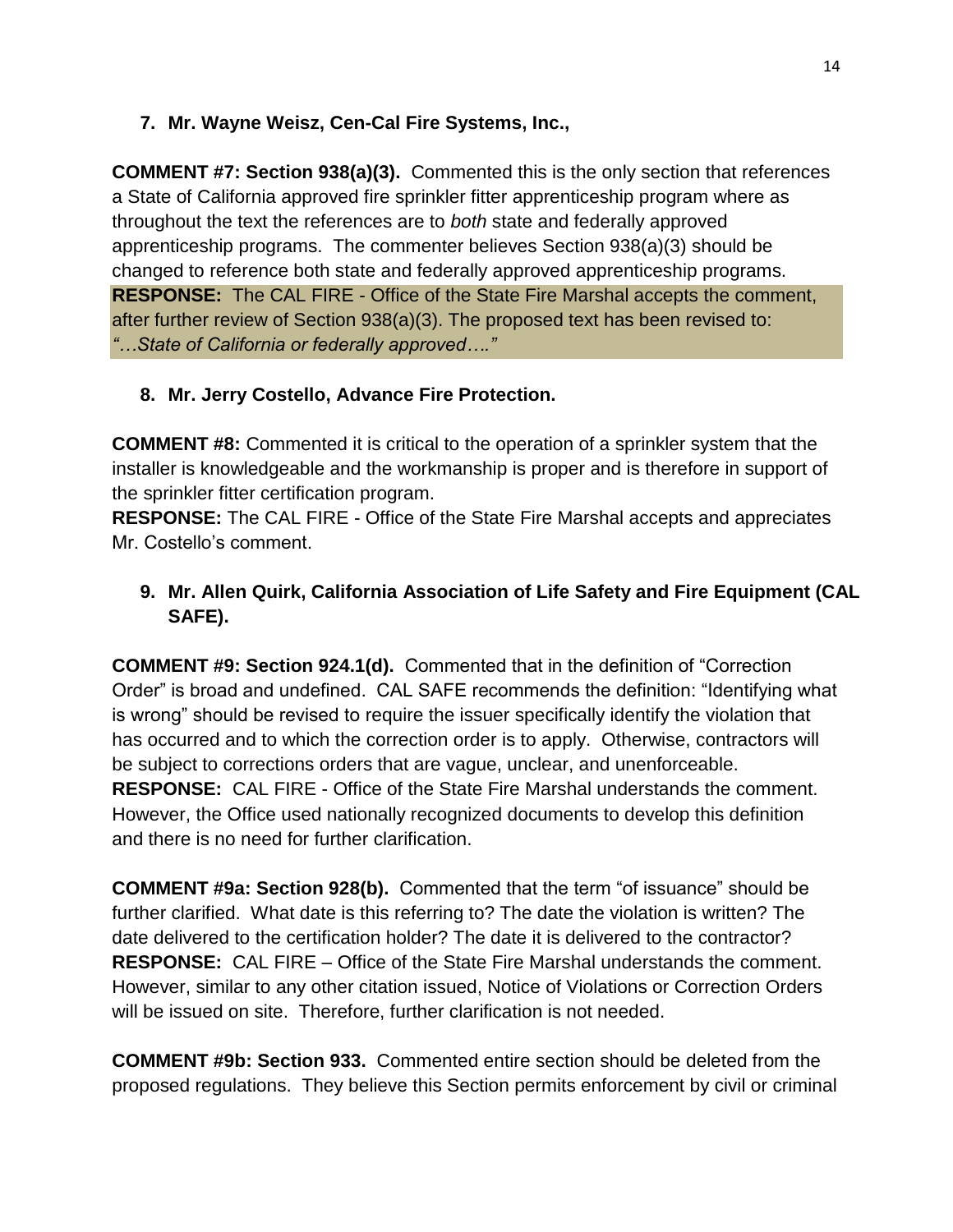**7. Mr. Wayne Weisz, Cen-Cal Fire Systems, Inc.,**

**COMMENT #7: Section 938(a)(3).** Commented this is the only section that references a State of California approved fire sprinkler fitter apprenticeship program where as throughout the text the references are to *both* state and federally approved apprenticeship programs. The commenter believes Section 938(a)(3) should be changed to reference both state and federally approved apprenticeship programs.

**RESPONSE:** The CAL FIRE - Office of the State Fire Marshal accepts the comment, after further review of Section 938(a)(3). The proposed text has been revised to: *"…State of California or federally approved…."*

**8. Mr. Jerry Costello, Advance Fire Protection.**

**COMMENT #8:** Commented it is critical to the operation of a sprinkler system that the installer is knowledgeable and the workmanship is proper and is therefore in support of the sprinkler fitter certification program.

**RESPONSE:** The CAL FIRE - Office of the State Fire Marshal accepts and appreciates Mr. Costello's comment.

**9. Mr. Allen Quirk, California Association of Life Safety and Fire Equipment (CAL SAFE).**

**COMMENT #9: Section 924.1(d).** Commented that in the definition of "Correction Order" is broad and undefined. CAL SAFE recommends the definition: "Identifying what is wrong" should be revised to require the issuer specifically identify the violation that has occurred and to which the correction order is to apply. Otherwise, contractors will be subject to corrections orders that are vague, unclear, and unenforceable.

**RESPONSE:** CAL FIRE - Office of the State Fire Marshal understands the comment. However, the Office used nationally recognized documents to develop this definition and there is no need for further clarification.

**COMMENT #9a: Section 928(b).** Commented that the term "of issuance" should be further clarified. What date is this referring to? The date the violation is written? The date delivered to the certification holder? The date it is delivered to the contractor?

**RESPONSE:** CAL FIRE – Office of the State Fire Marshal understands the comment. However, similar to any other citation issued, Notice of Violations or Correction Orders will be issued on site. Therefore, further clarification is not needed.

**COMMENT #9b: Section 933.** Commented entire section should be deleted from the proposed regulations. They believe this Section permits enforcement by civil or criminal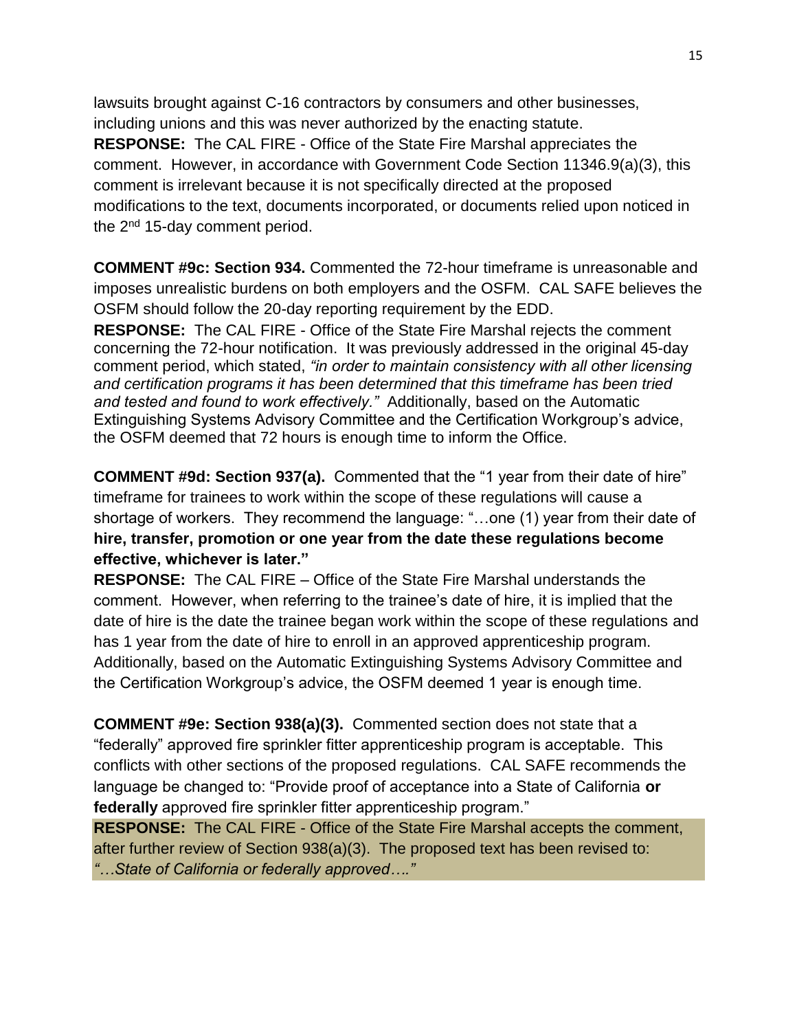lawsuits brought against C-16 contractors by consumers and other businesses, including unions and this was never authorized by the enacting statute.

**RESPONSE:** The CAL FIRE - Office of the State Fire Marshal appreciates the comment. However, in accordance with Government Code Section 11346.9(a)(3), this comment is irrelevant because it is not specifically directed at the proposed modifications to the text, documents incorporated, or documents relied upon noticed in the 2nd 15-day comment period.

**COMMENT #9c: Section 934.** Commented the 72-hour timeframe is unreasonable and imposes unrealistic burdens on both employers and the OSFM. CAL SAFE believes the OSFM should follow the 20-day reporting requirement by the EDD.

**RESPONSE:** The CAL FIRE - Office of the State Fire Marshal rejects the comment concerning the 72-hour notification. It was previously addressed in the original 45-day comment period, which stated, *"in order to maintain consistency with all other licensing and certification programs it has been determined that this timeframe has been tried and tested and found to work effectively."* Additionally, based on the Automatic Extinguishing Systems Advisory Committee and the Certification Workgroup's advice, the OSFM deemed that 72 hours is enough time to inform the Office.

**COMMENT #9d: Section 937(a).** Commented that the "1 year from their date of hire" timeframe for trainees to work within the scope of these regulations will cause a shortage of workers. They recommend the language: "…one (1) year from their date of **hire, transfer, promotion or one year from the date these regulations become effective, whichever is later."**

**RESPONSE:** The CAL FIRE – Office of the State Fire Marshal understands the comment. However, when referring to the trainee's date of hire, it is implied that the date of hire is the date the trainee began work within the scope of these regulations and has 1 year from the date of hire to enroll in an approved apprenticeship program. Additionally, based on the Automatic Extinguishing Systems Advisory Committee and the Certification Workgroup's advice, the OSFM deemed 1 year is enough time.

**COMMENT #9e: Section 938(a)(3).** Commented section does not state that a "federally" approved fire sprinkler fitter apprenticeship program is acceptable. This conflicts with other sections of the proposed regulations. CAL SAFE recommends the language be changed to: "Provide proof of acceptance into a State of California **or federally** approved fire sprinkler fitter apprenticeship program."

**RESPONSE:** The CAL FIRE - Office of the State Fire Marshal accepts the comment, after further review of Section 938(a)(3). The proposed text has been revised to: *"…State of California or federally approved…."*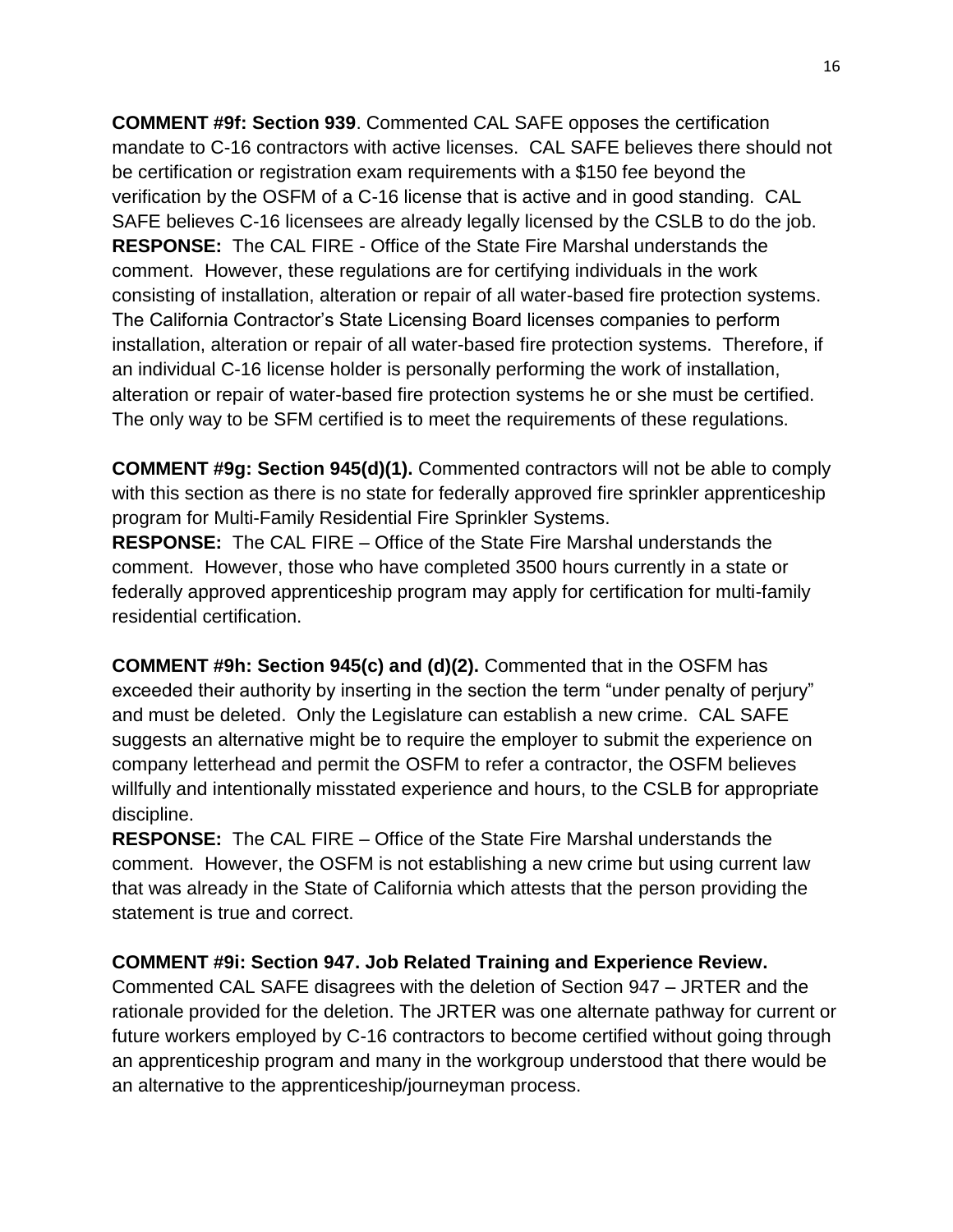**COMMENT #9f: Section 939**. Commented CAL SAFE opposes the certification mandate to C-16 contractors with active licenses. CAL SAFE believes there should not be certification or registration exam requirements with a $150 fee beyond the verification by the OSFM of a C-16 license that is active and in good standing. CAL SAFE believes C-16 licensees are already legally licensed by the CSLB to do the job.

**RESPONSE:** The CAL FIRE - Office of the State Fire Marshal understands the comment. However, these regulations are for certifying individuals in the work consisting of installation, alteration or repair of all water-based fire protection systems. The California Contractor's State Licensing Board licenses companies to perform installation, alteration or repair of all water-based fire protection systems. Therefore, if an individual C-16 license holder is personally performing the work of installation, alteration or repair of water-based fire protection systems he or she must be certified. The only way to be SFM certified is to meet the requirements of these regulations.

**COMMENT #9g: Section 945(d)(1).** Commented contractors will not be able to comply with this section as there is no state for federally approved fire sprinkler apprenticeship program for Multi-Family Residential Fire Sprinkler Systems.

**RESPONSE:** The CAL FIRE – Office of the State Fire Marshal understands the comment. However, those who have completed 3500 hours currently in a state or federally approved apprenticeship program may apply for certification for multi-family residential certification.

**COMMENT #9h: Section 945(c) and (d)(2).** Commented that in the OSFM has exceeded their authority by inserting in the section the term "under penalty of perjury" and must be deleted. Only the Legislature can establish a new crime. CAL SAFE suggests an alternative might be to require the employer to submit the experience on company letterhead and permit the OSFM to refer a contractor, the OSFM believes willfully and intentionally misstated experience and hours, to the CSLB for appropriate discipline.

**RESPONSE:** The CAL FIRE – Office of the State Fire Marshal understands the comment. However, the OSFM is not establishing a new crime but using current law that was already in the State of California which attests that the person providing the statement is true and correct.

**COMMENT #9i: Section 947. Job Related Training and Experience Review.**
Commented CAL SAFE disagrees with the deletion of Section 947 – JRTER and the rationale provided for the deletion. The JRTER was one alternate pathway for current or future workers employed by C-16 contractors to become certified without going through an apprenticeship program and many in the workgroup understood that there would be an alternative to the apprenticeship/journeyman process.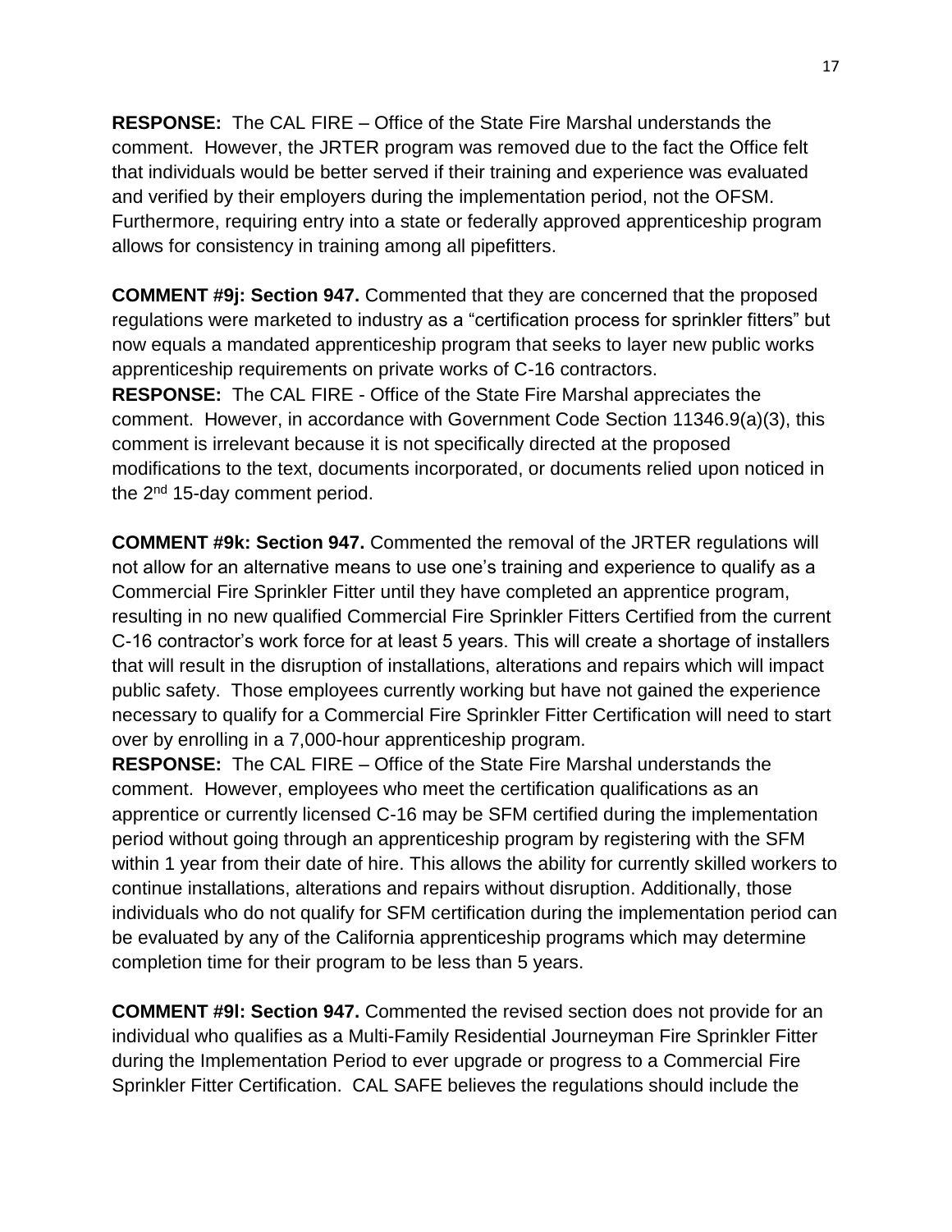**RESPONSE:** The CAL FIRE – Office of the State Fire Marshal understands the comment. However, the JRTER program was removed due to the fact the Office felt that individuals would be better served if their training and experience was evaluated and verified by their employers during the implementation period, not the OFSM. Furthermore, requiring entry into a state or federally approved apprenticeship program allows for consistency in training among all pipefitters.

**COMMENT #9j: Section 947.** Commented that they are concerned that the proposed regulations were marketed to industry as a "certification process for sprinkler fitters" but now equals a mandated apprenticeship program that seeks to layer new public works apprenticeship requirements on private works of C-16 contractors.
**RESPONSE:** The CAL FIRE - Office of the State Fire Marshal appreciates the comment. However, in accordance with Government Code Section 11346.9(a)(3), this comment is irrelevant because it is not specifically directed at the proposed modifications to the text, documents incorporated, or documents relied upon noticed in the 2nd 15-day comment period.

**COMMENT #9k: Section 947.** Commented the removal of the JRTER regulations will not allow for an alternative means to use one's training and experience to qualify as a Commercial Fire Sprinkler Fitter until they have completed an apprentice program, resulting in no new qualified Commercial Fire Sprinkler Fitters Certified from the current C-16 contractor's work force for at least 5 years. This will create a shortage of installers that will result in the disruption of installations, alterations and repairs which will impact public safety. Those employees currently working but have not gained the experience necessary to qualify for a Commercial Fire Sprinkler Fitter Certification will need to start over by enrolling in a 7,000-hour apprenticeship program.
**RESPONSE:** The CAL FIRE – Office of the State Fire Marshal understands the comment. However, employees who meet the certification qualifications as an apprentice or currently licensed C-16 may be SFM certified during the implementation period without going through an apprenticeship program by registering with the SFM within 1 year from their date of hire. This allows the ability for currently skilled workers to continue installations, alterations and repairs without disruption. Additionally, those individuals who do not qualify for SFM certification during the implementation period can be evaluated by any of the California apprenticeship programs which may determine completion time for their program to be less than 5 years.

**COMMENT #9l: Section 947.** Commented the revised section does not provide for an individual who qualifies as a Multi-Family Residential Journeyman Fire Sprinkler Fitter during the Implementation Period to ever upgrade or progress to a Commercial Fire Sprinkler Fitter Certification. CAL SAFE believes the regulations should include the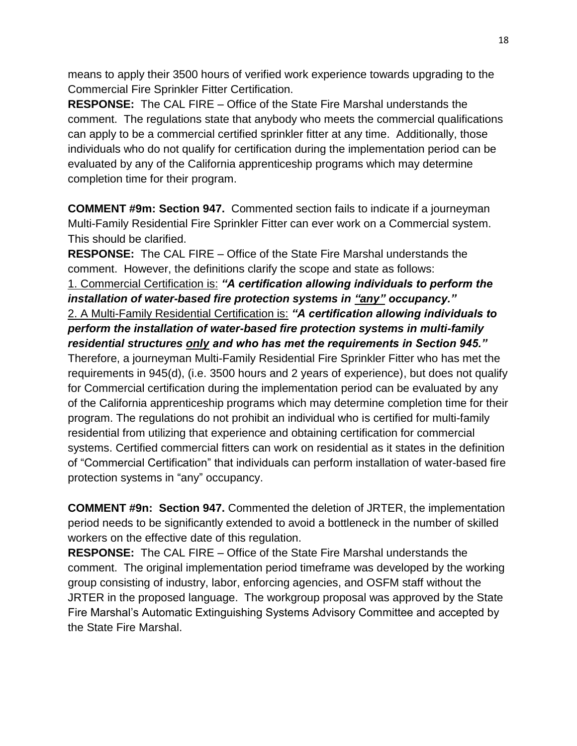means to apply their 3500 hours of verified work experience towards upgrading to the Commercial Fire Sprinkler Fitter Certification.

**RESPONSE:** The CAL FIRE – Office of the State Fire Marshal understands the comment. The regulations state that anybody who meets the commercial qualifications can apply to be a commercial certified sprinkler fitter at any time. Additionally, those individuals who do not qualify for certification during the implementation period can be evaluated by any of the California apprenticeship programs which may determine completion time for their program.

**COMMENT #9m: Section 947.** Commented section fails to indicate if a journeyman Multi-Family Residential Fire Sprinkler Fitter can ever work on a Commercial system. This should be clarified.

**RESPONSE:** The CAL FIRE – Office of the State Fire Marshal understands the comment. However, the definitions clarify the scope and state as follows:

1. <u>Commercial Certification is:</u> ***"A certification allowing individuals to perform the installation of water-based fire protection systems in <u>"any"</u> occupancy."***

2. <u>A Multi-Family Residential Certification is:</u> ***"A certification allowing individuals to perform the installation of water-based fire protection systems in multi-family residential structures <u>only</u> and who has met the requirements in Section 945."***

Therefore, a journeyman Multi-Family Residential Fire Sprinkler Fitter who has met the requirements in 945(d), (i.e. 3500 hours and 2 years of experience), but does not qualify for Commercial certification during the implementation period can be evaluated by any of the California apprenticeship programs which may determine completion time for their program. The regulations do not prohibit an individual who is certified for multi-family residential from utilizing that experience and obtaining certification for commercial systems. Certified commercial fitters can work on residential as it states in the definition of "Commercial Certification" that individuals can perform installation of water-based fire protection systems in "any" occupancy.

**COMMENT #9n: Section 947.** Commented the deletion of JRTER, the implementation period needs to be significantly extended to avoid a bottleneck in the number of skilled workers on the effective date of this regulation.

**RESPONSE:** The CAL FIRE – Office of the State Fire Marshal understands the comment. The original implementation period timeframe was developed by the working group consisting of industry, labor, enforcing agencies, and OSFM staff without the JRTER in the proposed language. The workgroup proposal was approved by the State Fire Marshal's Automatic Extinguishing Systems Advisory Committee and accepted by the State Fire Marshal.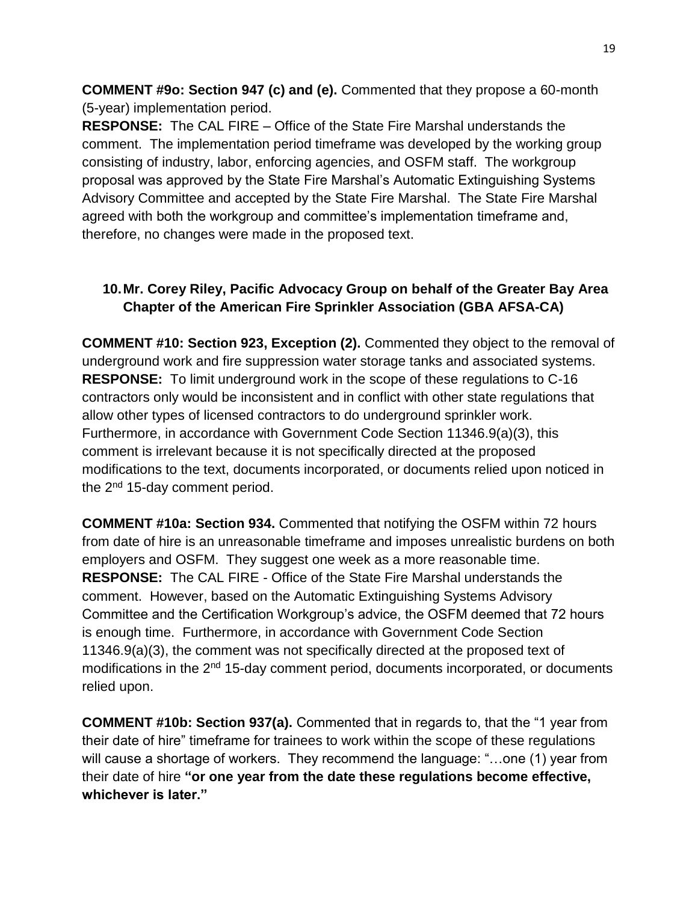**COMMENT #9o: Section 947 (c) and (e).** Commented that they propose a 60-month (5-year) implementation period.

**RESPONSE:** The CAL FIRE – Office of the State Fire Marshal understands the comment. The implementation period timeframe was developed by the working group consisting of industry, labor, enforcing agencies, and OSFM staff. The workgroup proposal was approved by the State Fire Marshal's Automatic Extinguishing Systems Advisory Committee and accepted by the State Fire Marshal. The State Fire Marshal agreed with both the workgroup and committee's implementation timeframe and, therefore, no changes were made in the proposed text.

**10. Mr. Corey Riley, Pacific Advocacy Group on behalf of the Greater Bay Area Chapter of the American Fire Sprinkler Association (GBA AFSA-CA)**

**COMMENT #10: Section 923, Exception (2).** Commented they object to the removal of underground work and fire suppression water storage tanks and associated systems.

**RESPONSE:** To limit underground work in the scope of these regulations to C-16 contractors only would be inconsistent and in conflict with other state regulations that allow other types of licensed contractors to do underground sprinkler work. Furthermore, in accordance with Government Code Section 11346.9(a)(3), this comment is irrelevant because it is not specifically directed at the proposed modifications to the text, documents incorporated, or documents relied upon noticed in the 2nd 15-day comment period.

**COMMENT #10a: Section 934.** Commented that notifying the OSFM within 72 hours from date of hire is an unreasonable timeframe and imposes unrealistic burdens on both employers and OSFM. They suggest one week as a more reasonable time.

**RESPONSE:** The CAL FIRE - Office of the State Fire Marshal understands the comment. However, based on the Automatic Extinguishing Systems Advisory Committee and the Certification Workgroup's advice, the OSFM deemed that 72 hours is enough time. Furthermore, in accordance with Government Code Section 11346.9(a)(3), the comment was not specifically directed at the proposed text of modifications in the 2nd 15-day comment period, documents incorporated, or documents relied upon.

**COMMENT #10b: Section 937(a).** Commented that in regards to, that the "1 year from their date of hire" timeframe for trainees to work within the scope of these regulations will cause a shortage of workers. They recommend the language: "…one (1) year from their date of hire **"or one year from the date these regulations become effective, whichever is later."**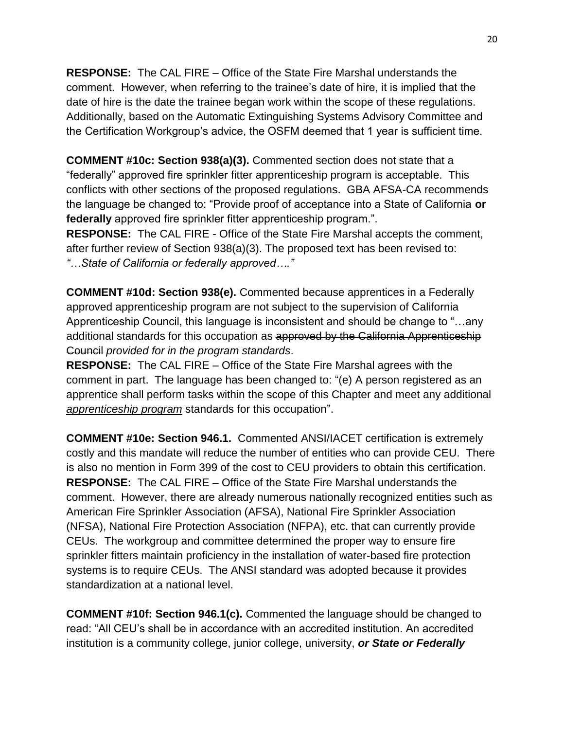**RESPONSE:** The CAL FIRE – Office of the State Fire Marshal understands the comment. However, when referring to the trainee's date of hire, it is implied that the date of hire is the date the trainee began work within the scope of these regulations. Additionally, based on the Automatic Extinguishing Systems Advisory Committee and the Certification Workgroup's advice, the OSFM deemed that 1 year is sufficient time.

**COMMENT #10c: Section 938(a)(3).** Commented section does not state that a "federally" approved fire sprinkler fitter apprenticeship program is acceptable. This conflicts with other sections of the proposed regulations. GBA AFSA-CA recommends the language be changed to: "Provide proof of acceptance into a State of California **or federally** approved fire sprinkler fitter apprenticeship program.".

**RESPONSE:** The CAL FIRE - Office of the State Fire Marshal accepts the comment, after further review of Section 938(a)(3). The proposed text has been revised to: *"…State of California or federally approved…."*

**COMMENT #10d: Section 938(e).** Commented because apprentices in a Federally approved apprenticeship program are not subject to the supervision of California Apprenticeship Council, this language is inconsistent and should be change to "…any additional standards for this occupation as ~~approved by the California Apprenticeship Council~~ *provided for in the program standards*.

**RESPONSE:** The CAL FIRE – Office of the State Fire Marshal agrees with the comment in part. The language has been changed to: "(e) A person registered as an apprentice shall perform tasks within the scope of this Chapter and meet any additional <u>*apprenticeship program*</u> standards for this occupation".

**COMMENT #10e: Section 946.1.** Commented ANSI/IACET certification is extremely costly and this mandate will reduce the number of entities who can provide CEU. There is also no mention in Form 399 of the cost to CEU providers to obtain this certification.

**RESPONSE:** The CAL FIRE – Office of the State Fire Marshal understands the comment. However, there are already numerous nationally recognized entities such as American Fire Sprinkler Association (AFSA), National Fire Sprinkler Association (NFSA), National Fire Protection Association (NFPA), etc. that can currently provide CEUs. The workgroup and committee determined the proper way to ensure fire sprinkler fitters maintain proficiency in the installation of water-based fire protection systems is to require CEUs. The ANSI standard was adopted because it provides standardization at a national level.

**COMMENT #10f: Section 946.1(c).** Commented the language should be changed to read: "All CEU's shall be in accordance with an accredited institution. An accredited institution is a community college, junior college, university, ***or State or Federally***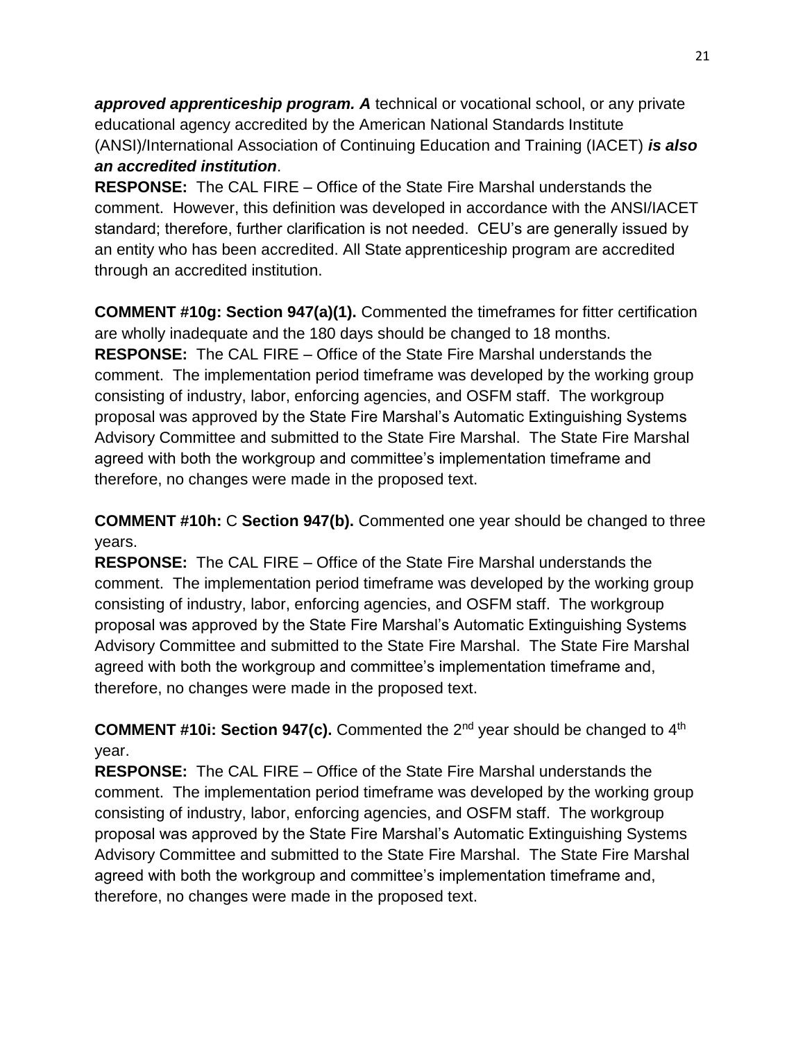***approved apprenticeship program. A*** technical or vocational school, or any private educational agency accredited by the American National Standards Institute (ANSI)/International Association of Continuing Education and Training (IACET) ***is also an accredited institution***.

**RESPONSE:** The CAL FIRE – Office of the State Fire Marshal understands the comment. However, this definition was developed in accordance with the ANSI/IACET standard; therefore, further clarification is not needed. CEU's are generally issued by an entity who has been accredited. All State apprenticeship program are accredited through an accredited institution.

**COMMENT #10g: Section 947(a)(1).** Commented the timeframes for fitter certification are wholly inadequate and the 180 days should be changed to 18 months.

**RESPONSE:** The CAL FIRE – Office of the State Fire Marshal understands the comment. The implementation period timeframe was developed by the working group consisting of industry, labor, enforcing agencies, and OSFM staff. The workgroup proposal was approved by the State Fire Marshal's Automatic Extinguishing Systems Advisory Committee and submitted to the State Fire Marshal. The State Fire Marshal agreed with both the workgroup and committee's implementation timeframe and therefore, no changes were made in the proposed text.

**COMMENT #10h:** C **Section 947(b).** Commented one year should be changed to three years.

**RESPONSE:** The CAL FIRE – Office of the State Fire Marshal understands the comment. The implementation period timeframe was developed by the working group consisting of industry, labor, enforcing agencies, and OSFM staff. The workgroup proposal was approved by the State Fire Marshal's Automatic Extinguishing Systems Advisory Committee and submitted to the State Fire Marshal. The State Fire Marshal agreed with both the workgroup and committee's implementation timeframe and, therefore, no changes were made in the proposed text.

**COMMENT #10i: Section 947(c).** Commented the 2nd year should be changed to 4th year.

**RESPONSE:** The CAL FIRE – Office of the State Fire Marshal understands the comment. The implementation period timeframe was developed by the working group consisting of industry, labor, enforcing agencies, and OSFM staff. The workgroup proposal was approved by the State Fire Marshal's Automatic Extinguishing Systems Advisory Committee and submitted to the State Fire Marshal. The State Fire Marshal agreed with both the workgroup and committee's implementation timeframe and, therefore, no changes were made in the proposed text.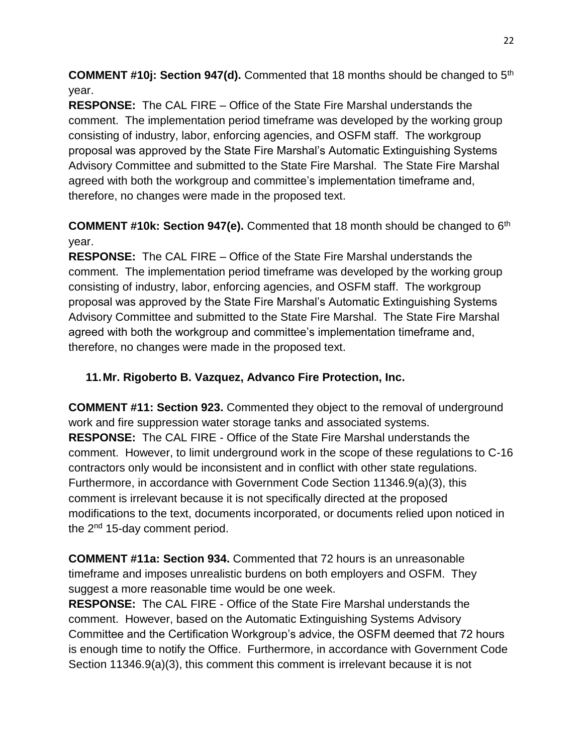**COMMENT #10j: Section 947(d).** Commented that 18 months should be changed to 5th year.

**RESPONSE:** The CAL FIRE – Office of the State Fire Marshal understands the comment. The implementation period timeframe was developed by the working group consisting of industry, labor, enforcing agencies, and OSFM staff. The workgroup proposal was approved by the State Fire Marshal's Automatic Extinguishing Systems Advisory Committee and submitted to the State Fire Marshal. The State Fire Marshal agreed with both the workgroup and committee's implementation timeframe and, therefore, no changes were made in the proposed text.

**COMMENT #10k: Section 947(e).** Commented that 18 month should be changed to 6th year.

**RESPONSE:** The CAL FIRE – Office of the State Fire Marshal understands the comment. The implementation period timeframe was developed by the working group consisting of industry, labor, enforcing agencies, and OSFM staff. The workgroup proposal was approved by the State Fire Marshal's Automatic Extinguishing Systems Advisory Committee and submitted to the State Fire Marshal. The State Fire Marshal agreed with both the workgroup and committee's implementation timeframe and, therefore, no changes were made in the proposed text.

**11. Mr. Rigoberto B. Vazquez, Advanco Fire Protection, Inc.**

**COMMENT #11: Section 923.** Commented they object to the removal of underground work and fire suppression water storage tanks and associated systems.

**RESPONSE:** The CAL FIRE - Office of the State Fire Marshal understands the comment. However, to limit underground work in the scope of these regulations to C-16 contractors only would be inconsistent and in conflict with other state regulations. Furthermore, in accordance with Government Code Section 11346.9(a)(3), this comment is irrelevant because it is not specifically directed at the proposed modifications to the text, documents incorporated, or documents relied upon noticed in the 2nd 15-day comment period.

**COMMENT #11a: Section 934.** Commented that 72 hours is an unreasonable timeframe and imposes unrealistic burdens on both employers and OSFM. They suggest a more reasonable time would be one week.

**RESPONSE:** The CAL FIRE - Office of the State Fire Marshal understands the comment. However, based on the Automatic Extinguishing Systems Advisory Committee and the Certification Workgroup's advice, the OSFM deemed that 72 hours is enough time to notify the Office. Furthermore, in accordance with Government Code Section 11346.9(a)(3), this comment this comment is irrelevant because it is not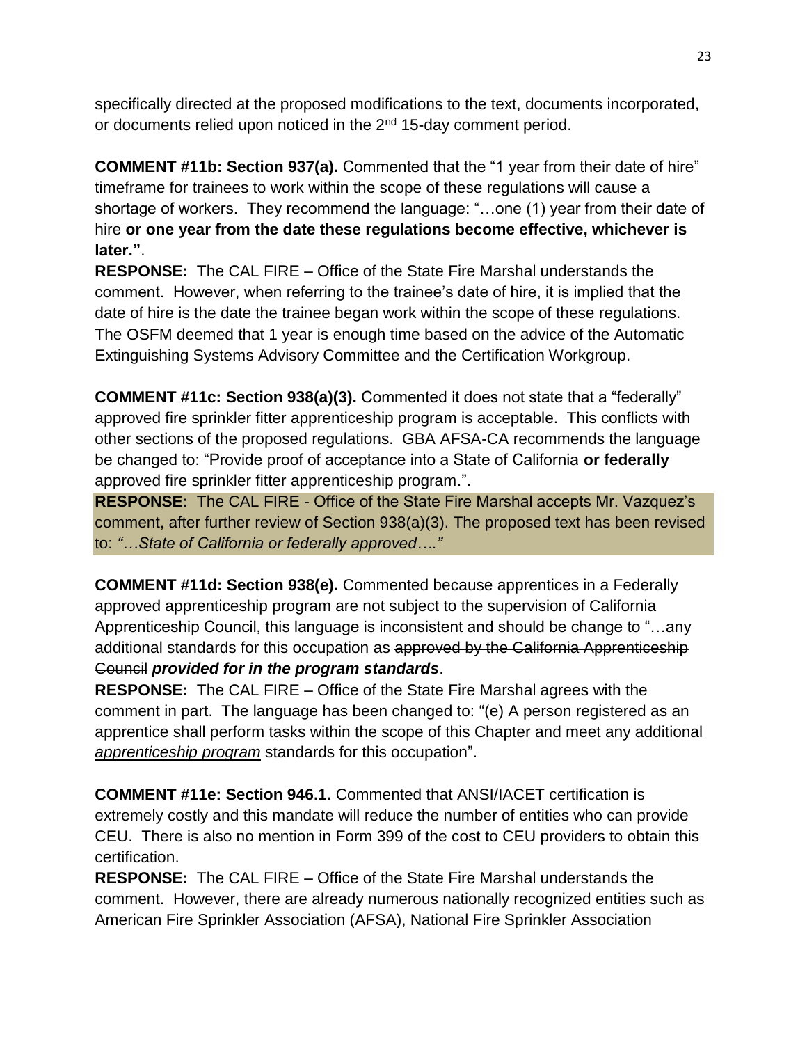specifically directed at the proposed modifications to the text, documents incorporated, or documents relied upon noticed in the 2nd 15-day comment period.

**COMMENT #11b: Section 937(a).** Commented that the "1 year from their date of hire" timeframe for trainees to work within the scope of these regulations will cause a shortage of workers. They recommend the language: "…one (1) year from their date of hire **or one year from the date these regulations become effective, whichever is later."**.
**RESPONSE:** The CAL FIRE – Office of the State Fire Marshal understands the comment. However, when referring to the trainee's date of hire, it is implied that the date of hire is the date the trainee began work within the scope of these regulations. The OSFM deemed that 1 year is enough time based on the advice of the Automatic Extinguishing Systems Advisory Committee and the Certification Workgroup.

**COMMENT #11c: Section 938(a)(3).** Commented it does not state that a "federally" approved fire sprinkler fitter apprenticeship program is acceptable. This conflicts with other sections of the proposed regulations. GBA AFSA-CA recommends the language be changed to: "Provide proof of acceptance into a State of California **or federally** approved fire sprinkler fitter apprenticeship program.".
**RESPONSE:** The CAL FIRE - Office of the State Fire Marshal accepts Mr. Vazquez's comment, after further review of Section 938(a)(3). The proposed text has been revised to: *"…State of California or federally approved…."*

**COMMENT #11d: Section 938(e).** Commented because apprentices in a Federally approved apprenticeship program are not subject to the supervision of California Apprenticeship Council, this language is inconsistent and should be change to "…any additional standards for this occupation as ~~approved by the California Apprenticeship Council~~ ***provided for in the program standards***.
**RESPONSE:** The CAL FIRE – Office of the State Fire Marshal agrees with the comment in part. The language has been changed to: "(e) A person registered as an apprentice shall perform tasks within the scope of this Chapter and meet any additional *<u>apprenticeship program</u>* standards for this occupation".

**COMMENT #11e: Section 946.1.** Commented that ANSI/IACET certification is extremely costly and this mandate will reduce the number of entities who can provide CEU. There is also no mention in Form 399 of the cost to CEU providers to obtain this certification.
**RESPONSE:** The CAL FIRE – Office of the State Fire Marshal understands the comment. However, there are already numerous nationally recognized entities such as American Fire Sprinkler Association (AFSA), National Fire Sprinkler Association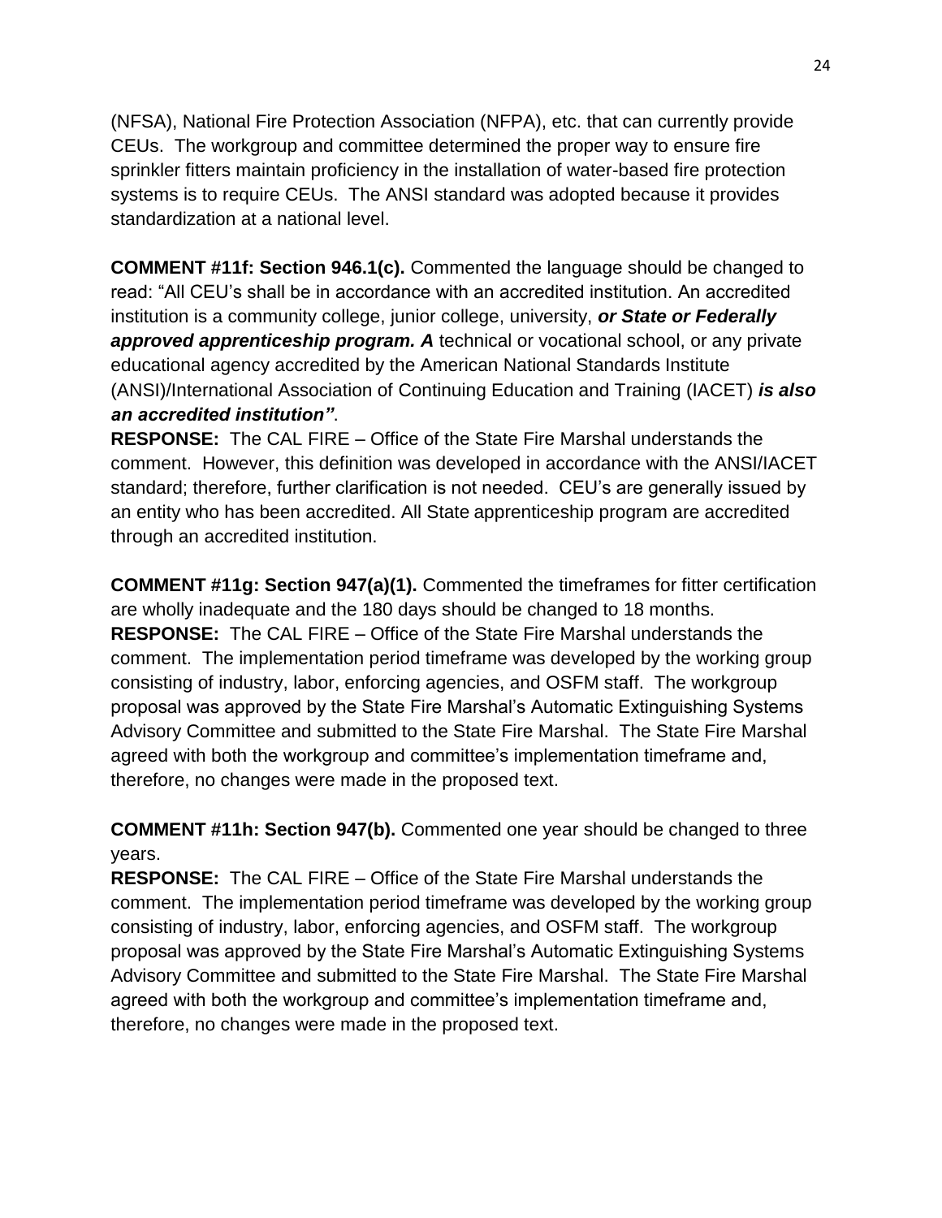(NFSA), National Fire Protection Association (NFPA), etc. that can currently provide CEUs. The workgroup and committee determined the proper way to ensure fire sprinkler fitters maintain proficiency in the installation of water-based fire protection systems is to require CEUs. The ANSI standard was adopted because it provides standardization at a national level.

**COMMENT #11f: Section 946.1(c).** Commented the language should be changed to read: "All CEU's shall be in accordance with an accredited institution. An accredited institution is a community college, junior college, university, ***or State or Federally approved apprenticeship program. A*** technical or vocational school, or any private educational agency accredited by the American National Standards Institute (ANSI)/International Association of Continuing Education and Training (IACET) ***is also an accredited institution"***.

**RESPONSE:** The CAL FIRE – Office of the State Fire Marshal understands the comment. However, this definition was developed in accordance with the ANSI/IACET standard; therefore, further clarification is not needed. CEU's are generally issued by an entity who has been accredited. All State apprenticeship program are accredited through an accredited institution.

**COMMENT #11g: Section 947(a)(1).** Commented the timeframes for fitter certification are wholly inadequate and the 180 days should be changed to 18 months.

**RESPONSE:** The CAL FIRE – Office of the State Fire Marshal understands the comment. The implementation period timeframe was developed by the working group consisting of industry, labor, enforcing agencies, and OSFM staff. The workgroup proposal was approved by the State Fire Marshal's Automatic Extinguishing Systems Advisory Committee and submitted to the State Fire Marshal. The State Fire Marshal agreed with both the workgroup and committee's implementation timeframe and, therefore, no changes were made in the proposed text.

**COMMENT #11h: Section 947(b).** Commented one year should be changed to three years.

**RESPONSE:** The CAL FIRE – Office of the State Fire Marshal understands the comment. The implementation period timeframe was developed by the working group consisting of industry, labor, enforcing agencies, and OSFM staff. The workgroup proposal was approved by the State Fire Marshal's Automatic Extinguishing Systems Advisory Committee and submitted to the State Fire Marshal. The State Fire Marshal agreed with both the workgroup and committee's implementation timeframe and, therefore, no changes were made in the proposed text.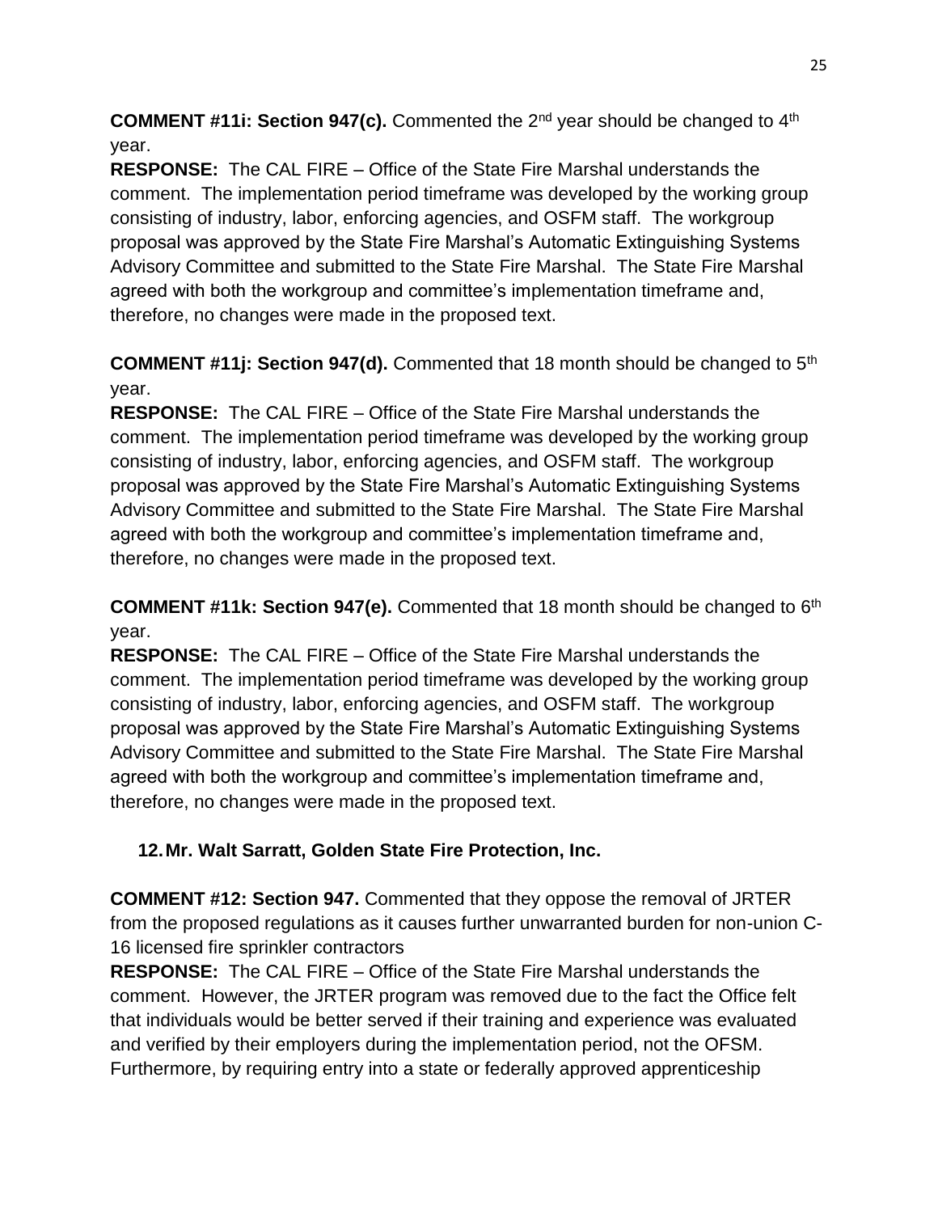**COMMENT #11i: Section 947(c).** Commented the 2nd year should be changed to 4th year.
**RESPONSE:** The CAL FIRE – Office of the State Fire Marshal understands the comment. The implementation period timeframe was developed by the working group consisting of industry, labor, enforcing agencies, and OSFM staff. The workgroup proposal was approved by the State Fire Marshal's Automatic Extinguishing Systems Advisory Committee and submitted to the State Fire Marshal. The State Fire Marshal agreed with both the workgroup and committee's implementation timeframe and, therefore, no changes were made in the proposed text.

**COMMENT #11j: Section 947(d).** Commented that 18 month should be changed to 5th year.
**RESPONSE:** The CAL FIRE – Office of the State Fire Marshal understands the comment. The implementation period timeframe was developed by the working group consisting of industry, labor, enforcing agencies, and OSFM staff. The workgroup proposal was approved by the State Fire Marshal's Automatic Extinguishing Systems Advisory Committee and submitted to the State Fire Marshal. The State Fire Marshal agreed with both the workgroup and committee's implementation timeframe and, therefore, no changes were made in the proposed text.

**COMMENT #11k: Section 947(e).** Commented that 18 month should be changed to 6th year.
**RESPONSE:** The CAL FIRE – Office of the State Fire Marshal understands the comment. The implementation period timeframe was developed by the working group consisting of industry, labor, enforcing agencies, and OSFM staff. The workgroup proposal was approved by the State Fire Marshal's Automatic Extinguishing Systems Advisory Committee and submitted to the State Fire Marshal. The State Fire Marshal agreed with both the workgroup and committee's implementation timeframe and, therefore, no changes were made in the proposed text.

**12. Mr. Walt Sarratt, Golden State Fire Protection, Inc.**

**COMMENT #12: Section 947.** Commented that they oppose the removal of JRTER from the proposed regulations as it causes further unwarranted burden for non-union C-16 licensed fire sprinkler contractors
**RESPONSE:** The CAL FIRE – Office of the State Fire Marshal understands the comment. However, the JRTER program was removed due to the fact the Office felt that individuals would be better served if their training and experience was evaluated and verified by their employers during the implementation period, not the OFSM. Furthermore, by requiring entry into a state or federally approved apprenticeship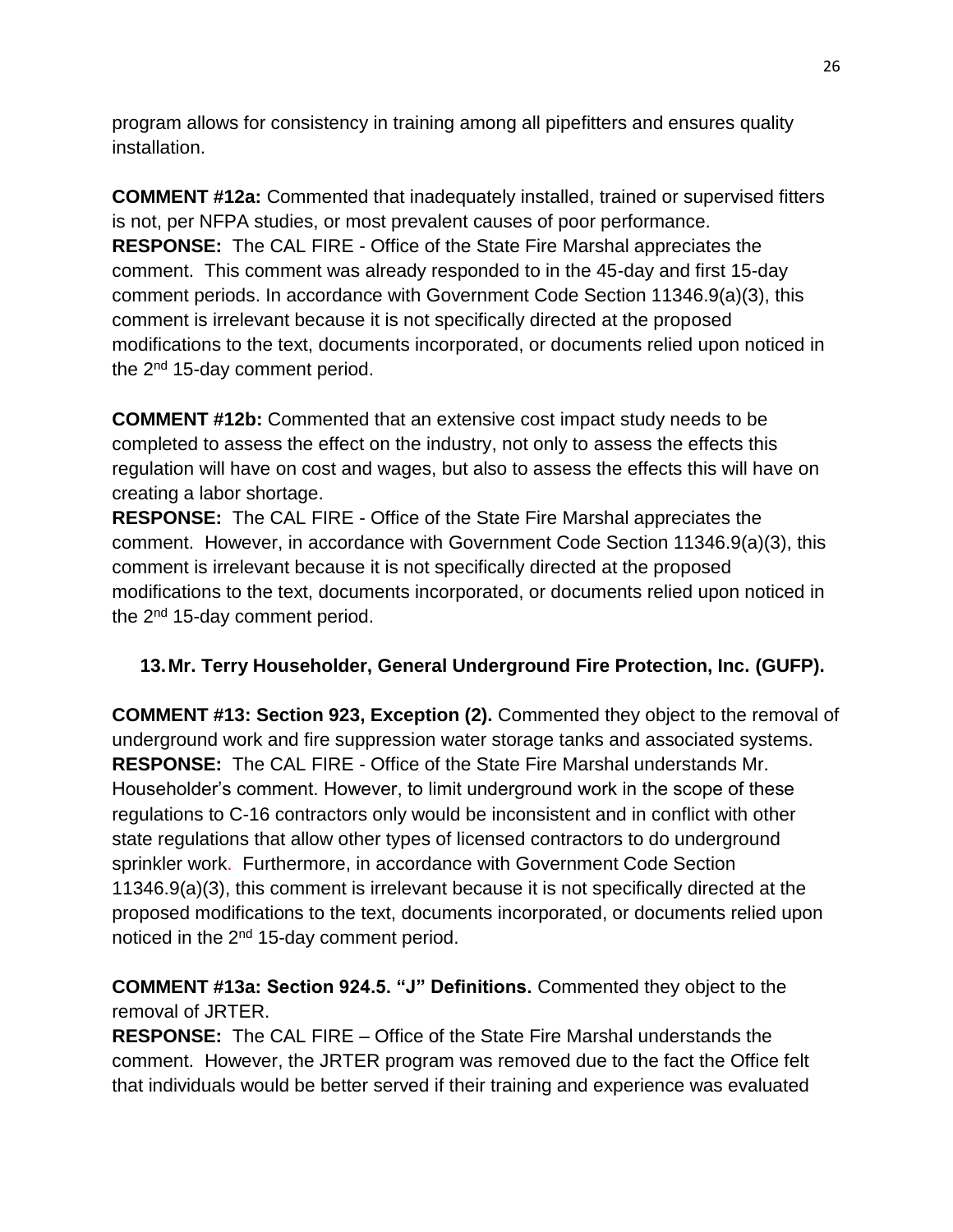program allows for consistency in training among all pipefitters and ensures quality installation.

**COMMENT #12a:** Commented that inadequately installed, trained or supervised fitters is not, per NFPA studies, or most prevalent causes of poor performance.
**RESPONSE:** The CAL FIRE - Office of the State Fire Marshal appreciates the comment. This comment was already responded to in the 45-day and first 15-day comment periods. In accordance with Government Code Section 11346.9(a)(3), this comment is irrelevant because it is not specifically directed at the proposed modifications to the text, documents incorporated, or documents relied upon noticed in the 2nd 15-day comment period.

**COMMENT #12b:** Commented that an extensive cost impact study needs to be completed to assess the effect on the industry, not only to assess the effects this regulation will have on cost and wages, but also to assess the effects this will have on creating a labor shortage.
**RESPONSE:** The CAL FIRE - Office of the State Fire Marshal appreciates the comment. However, in accordance with Government Code Section 11346.9(a)(3), this comment is irrelevant because it is not specifically directed at the proposed modifications to the text, documents incorporated, or documents relied upon noticed in the 2nd 15-day comment period.

**13. Mr. Terry Householder, General Underground Fire Protection, Inc. (GUFP).**

**COMMENT #13: Section 923, Exception (2).** Commented they object to the removal of underground work and fire suppression water storage tanks and associated systems.
**RESPONSE:** The CAL FIRE - Office of the State Fire Marshal understands Mr. Householder's comment. However, to limit underground work in the scope of these regulations to C-16 contractors only would be inconsistent and in conflict with other state regulations that allow other types of licensed contractors to do underground sprinkler work. Furthermore, in accordance with Government Code Section 11346.9(a)(3), this comment is irrelevant because it is not specifically directed at the proposed modifications to the text, documents incorporated, or documents relied upon noticed in the 2nd 15-day comment period.

**COMMENT #13a: Section 924.5. "J" Definitions.** Commented they object to the removal of JRTER.
**RESPONSE:** The CAL FIRE – Office of the State Fire Marshal understands the comment. However, the JRTER program was removed due to the fact the Office felt that individuals would be better served if their training and experience was evaluated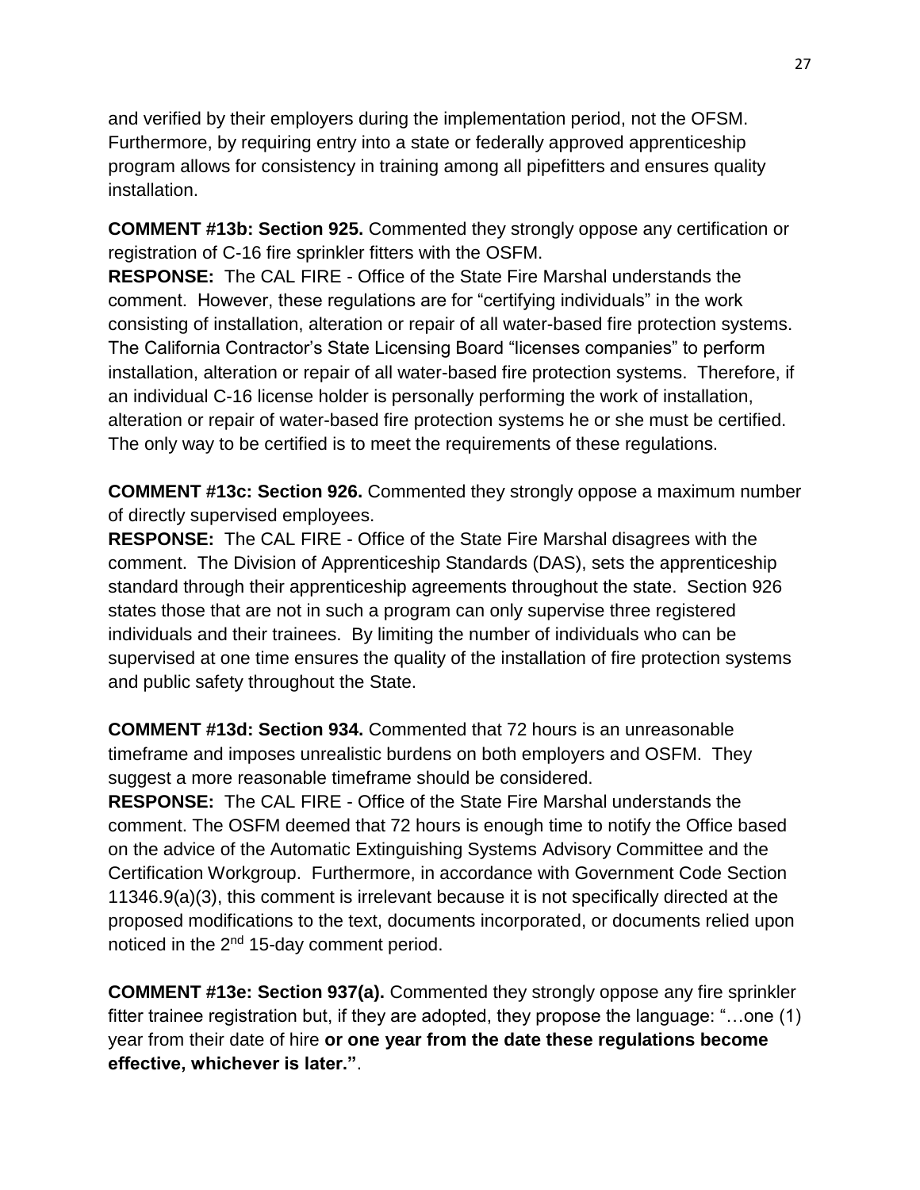and verified by their employers during the implementation period, not the OFSM. Furthermore, by requiring entry into a state or federally approved apprenticeship program allows for consistency in training among all pipefitters and ensures quality installation.

**COMMENT #13b: Section 925.** Commented they strongly oppose any certification or registration of C-16 fire sprinkler fitters with the OSFM.
**RESPONSE:** The CAL FIRE - Office of the State Fire Marshal understands the comment. However, these regulations are for "certifying individuals" in the work consisting of installation, alteration or repair of all water-based fire protection systems. The California Contractor's State Licensing Board "licenses companies" to perform installation, alteration or repair of all water-based fire protection systems. Therefore, if an individual C-16 license holder is personally performing the work of installation, alteration or repair of water-based fire protection systems he or she must be certified. The only way to be certified is to meet the requirements of these regulations.

**COMMENT #13c: Section 926.** Commented they strongly oppose a maximum number of directly supervised employees.
**RESPONSE:** The CAL FIRE - Office of the State Fire Marshal disagrees with the comment. The Division of Apprenticeship Standards (DAS), sets the apprenticeship standard through their apprenticeship agreements throughout the state. Section 926 states those that are not in such a program can only supervise three registered individuals and their trainees. By limiting the number of individuals who can be supervised at one time ensures the quality of the installation of fire protection systems and public safety throughout the State.

**COMMENT #13d: Section 934.** Commented that 72 hours is an unreasonable timeframe and imposes unrealistic burdens on both employers and OSFM. They suggest a more reasonable timeframe should be considered.
**RESPONSE:** The CAL FIRE - Office of the State Fire Marshal understands the comment. The OSFM deemed that 72 hours is enough time to notify the Office based on the advice of the Automatic Extinguishing Systems Advisory Committee and the Certification Workgroup. Furthermore, in accordance with Government Code Section 11346.9(a)(3), this comment is irrelevant because it is not specifically directed at the proposed modifications to the text, documents incorporated, or documents relied upon noticed in the 2nd 15-day comment period.

**COMMENT #13e: Section 937(a).** Commented they strongly oppose any fire sprinkler fitter trainee registration but, if they are adopted, they propose the language: "…one (1) year from their date of hire **or one year from the date these regulations become effective, whichever is later."**.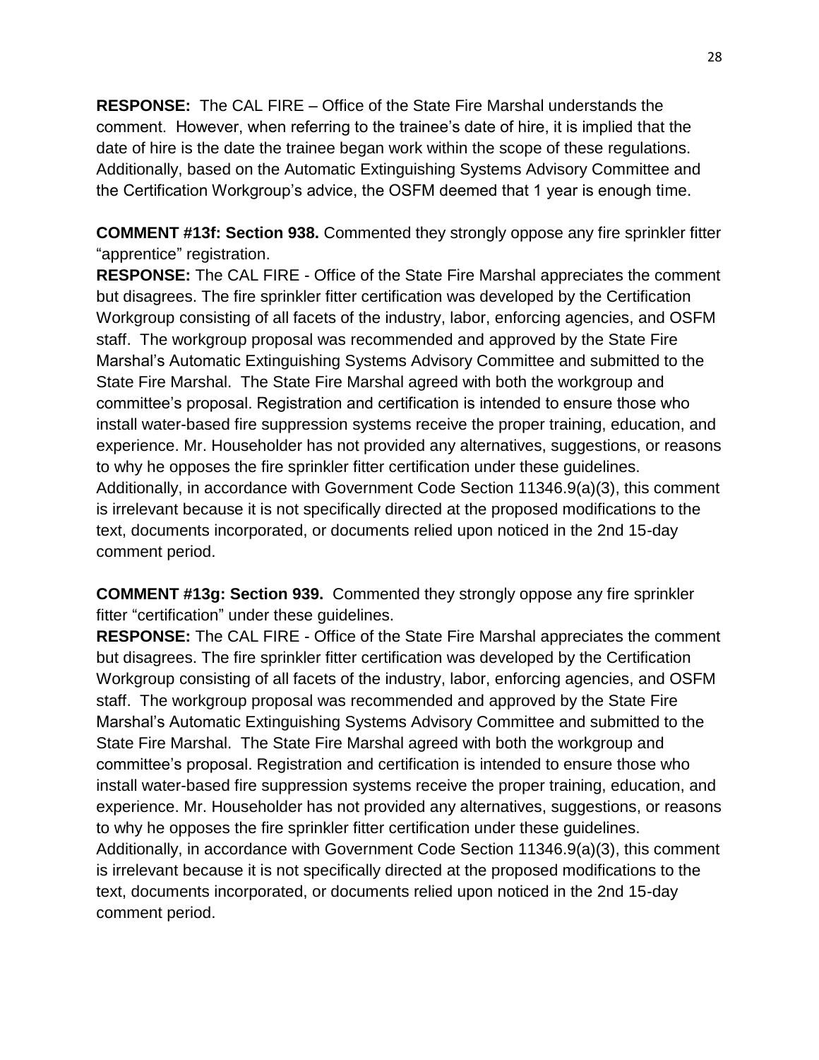**RESPONSE:** The CAL FIRE – Office of the State Fire Marshal understands the comment. However, when referring to the trainee's date of hire, it is implied that the date of hire is the date the trainee began work within the scope of these regulations. Additionally, based on the Automatic Extinguishing Systems Advisory Committee and the Certification Workgroup's advice, the OSFM deemed that 1 year is enough time.

**COMMENT #13f: Section 938.** Commented they strongly oppose any fire sprinkler fitter "apprentice" registration.

**RESPONSE:** The CAL FIRE - Office of the State Fire Marshal appreciates the comment but disagrees. The fire sprinkler fitter certification was developed by the Certification Workgroup consisting of all facets of the industry, labor, enforcing agencies, and OSFM staff. The workgroup proposal was recommended and approved by the State Fire Marshal's Automatic Extinguishing Systems Advisory Committee and submitted to the State Fire Marshal. The State Fire Marshal agreed with both the workgroup and committee's proposal. Registration and certification is intended to ensure those who install water-based fire suppression systems receive the proper training, education, and experience. Mr. Householder has not provided any alternatives, suggestions, or reasons to why he opposes the fire sprinkler fitter certification under these guidelines. Additionally, in accordance with Government Code Section 11346.9(a)(3), this comment is irrelevant because it is not specifically directed at the proposed modifications to the text, documents incorporated, or documents relied upon noticed in the 2nd 15-day comment period.

**COMMENT #13g: Section 939.** Commented they strongly oppose any fire sprinkler fitter "certification" under these guidelines.

**RESPONSE:** The CAL FIRE - Office of the State Fire Marshal appreciates the comment but disagrees. The fire sprinkler fitter certification was developed by the Certification Workgroup consisting of all facets of the industry, labor, enforcing agencies, and OSFM staff. The workgroup proposal was recommended and approved by the State Fire Marshal's Automatic Extinguishing Systems Advisory Committee and submitted to the State Fire Marshal. The State Fire Marshal agreed with both the workgroup and committee's proposal. Registration and certification is intended to ensure those who install water-based fire suppression systems receive the proper training, education, and experience. Mr. Householder has not provided any alternatives, suggestions, or reasons to why he opposes the fire sprinkler fitter certification under these guidelines. Additionally, in accordance with Government Code Section 11346.9(a)(3), this comment is irrelevant because it is not specifically directed at the proposed modifications to the text, documents incorporated, or documents relied upon noticed in the 2nd 15-day comment period.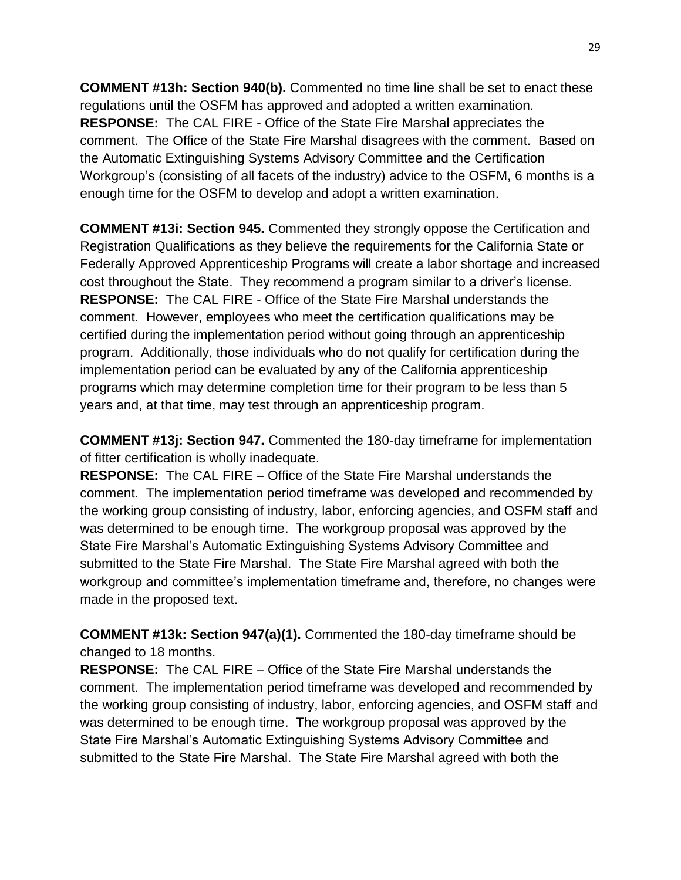**COMMENT #13h: Section 940(b).** Commented no time line shall be set to enact these regulations until the OSFM has approved and adopted a written examination.
**RESPONSE:** The CAL FIRE - Office of the State Fire Marshal appreciates the comment. The Office of the State Fire Marshal disagrees with the comment. Based on the Automatic Extinguishing Systems Advisory Committee and the Certification Workgroup's (consisting of all facets of the industry) advice to the OSFM, 6 months is a enough time for the OSFM to develop and adopt a written examination.

**COMMENT #13i: Section 945.** Commented they strongly oppose the Certification and Registration Qualifications as they believe the requirements for the California State or Federally Approved Apprenticeship Programs will create a labor shortage and increased cost throughout the State. They recommend a program similar to a driver's license.
**RESPONSE:** The CAL FIRE - Office of the State Fire Marshal understands the comment. However, employees who meet the certification qualifications may be certified during the implementation period without going through an apprenticeship program. Additionally, those individuals who do not qualify for certification during the implementation period can be evaluated by any of the California apprenticeship programs which may determine completion time for their program to be less than 5 years and, at that time, may test through an apprenticeship program.

**COMMENT #13j: Section 947.** Commented the 180-day timeframe for implementation of fitter certification is wholly inadequate.
**RESPONSE:** The CAL FIRE – Office of the State Fire Marshal understands the comment. The implementation period timeframe was developed and recommended by the working group consisting of industry, labor, enforcing agencies, and OSFM staff and was determined to be enough time. The workgroup proposal was approved by the State Fire Marshal's Automatic Extinguishing Systems Advisory Committee and submitted to the State Fire Marshal. The State Fire Marshal agreed with both the workgroup and committee's implementation timeframe and, therefore, no changes were made in the proposed text.

**COMMENT #13k: Section 947(a)(1).** Commented the 180-day timeframe should be changed to 18 months.
**RESPONSE:** The CAL FIRE – Office of the State Fire Marshal understands the comment. The implementation period timeframe was developed and recommended by the working group consisting of industry, labor, enforcing agencies, and OSFM staff and was determined to be enough time. The workgroup proposal was approved by the State Fire Marshal's Automatic Extinguishing Systems Advisory Committee and submitted to the State Fire Marshal. The State Fire Marshal agreed with both the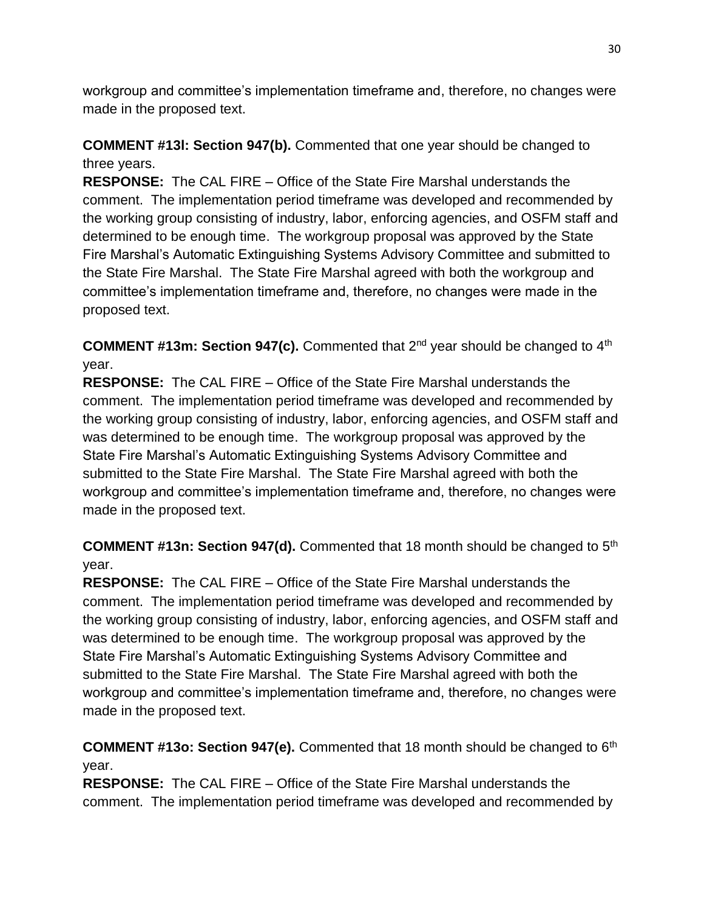workgroup and committee's implementation timeframe and, therefore, no changes were made in the proposed text.

**COMMENT #13l: Section 947(b).** Commented that one year should be changed to three years.

**RESPONSE:** The CAL FIRE – Office of the State Fire Marshal understands the comment. The implementation period timeframe was developed and recommended by the working group consisting of industry, labor, enforcing agencies, and OSFM staff and determined to be enough time. The workgroup proposal was approved by the State Fire Marshal's Automatic Extinguishing Systems Advisory Committee and submitted to the State Fire Marshal. The State Fire Marshal agreed with both the workgroup and committee's implementation timeframe and, therefore, no changes were made in the proposed text.

**COMMENT #13m: Section 947(c).** Commented that 2nd year should be changed to 4th year.

**RESPONSE:** The CAL FIRE – Office of the State Fire Marshal understands the comment. The implementation period timeframe was developed and recommended by the working group consisting of industry, labor, enforcing agencies, and OSFM staff and was determined to be enough time. The workgroup proposal was approved by the State Fire Marshal's Automatic Extinguishing Systems Advisory Committee and submitted to the State Fire Marshal. The State Fire Marshal agreed with both the workgroup and committee's implementation timeframe and, therefore, no changes were made in the proposed text.

**COMMENT #13n: Section 947(d).** Commented that 18 month should be changed to 5th year.

**RESPONSE:** The CAL FIRE – Office of the State Fire Marshal understands the comment. The implementation period timeframe was developed and recommended by the working group consisting of industry, labor, enforcing agencies, and OSFM staff and was determined to be enough time. The workgroup proposal was approved by the State Fire Marshal's Automatic Extinguishing Systems Advisory Committee and submitted to the State Fire Marshal. The State Fire Marshal agreed with both the workgroup and committee's implementation timeframe and, therefore, no changes were made in the proposed text.

**COMMENT #13o: Section 947(e).** Commented that 18 month should be changed to 6th year.

**RESPONSE:** The CAL FIRE – Office of the State Fire Marshal understands the comment. The implementation period timeframe was developed and recommended by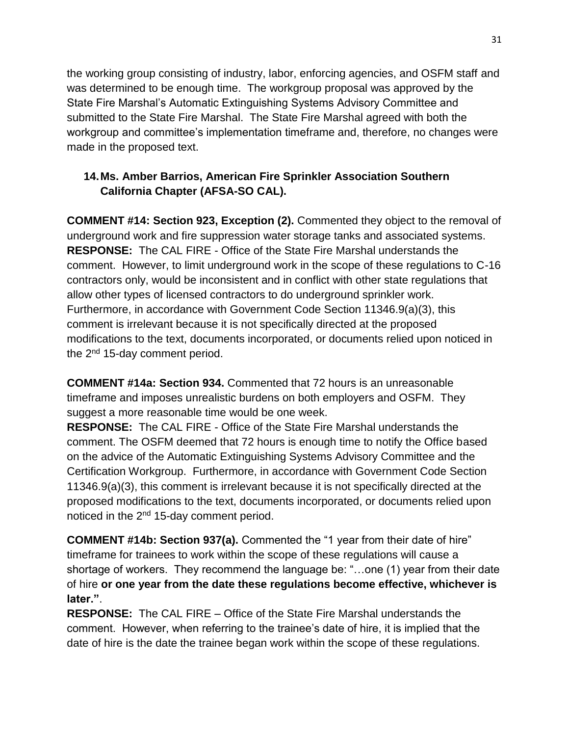the working group consisting of industry, labor, enforcing agencies, and OSFM staff and was determined to be enough time. The workgroup proposal was approved by the State Fire Marshal's Automatic Extinguishing Systems Advisory Committee and submitted to the State Fire Marshal. The State Fire Marshal agreed with both the workgroup and committee's implementation timeframe and, therefore, no changes were made in the proposed text.

14. **Ms. Amber Barrios, American Fire Sprinkler Association Southern California Chapter (AFSA-SO CAL).**

**COMMENT #14: Section 923, Exception (2).** Commented they object to the removal of underground work and fire suppression water storage tanks and associated systems.
**RESPONSE:** The CAL FIRE - Office of the State Fire Marshal understands the comment. However, to limit underground work in the scope of these regulations to C-16 contractors only, would be inconsistent and in conflict with other state regulations that allow other types of licensed contractors to do underground sprinkler work. Furthermore, in accordance with Government Code Section 11346.9(a)(3), this comment is irrelevant because it is not specifically directed at the proposed modifications to the text, documents incorporated, or documents relied upon noticed in the 2nd 15-day comment period.

**COMMENT #14a: Section 934.** Commented that 72 hours is an unreasonable timeframe and imposes unrealistic burdens on both employers and OSFM. They suggest a more reasonable time would be one week.
**RESPONSE:** The CAL FIRE - Office of the State Fire Marshal understands the comment. The OSFM deemed that 72 hours is enough time to notify the Office based on the advice of the Automatic Extinguishing Systems Advisory Committee and the Certification Workgroup. Furthermore, in accordance with Government Code Section 11346.9(a)(3), this comment is irrelevant because it is not specifically directed at the proposed modifications to the text, documents incorporated, or documents relied upon noticed in the 2nd 15-day comment period.

**COMMENT #14b: Section 937(a).** Commented the "1 year from their date of hire" timeframe for trainees to work within the scope of these regulations will cause a shortage of workers. They recommend the language be: "…one (1) year from their date of hire **or one year from the date these regulations become effective, whichever is later."**.
**RESPONSE:** The CAL FIRE – Office of the State Fire Marshal understands the comment. However, when referring to the trainee's date of hire, it is implied that the date of hire is the date the trainee began work within the scope of these regulations.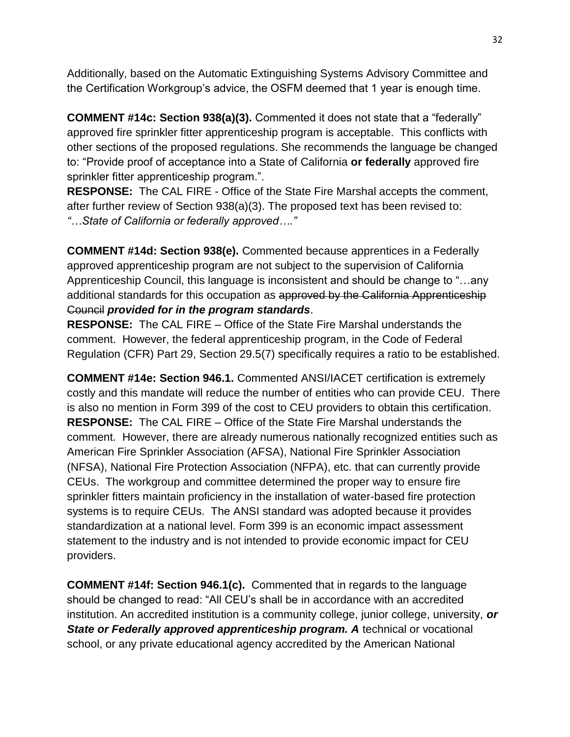Additionally, based on the Automatic Extinguishing Systems Advisory Committee and the Certification Workgroup's advice, the OSFM deemed that 1 year is enough time.

**COMMENT #14c: Section 938(a)(3).** Commented it does not state that a "federally" approved fire sprinkler fitter apprenticeship program is acceptable. This conflicts with other sections of the proposed regulations. She recommends the language be changed to: "Provide proof of acceptance into a State of California **or federally** approved fire sprinkler fitter apprenticeship program.".
**RESPONSE:** The CAL FIRE - Office of the State Fire Marshal accepts the comment, after further review of Section 938(a)(3). The proposed text has been revised to: *"…State of California or federally approved…."*

**COMMENT #14d: Section 938(e).** Commented because apprentices in a Federally approved apprenticeship program are not subject to the supervision of California Apprenticeship Council, this language is inconsistent and should be change to "…any additional standards for this occupation as ~~approved by the California Apprenticeship Council~~ ***provided for in the program standards***.
**RESPONSE:** The CAL FIRE – Office of the State Fire Marshal understands the comment. However, the federal apprenticeship program, in the Code of Federal Regulation (CFR) Part 29, Section 29.5(7) specifically requires a ratio to be established.

**COMMENT #14e: Section 946.1.** Commented ANSI/IACET certification is extremely costly and this mandate will reduce the number of entities who can provide CEU. There is also no mention in Form 399 of the cost to CEU providers to obtain this certification.
**RESPONSE:** The CAL FIRE – Office of the State Fire Marshal understands the comment. However, there are already numerous nationally recognized entities such as American Fire Sprinkler Association (AFSA), National Fire Sprinkler Association (NFSA), National Fire Protection Association (NFPA), etc. that can currently provide CEUs. The workgroup and committee determined the proper way to ensure fire sprinkler fitters maintain proficiency in the installation of water-based fire protection systems is to require CEUs. The ANSI standard was adopted because it provides standardization at a national level. Form 399 is an economic impact assessment statement to the industry and is not intended to provide economic impact for CEU providers.

**COMMENT #14f: Section 946.1(c).** Commented that in regards to the language should be changed to read: "All CEU's shall be in accordance with an accredited institution. An accredited institution is a community college, junior college, university, ***or State or Federally approved apprenticeship program. A*** technical or vocational school, or any private educational agency accredited by the American National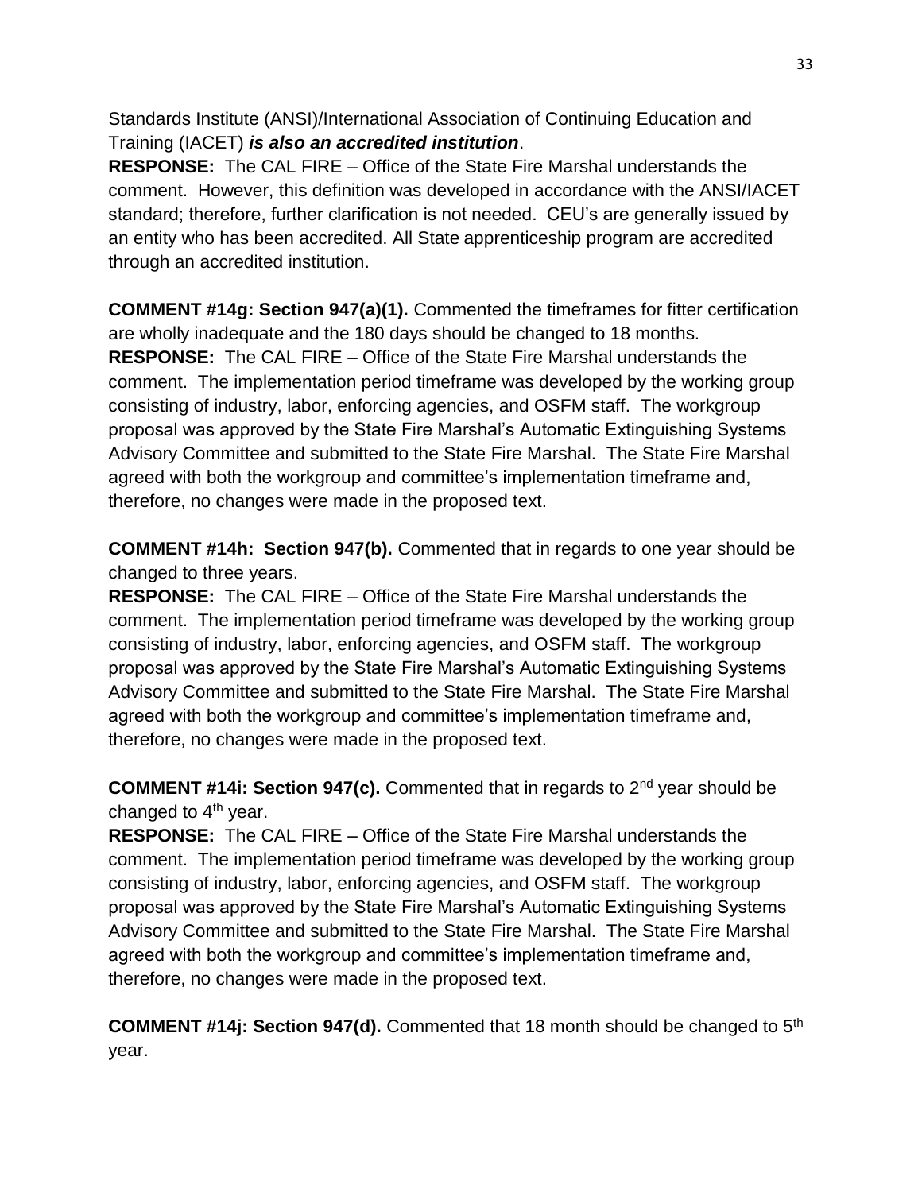Standards Institute (ANSI)/International Association of Continuing Education and Training (IACET) ***is also an accredited institution***.

**RESPONSE:** The CAL FIRE – Office of the State Fire Marshal understands the comment. However, this definition was developed in accordance with the ANSI/IACET standard; therefore, further clarification is not needed. CEU's are generally issued by an entity who has been accredited. All State apprenticeship program are accredited through an accredited institution.

**COMMENT #14g: Section 947(a)(1).** Commented the timeframes for fitter certification are wholly inadequate and the 180 days should be changed to 18 months.

**RESPONSE:** The CAL FIRE – Office of the State Fire Marshal understands the comment. The implementation period timeframe was developed by the working group consisting of industry, labor, enforcing agencies, and OSFM staff. The workgroup proposal was approved by the State Fire Marshal's Automatic Extinguishing Systems Advisory Committee and submitted to the State Fire Marshal. The State Fire Marshal agreed with both the workgroup and committee's implementation timeframe and, therefore, no changes were made in the proposed text.

**COMMENT #14h: Section 947(b).** Commented that in regards to one year should be changed to three years.

**RESPONSE:** The CAL FIRE – Office of the State Fire Marshal understands the comment. The implementation period timeframe was developed by the working group consisting of industry, labor, enforcing agencies, and OSFM staff. The workgroup proposal was approved by the State Fire Marshal's Automatic Extinguishing Systems Advisory Committee and submitted to the State Fire Marshal. The State Fire Marshal agreed with both the workgroup and committee's implementation timeframe and, therefore, no changes were made in the proposed text.

**COMMENT #14i: Section 947(c).** Commented that in regards to 2nd year should be changed to 4th year.

**RESPONSE:** The CAL FIRE – Office of the State Fire Marshal understands the comment. The implementation period timeframe was developed by the working group consisting of industry, labor, enforcing agencies, and OSFM staff. The workgroup proposal was approved by the State Fire Marshal's Automatic Extinguishing Systems Advisory Committee and submitted to the State Fire Marshal. The State Fire Marshal agreed with both the workgroup and committee's implementation timeframe and, therefore, no changes were made in the proposed text.

**COMMENT #14j: Section 947(d).** Commented that 18 month should be changed to 5th year.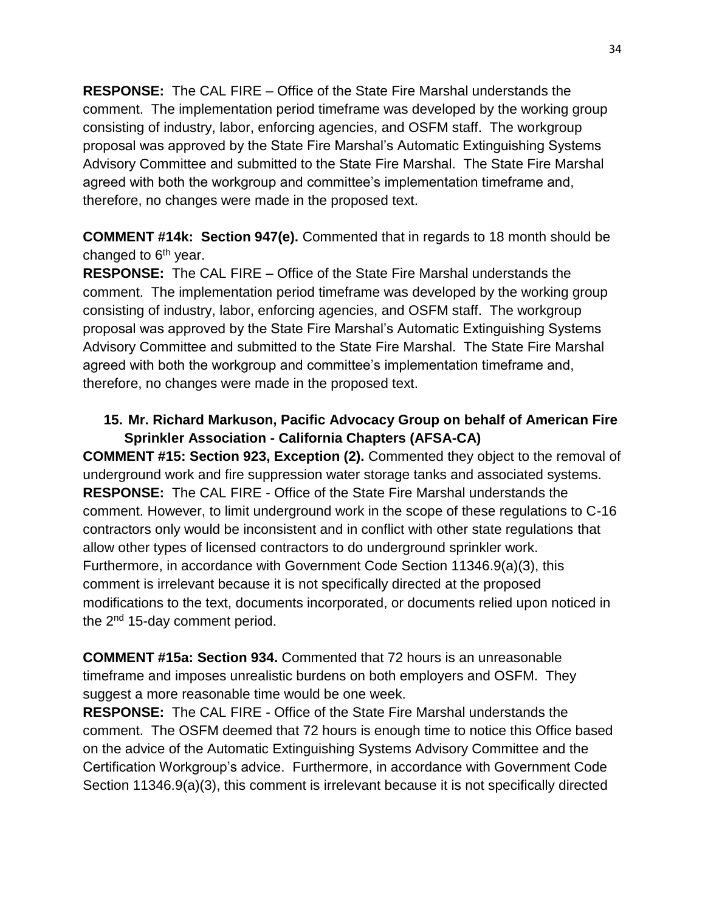**RESPONSE:** The CAL FIRE – Office of the State Fire Marshal understands the comment. The implementation period timeframe was developed by the working group consisting of industry, labor, enforcing agencies, and OSFM staff. The workgroup proposal was approved by the State Fire Marshal's Automatic Extinguishing Systems Advisory Committee and submitted to the State Fire Marshal. The State Fire Marshal agreed with both the workgroup and committee's implementation timeframe and, therefore, no changes were made in the proposed text.

**COMMENT #14k: Section 947(e).** Commented that in regards to 18 month should be changed to 6th year.
**RESPONSE:** The CAL FIRE – Office of the State Fire Marshal understands the comment. The implementation period timeframe was developed by the working group consisting of industry, labor, enforcing agencies, and OSFM staff. The workgroup proposal was approved by the State Fire Marshal's Automatic Extinguishing Systems Advisory Committee and submitted to the State Fire Marshal. The State Fire Marshal agreed with both the workgroup and committee's implementation timeframe and, therefore, no changes were made in the proposed text.

**15. Mr. Richard Markuson, Pacific Advocacy Group on behalf of American Fire Sprinkler Association - California Chapters (AFSA-CA)**

**COMMENT #15: Section 923, Exception (2).** Commented they object to the removal of underground work and fire suppression water storage tanks and associated systems.
**RESPONSE:** The CAL FIRE - Office of the State Fire Marshal understands the comment. However, to limit underground work in the scope of these regulations to C-16 contractors only would be inconsistent and in conflict with other state regulations that allow other types of licensed contractors to do underground sprinkler work. Furthermore, in accordance with Government Code Section 11346.9(a)(3), this comment is irrelevant because it is not specifically directed at the proposed modifications to the text, documents incorporated, or documents relied upon noticed in the 2nd 15-day comment period.

**COMMENT #15a: Section 934.** Commented that 72 hours is an unreasonable timeframe and imposes unrealistic burdens on both employers and OSFM. They suggest a more reasonable time would be one week.
**RESPONSE:** The CAL FIRE - Office of the State Fire Marshal understands the comment. The OSFM deemed that 72 hours is enough time to notice this Office based on the advice of the Automatic Extinguishing Systems Advisory Committee and the Certification Workgroup's advice. Furthermore, in accordance with Government Code Section 11346.9(a)(3), this comment is irrelevant because it is not specifically directed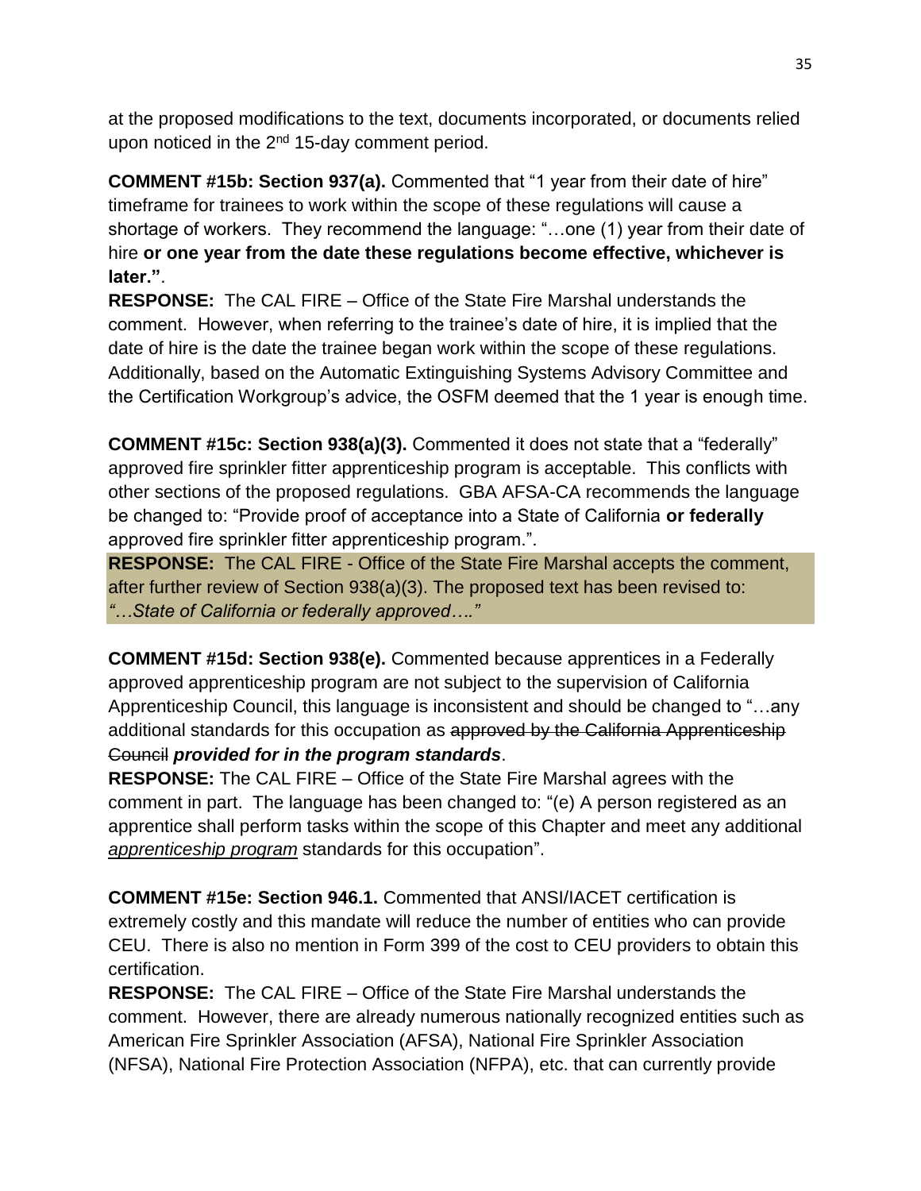at the proposed modifications to the text, documents incorporated, or documents relied upon noticed in the 2nd 15-day comment period.

**COMMENT #15b: Section 937(a).** Commented that "1 year from their date of hire" timeframe for trainees to work within the scope of these regulations will cause a shortage of workers. They recommend the language: "…one (1) year from their date of hire **or one year from the date these regulations become effective, whichever is later."**.

**RESPONSE:** The CAL FIRE – Office of the State Fire Marshal understands the comment. However, when referring to the trainee's date of hire, it is implied that the date of hire is the date the trainee began work within the scope of these regulations. Additionally, based on the Automatic Extinguishing Systems Advisory Committee and the Certification Workgroup's advice, the OSFM deemed that the 1 year is enough time.

**COMMENT #15c: Section 938(a)(3).** Commented it does not state that a "federally" approved fire sprinkler fitter apprenticeship program is acceptable. This conflicts with other sections of the proposed regulations. GBA AFSA-CA recommends the language be changed to: "Provide proof of acceptance into a State of California **or federally** approved fire sprinkler fitter apprenticeship program.".

**RESPONSE:** The CAL FIRE - Office of the State Fire Marshal accepts the comment, after further review of Section 938(a)(3). The proposed text has been revised to: *"…State of California or federally approved…."*

**COMMENT #15d: Section 938(e).** Commented because apprentices in a Federally approved apprenticeship program are not subject to the supervision of California Apprenticeship Council, this language is inconsistent and should be changed to "…any additional standards for this occupation as ~~approved by the California Apprenticeship Council~~ ***provided for in the program standards***.

**RESPONSE:** The CAL FIRE – Office of the State Fire Marshal agrees with the comment in part. The language has been changed to: "(e) A person registered as an apprentice shall perform tasks within the scope of this Chapter and meet any additional *apprenticeship program* standards for this occupation".

**COMMENT #15e: Section 946.1.** Commented that ANSI/IACET certification is extremely costly and this mandate will reduce the number of entities who can provide CEU. There is also no mention in Form 399 of the cost to CEU providers to obtain this certification.

**RESPONSE:** The CAL FIRE – Office of the State Fire Marshal understands the comment. However, there are already numerous nationally recognized entities such as American Fire Sprinkler Association (AFSA), National Fire Sprinkler Association (NFSA), National Fire Protection Association (NFPA), etc. that can currently provide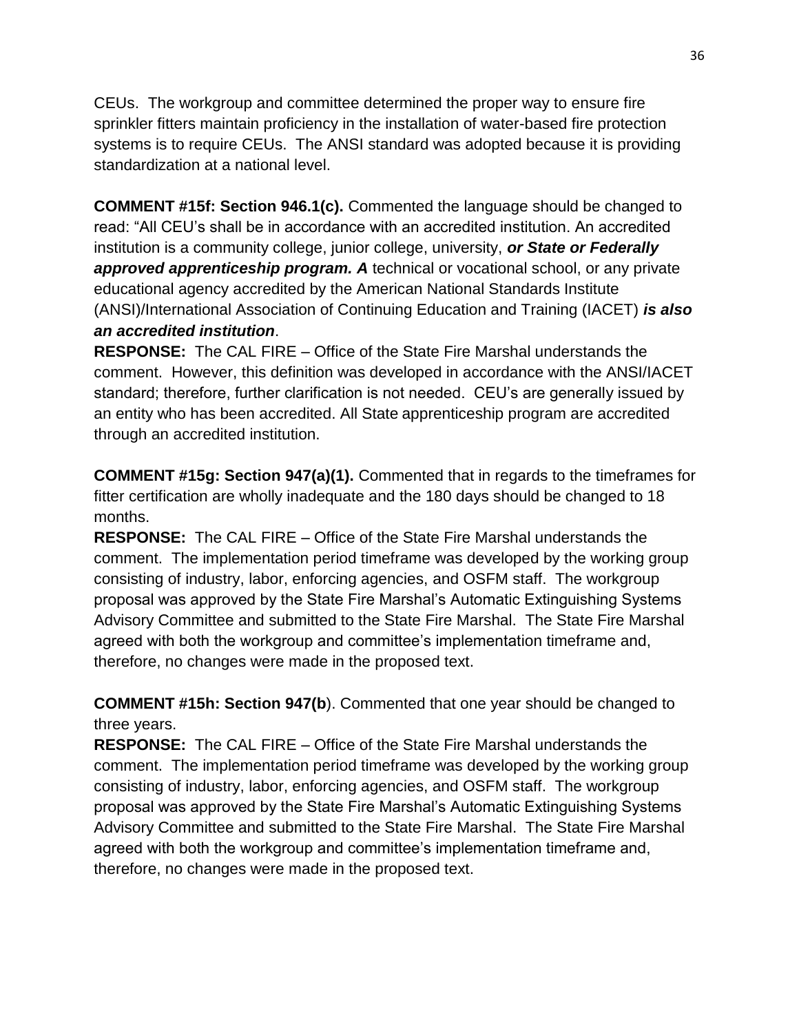CEUs. The workgroup and committee determined the proper way to ensure fire sprinkler fitters maintain proficiency in the installation of water-based fire protection systems is to require CEUs. The ANSI standard was adopted because it is providing standardization at a national level.

**COMMENT #15f: Section 946.1(c).** Commented the language should be changed to read: "All CEU's shall be in accordance with an accredited institution. An accredited institution is a community college, junior college, university, ***or State or Federally approved apprenticeship program. A*** technical or vocational school, or any private educational agency accredited by the American National Standards Institute (ANSI)/International Association of Continuing Education and Training (IACET) ***is also an accredited institution***.

**RESPONSE:** The CAL FIRE – Office of the State Fire Marshal understands the comment. However, this definition was developed in accordance with the ANSI/IACET standard; therefore, further clarification is not needed. CEU's are generally issued by an entity who has been accredited. All State apprenticeship program are accredited through an accredited institution.

**COMMENT #15g: Section 947(a)(1).** Commented that in regards to the timeframes for fitter certification are wholly inadequate and the 180 days should be changed to 18 months.

**RESPONSE:** The CAL FIRE – Office of the State Fire Marshal understands the comment. The implementation period timeframe was developed by the working group consisting of industry, labor, enforcing agencies, and OSFM staff. The workgroup proposal was approved by the State Fire Marshal's Automatic Extinguishing Systems Advisory Committee and submitted to the State Fire Marshal. The State Fire Marshal agreed with both the workgroup and committee's implementation timeframe and, therefore, no changes were made in the proposed text.

**COMMENT #15h: Section 947(b**). Commented that one year should be changed to three years.

**RESPONSE:** The CAL FIRE – Office of the State Fire Marshal understands the comment. The implementation period timeframe was developed by the working group consisting of industry, labor, enforcing agencies, and OSFM staff. The workgroup proposal was approved by the State Fire Marshal's Automatic Extinguishing Systems Advisory Committee and submitted to the State Fire Marshal. The State Fire Marshal agreed with both the workgroup and committee's implementation timeframe and, therefore, no changes were made in the proposed text.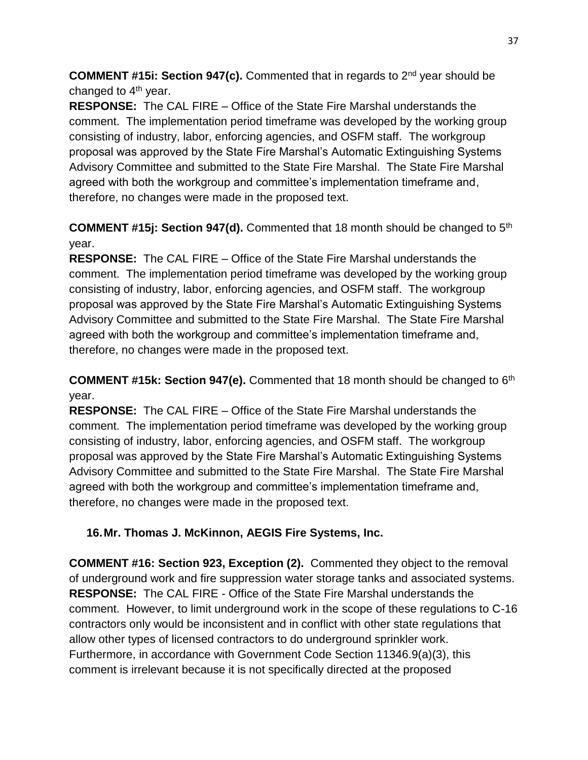**COMMENT #15i: Section 947(c).** Commented that in regards to 2nd year should be changed to 4th year.
**RESPONSE:** The CAL FIRE – Office of the State Fire Marshal understands the comment. The implementation period timeframe was developed by the working group consisting of industry, labor, enforcing agencies, and OSFM staff. The workgroup proposal was approved by the State Fire Marshal's Automatic Extinguishing Systems Advisory Committee and submitted to the State Fire Marshal. The State Fire Marshal agreed with both the workgroup and committee's implementation timeframe and, therefore, no changes were made in the proposed text.

**COMMENT #15j: Section 947(d).** Commented that 18 month should be changed to 5th year.
**RESPONSE:** The CAL FIRE – Office of the State Fire Marshal understands the comment. The implementation period timeframe was developed by the working group consisting of industry, labor, enforcing agencies, and OSFM staff. The workgroup proposal was approved by the State Fire Marshal's Automatic Extinguishing Systems Advisory Committee and submitted to the State Fire Marshal. The State Fire Marshal agreed with both the workgroup and committee's implementation timeframe and, therefore, no changes were made in the proposed text.

**COMMENT #15k: Section 947(e).** Commented that 18 month should be changed to 6th year.
**RESPONSE:** The CAL FIRE – Office of the State Fire Marshal understands the comment. The implementation period timeframe was developed by the working group consisting of industry, labor, enforcing agencies, and OSFM staff. The workgroup proposal was approved by the State Fire Marshal's Automatic Extinguishing Systems Advisory Committee and submitted to the State Fire Marshal. The State Fire Marshal agreed with both the workgroup and committee's implementation timeframe and, therefore, no changes were made in the proposed text.

16. **Mr. Thomas J. McKinnon, AEGIS Fire Systems, Inc.**

**COMMENT #16: Section 923, Exception (2).** Commented they object to the removal of underground work and fire suppression water storage tanks and associated systems.
**RESPONSE:** The CAL FIRE - Office of the State Fire Marshal understands the comment. However, to limit underground work in the scope of these regulations to C-16 contractors only would be inconsistent and in conflict with other state regulations that allow other types of licensed contractors to do underground sprinkler work. Furthermore, in accordance with Government Code Section 11346.9(a)(3), this comment is irrelevant because it is not specifically directed at the proposed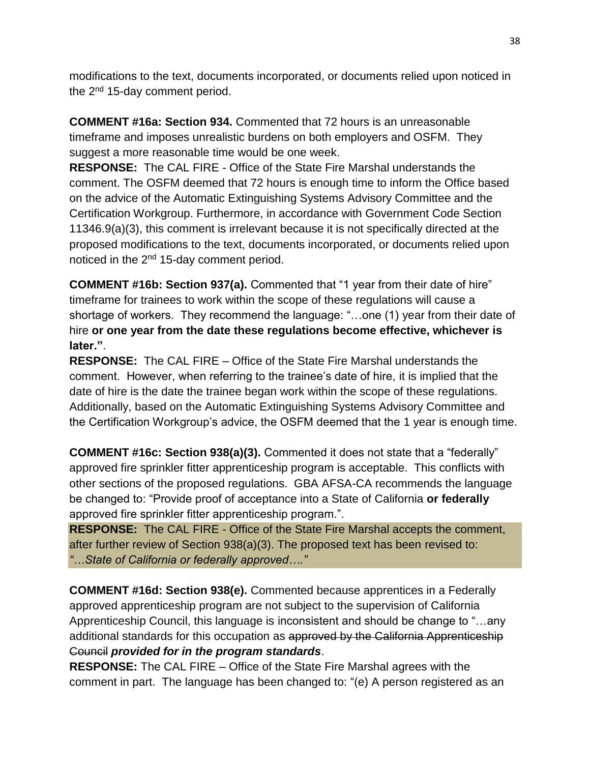modifications to the text, documents incorporated, or documents relied upon noticed in the 2nd 15-day comment period.

**COMMENT #16a: Section 934.** Commented that 72 hours is an unreasonable timeframe and imposes unrealistic burdens on both employers and OSFM. They suggest a more reasonable time would be one week.

**RESPONSE:** The CAL FIRE - Office of the State Fire Marshal understands the comment. The OSFM deemed that 72 hours is enough time to inform the Office based on the advice of the Automatic Extinguishing Systems Advisory Committee and the Certification Workgroup. Furthermore, in accordance with Government Code Section 11346.9(a)(3), this comment is irrelevant because it is not specifically directed at the proposed modifications to the text, documents incorporated, or documents relied upon noticed in the 2nd 15-day comment period.

**COMMENT #16b: Section 937(a).** Commented that "1 year from their date of hire" timeframe for trainees to work within the scope of these regulations will cause a shortage of workers. They recommend the language: "…one (1) year from their date of hire **or one year from the date these regulations become effective, whichever is later."**.

**RESPONSE:** The CAL FIRE – Office of the State Fire Marshal understands the comment. However, when referring to the trainee's date of hire, it is implied that the date of hire is the date the trainee began work within the scope of these regulations. Additionally, based on the Automatic Extinguishing Systems Advisory Committee and the Certification Workgroup's advice, the OSFM deemed that the 1 year is enough time.

**COMMENT #16c: Section 938(a)(3).** Commented it does not state that a "federally" approved fire sprinkler fitter apprenticeship program is acceptable. This conflicts with other sections of the proposed regulations. GBA AFSA-CA recommends the language be changed to: "Provide proof of acceptance into a State of California **or federally** approved fire sprinkler fitter apprenticeship program.".

**RESPONSE:** The CAL FIRE - Office of the State Fire Marshal accepts the comment, after further review of Section 938(a)(3). The proposed text has been revised to: *"…State of California or federally approved…."*

**COMMENT #16d: Section 938(e).** Commented because apprentices in a Federally approved apprenticeship program are not subject to the supervision of California Apprenticeship Council, this language is inconsistent and should be change to "…any additional standards for this occupation as ~~approved by the California Apprenticeship Council~~ ***provided for in the program standards***.

**RESPONSE:** The CAL FIRE – Office of the State Fire Marshal agrees with the comment in part. The language has been changed to: "(e) A person registered as an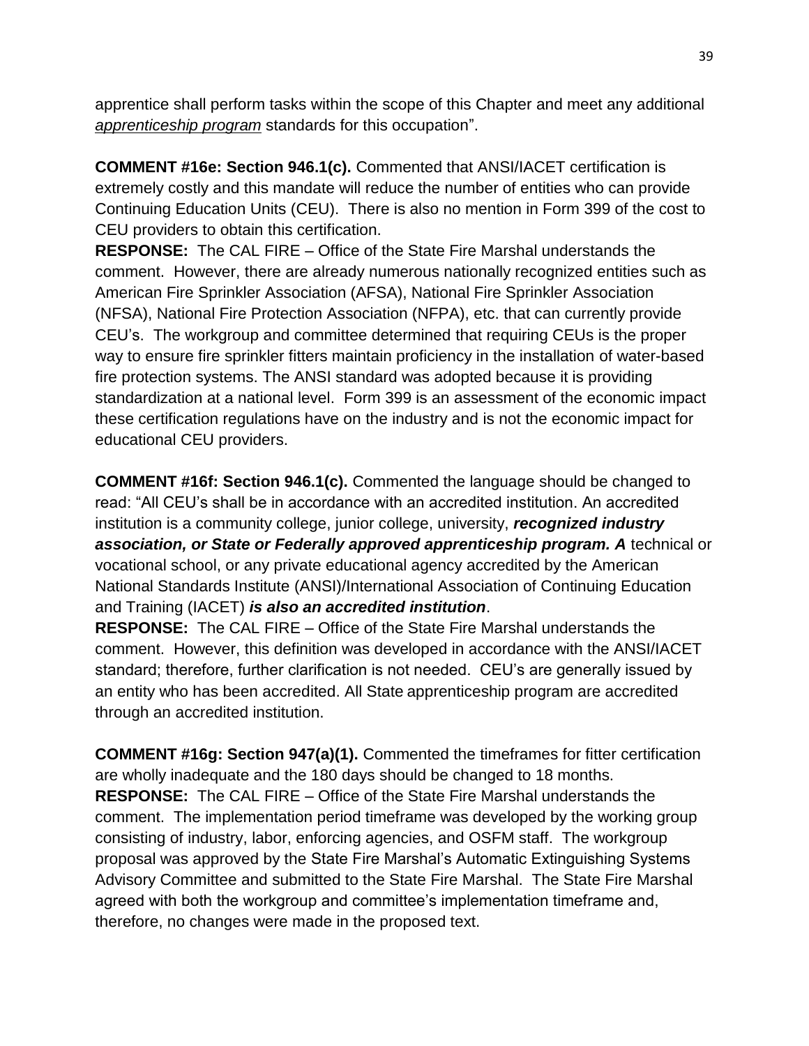apprentice shall perform tasks within the scope of this Chapter and meet any additional *apprenticeship program* standards for this occupation".

**COMMENT #16e: Section 946.1(c).** Commented that ANSI/IACET certification is extremely costly and this mandate will reduce the number of entities who can provide Continuing Education Units (CEU). There is also no mention in Form 399 of the cost to CEU providers to obtain this certification.

**RESPONSE:** The CAL FIRE – Office of the State Fire Marshal understands the comment. However, there are already numerous nationally recognized entities such as American Fire Sprinkler Association (AFSA), National Fire Sprinkler Association (NFSA), National Fire Protection Association (NFPA), etc. that can currently provide CEU's. The workgroup and committee determined that requiring CEUs is the proper way to ensure fire sprinkler fitters maintain proficiency in the installation of water-based fire protection systems. The ANSI standard was adopted because it is providing standardization at a national level. Form 399 is an assessment of the economic impact these certification regulations have on the industry and is not the economic impact for educational CEU providers.

**COMMENT #16f: Section 946.1(c).** Commented the language should be changed to read: "All CEU's shall be in accordance with an accredited institution. An accredited institution is a community college, junior college, university, ***recognized industry association, or State or Federally approved apprenticeship program. A*** technical or vocational school, or any private educational agency accredited by the American National Standards Institute (ANSI)/International Association of Continuing Education and Training (IACET) ***is also an accredited institution***.

**RESPONSE:** The CAL FIRE – Office of the State Fire Marshal understands the comment. However, this definition was developed in accordance with the ANSI/IACET standard; therefore, further clarification is not needed. CEU's are generally issued by an entity who has been accredited. All State apprenticeship program are accredited through an accredited institution.

**COMMENT #16g: Section 947(a)(1).** Commented the timeframes for fitter certification are wholly inadequate and the 180 days should be changed to 18 months.

**RESPONSE:** The CAL FIRE – Office of the State Fire Marshal understands the comment. The implementation period timeframe was developed by the working group consisting of industry, labor, enforcing agencies, and OSFM staff. The workgroup proposal was approved by the State Fire Marshal's Automatic Extinguishing Systems Advisory Committee and submitted to the State Fire Marshal. The State Fire Marshal agreed with both the workgroup and committee's implementation timeframe and, therefore, no changes were made in the proposed text.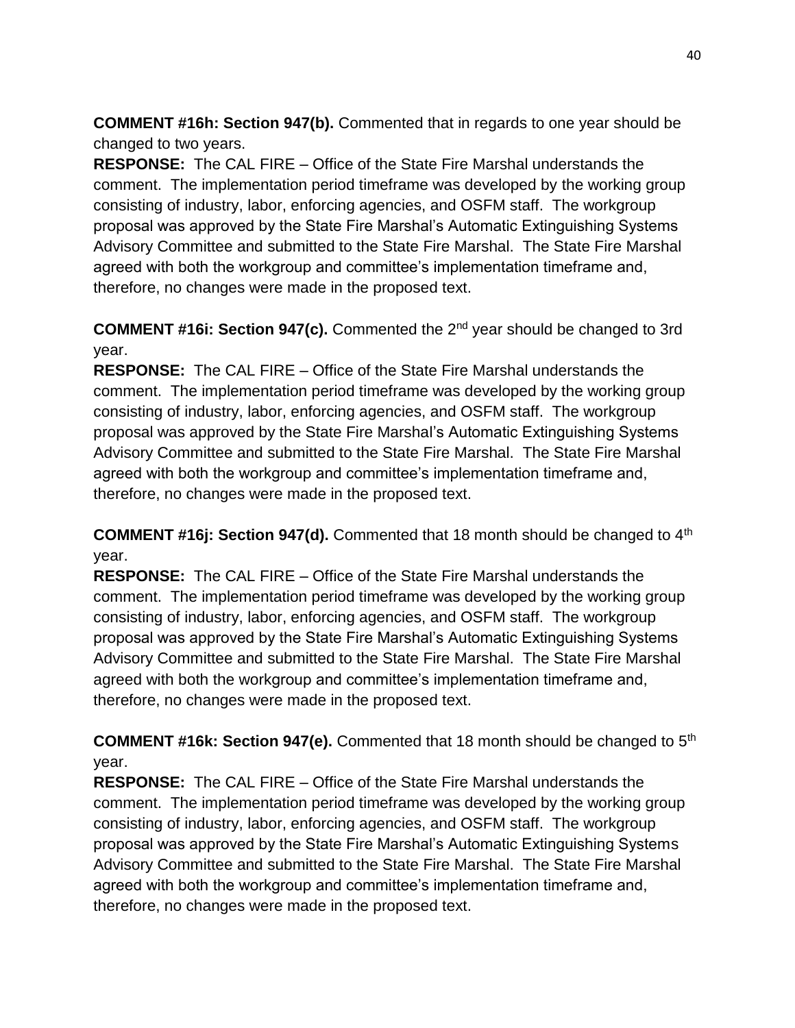**COMMENT #16h: Section 947(b).** Commented that in regards to one year should be changed to two years.

**RESPONSE:** The CAL FIRE – Office of the State Fire Marshal understands the comment. The implementation period timeframe was developed by the working group consisting of industry, labor, enforcing agencies, and OSFM staff. The workgroup proposal was approved by the State Fire Marshal's Automatic Extinguishing Systems Advisory Committee and submitted to the State Fire Marshal. The State Fire Marshal agreed with both the workgroup and committee's implementation timeframe and, therefore, no changes were made in the proposed text.

**COMMENT #16i: Section 947(c).** Commented the 2nd year should be changed to 3rd year.

**RESPONSE:** The CAL FIRE – Office of the State Fire Marshal understands the comment. The implementation period timeframe was developed by the working group consisting of industry, labor, enforcing agencies, and OSFM staff. The workgroup proposal was approved by the State Fire Marshal's Automatic Extinguishing Systems Advisory Committee and submitted to the State Fire Marshal. The State Fire Marshal agreed with both the workgroup and committee's implementation timeframe and, therefore, no changes were made in the proposed text.

**COMMENT #16j: Section 947(d).** Commented that 18 month should be changed to 4th year.

**RESPONSE:** The CAL FIRE – Office of the State Fire Marshal understands the comment. The implementation period timeframe was developed by the working group consisting of industry, labor, enforcing agencies, and OSFM staff. The workgroup proposal was approved by the State Fire Marshal's Automatic Extinguishing Systems Advisory Committee and submitted to the State Fire Marshal. The State Fire Marshal agreed with both the workgroup and committee's implementation timeframe and, therefore, no changes were made in the proposed text.

**COMMENT #16k: Section 947(e).** Commented that 18 month should be changed to 5th year.

**RESPONSE:** The CAL FIRE – Office of the State Fire Marshal understands the comment. The implementation period timeframe was developed by the working group consisting of industry, labor, enforcing agencies, and OSFM staff. The workgroup proposal was approved by the State Fire Marshal's Automatic Extinguishing Systems Advisory Committee and submitted to the State Fire Marshal. The State Fire Marshal agreed with both the workgroup and committee's implementation timeframe and, therefore, no changes were made in the proposed text.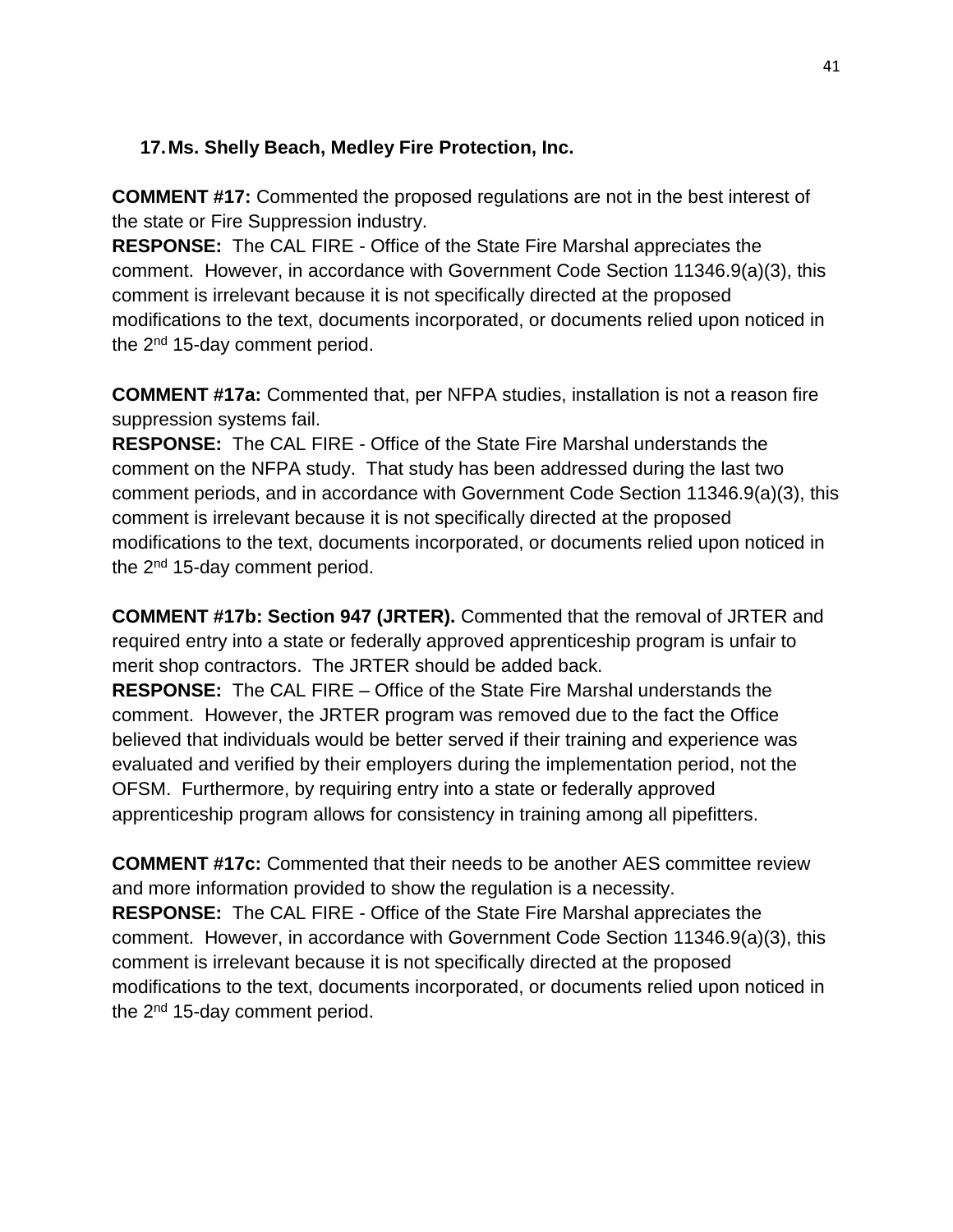17. **Ms. Shelly Beach, Medley Fire Protection, Inc.**

**COMMENT #17:** Commented the proposed regulations are not in the best interest of the state or Fire Suppression industry.
**RESPONSE:** The CAL FIRE - Office of the State Fire Marshal appreciates the comment. However, in accordance with Government Code Section 11346.9(a)(3), this comment is irrelevant because it is not specifically directed at the proposed modifications to the text, documents incorporated, or documents relied upon noticed in the 2nd 15-day comment period.

**COMMENT #17a:** Commented that, per NFPA studies, installation is not a reason fire suppression systems fail.
**RESPONSE:** The CAL FIRE - Office of the State Fire Marshal understands the comment on the NFPA study. That study has been addressed during the last two comment periods, and in accordance with Government Code Section 11346.9(a)(3), this comment is irrelevant because it is not specifically directed at the proposed modifications to the text, documents incorporated, or documents relied upon noticed in the 2nd 15-day comment period.

**COMMENT #17b: Section 947 (JRTER).** Commented that the removal of JRTER and required entry into a state or federally approved apprenticeship program is unfair to merit shop contractors. The JRTER should be added back.
**RESPONSE:** The CAL FIRE – Office of the State Fire Marshal understands the comment. However, the JRTER program was removed due to the fact the Office believed that individuals would be better served if their training and experience was evaluated and verified by their employers during the implementation period, not the OFSM. Furthermore, by requiring entry into a state or federally approved apprenticeship program allows for consistency in training among all pipefitters.

**COMMENT #17c:** Commented that their needs to be another AES committee review and more information provided to show the regulation is a necessity.
**RESPONSE:** The CAL FIRE - Office of the State Fire Marshal appreciates the comment. However, in accordance with Government Code Section 11346.9(a)(3), this comment is irrelevant because it is not specifically directed at the proposed modifications to the text, documents incorporated, or documents relied upon noticed in the 2nd 15-day comment period.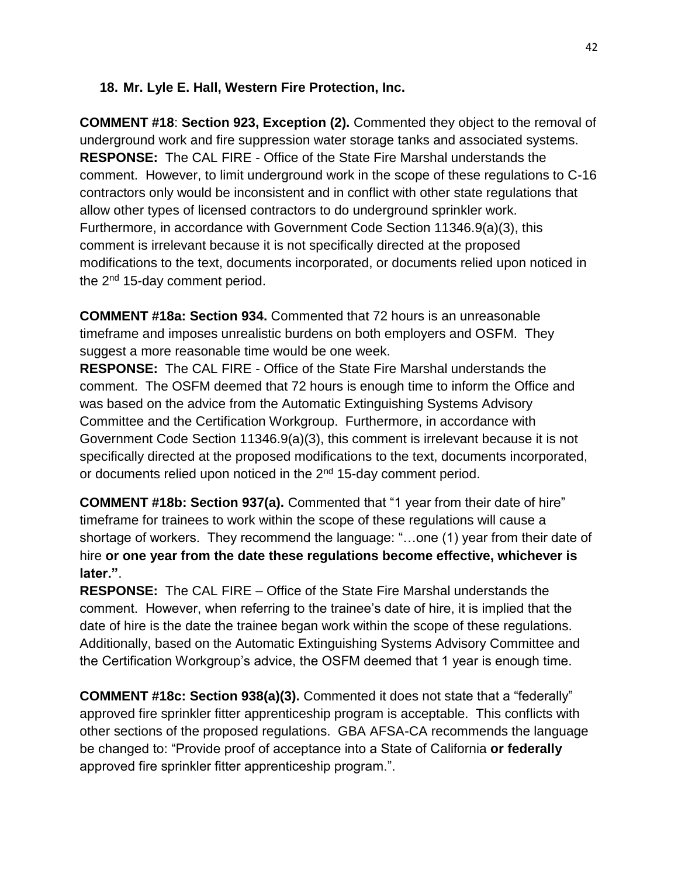**18. Mr. Lyle E. Hall, Western Fire Protection, Inc.**

**COMMENT #18**: **Section 923, Exception (2).** Commented they object to the removal of underground work and fire suppression water storage tanks and associated systems.
**RESPONSE:** The CAL FIRE - Office of the State Fire Marshal understands the comment. However, to limit underground work in the scope of these regulations to C-16 contractors only would be inconsistent and in conflict with other state regulations that allow other types of licensed contractors to do underground sprinkler work. Furthermore, in accordance with Government Code Section 11346.9(a)(3), this comment is irrelevant because it is not specifically directed at the proposed modifications to the text, documents incorporated, or documents relied upon noticed in the 2nd 15-day comment period.

**COMMENT #18a: Section 934.** Commented that 72 hours is an unreasonable timeframe and imposes unrealistic burdens on both employers and OSFM. They suggest a more reasonable time would be one week.
**RESPONSE:** The CAL FIRE - Office of the State Fire Marshal understands the comment. The OSFM deemed that 72 hours is enough time to inform the Office and was based on the advice from the Automatic Extinguishing Systems Advisory Committee and the Certification Workgroup. Furthermore, in accordance with Government Code Section 11346.9(a)(3), this comment is irrelevant because it is not specifically directed at the proposed modifications to the text, documents incorporated, or documents relied upon noticed in the 2nd 15-day comment period.

**COMMENT #18b: Section 937(a).** Commented that "1 year from their date of hire" timeframe for trainees to work within the scope of these regulations will cause a shortage of workers. They recommend the language: "…one (1) year from their date of hire **or one year from the date these regulations become effective, whichever is later."**.
**RESPONSE:** The CAL FIRE – Office of the State Fire Marshal understands the comment. However, when referring to the trainee's date of hire, it is implied that the date of hire is the date the trainee began work within the scope of these regulations. Additionally, based on the Automatic Extinguishing Systems Advisory Committee and the Certification Workgroup's advice, the OSFM deemed that 1 year is enough time.

**COMMENT #18c: Section 938(a)(3).** Commented it does not state that a "federally" approved fire sprinkler fitter apprenticeship program is acceptable. This conflicts with other sections of the proposed regulations. GBA AFSA-CA recommends the language be changed to: "Provide proof of acceptance into a State of California **or federally** approved fire sprinkler fitter apprenticeship program.".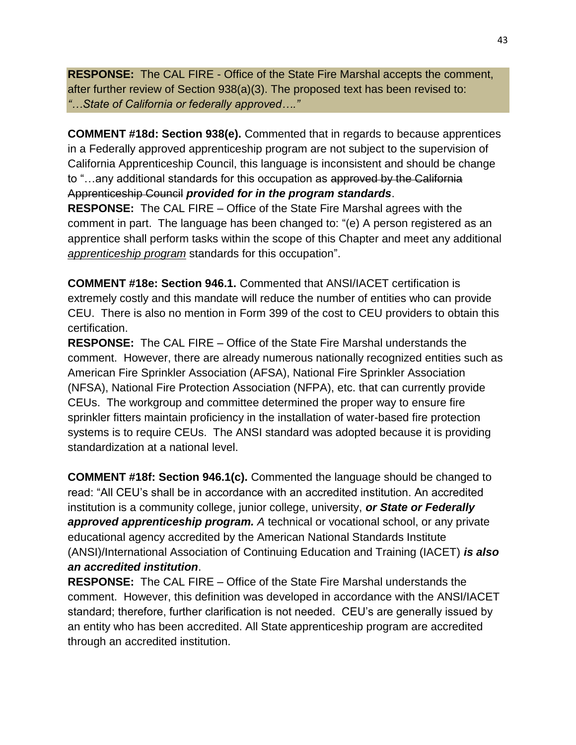**RESPONSE:** The CAL FIRE - Office of the State Fire Marshal accepts the comment, after further review of Section 938(a)(3). The proposed text has been revised to: *"…State of California or federally approved…."*

**COMMENT #18d: Section 938(e).** Commented that in regards to because apprentices in a Federally approved apprenticeship program are not subject to the supervision of California Apprenticeship Council, this language is inconsistent and should be change to "…any additional standards for this occupation as ~~approved by the California Apprenticeship Council~~ ***provided for in the program standards***.

**RESPONSE:** The CAL FIRE – Office of the State Fire Marshal agrees with the comment in part. The language has been changed to: "(e) A person registered as an apprentice shall perform tasks within the scope of this Chapter and meet any additional <u>*apprenticeship program*</u> standards for this occupation".

**COMMENT #18e: Section 946.1.** Commented that ANSI/IACET certification is extremely costly and this mandate will reduce the number of entities who can provide CEU. There is also no mention in Form 399 of the cost to CEU providers to obtain this certification.

**RESPONSE:** The CAL FIRE – Office of the State Fire Marshal understands the comment. However, there are already numerous nationally recognized entities such as American Fire Sprinkler Association (AFSA), National Fire Sprinkler Association (NFSA), National Fire Protection Association (NFPA), etc. that can currently provide CEUs. The workgroup and committee determined the proper way to ensure fire sprinkler fitters maintain proficiency in the installation of water-based fire protection systems is to require CEUs. The ANSI standard was adopted because it is providing standardization at a national level.

**COMMENT #18f: Section 946.1(c).** Commented the language should be changed to read: "All CEU's shall be in accordance with an accredited institution. An accredited institution is a community college, junior college, university, ***or State or Federally approved apprenticeship program.*** *A* technical or vocational school, or any private educational agency accredited by the American National Standards Institute (ANSI)/International Association of Continuing Education and Training (IACET) ***is also an accredited institution***.

**RESPONSE:** The CAL FIRE – Office of the State Fire Marshal understands the comment. However, this definition was developed in accordance with the ANSI/IACET standard; therefore, further clarification is not needed. CEU's are generally issued by an entity who has been accredited. All State apprenticeship program are accredited through an accredited institution.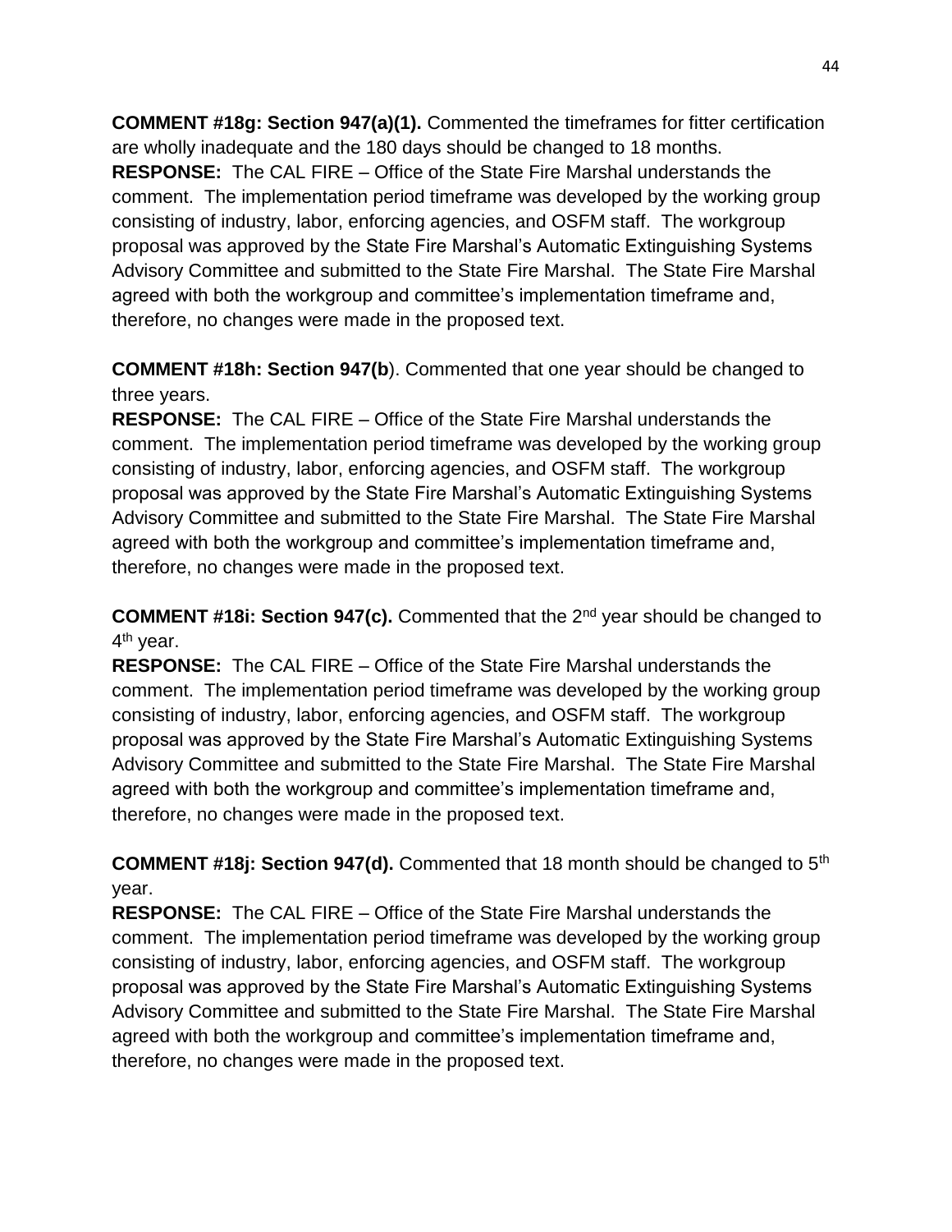**COMMENT #18g: Section 947(a)(1).** Commented the timeframes for fitter certification are wholly inadequate and the 180 days should be changed to 18 months.
**RESPONSE:** The CAL FIRE – Office of the State Fire Marshal understands the comment. The implementation period timeframe was developed by the working group consisting of industry, labor, enforcing agencies, and OSFM staff. The workgroup proposal was approved by the State Fire Marshal's Automatic Extinguishing Systems Advisory Committee and submitted to the State Fire Marshal. The State Fire Marshal agreed with both the workgroup and committee's implementation timeframe and, therefore, no changes were made in the proposed text.

**COMMENT #18h: Section 947(b**). Commented that one year should be changed to three years.
**RESPONSE:** The CAL FIRE – Office of the State Fire Marshal understands the comment. The implementation period timeframe was developed by the working group consisting of industry, labor, enforcing agencies, and OSFM staff. The workgroup proposal was approved by the State Fire Marshal's Automatic Extinguishing Systems Advisory Committee and submitted to the State Fire Marshal. The State Fire Marshal agreed with both the workgroup and committee's implementation timeframe and, therefore, no changes were made in the proposed text.

**COMMENT #18i: Section 947(c).** Commented that the 2nd year should be changed to 4th year.
**RESPONSE:** The CAL FIRE – Office of the State Fire Marshal understands the comment. The implementation period timeframe was developed by the working group consisting of industry, labor, enforcing agencies, and OSFM staff. The workgroup proposal was approved by the State Fire Marshal's Automatic Extinguishing Systems Advisory Committee and submitted to the State Fire Marshal. The State Fire Marshal agreed with both the workgroup and committee's implementation timeframe and, therefore, no changes were made in the proposed text.

**COMMENT #18j: Section 947(d).** Commented that 18 month should be changed to 5th year.
**RESPONSE:** The CAL FIRE – Office of the State Fire Marshal understands the comment. The implementation period timeframe was developed by the working group consisting of industry, labor, enforcing agencies, and OSFM staff. The workgroup proposal was approved by the State Fire Marshal's Automatic Extinguishing Systems Advisory Committee and submitted to the State Fire Marshal. The State Fire Marshal agreed with both the workgroup and committee's implementation timeframe and, therefore, no changes were made in the proposed text.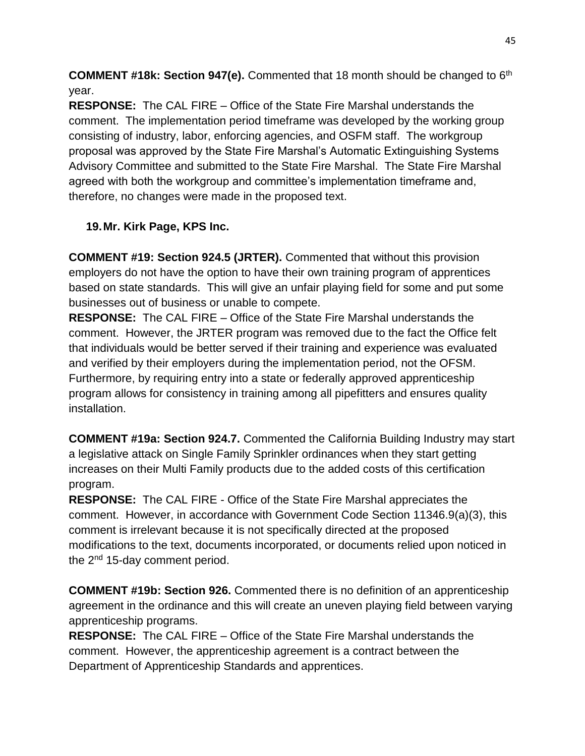**COMMENT #18k: Section 947(e).** Commented that 18 month should be changed to 6th year.

**RESPONSE:** The CAL FIRE – Office of the State Fire Marshal understands the comment. The implementation period timeframe was developed by the working group consisting of industry, labor, enforcing agencies, and OSFM staff. The workgroup proposal was approved by the State Fire Marshal's Automatic Extinguishing Systems Advisory Committee and submitted to the State Fire Marshal. The State Fire Marshal agreed with both the workgroup and committee's implementation timeframe and, therefore, no changes were made in the proposed text.

19. **Mr. Kirk Page, KPS Inc.**

**COMMENT #19: Section 924.5 (JRTER).** Commented that without this provision employers do not have the option to have their own training program of apprentices based on state standards. This will give an unfair playing field for some and put some businesses out of business or unable to compete.

**RESPONSE:** The CAL FIRE – Office of the State Fire Marshal understands the comment. However, the JRTER program was removed due to the fact the Office felt that individuals would be better served if their training and experience was evaluated and verified by their employers during the implementation period, not the OFSM. Furthermore, by requiring entry into a state or federally approved apprenticeship program allows for consistency in training among all pipefitters and ensures quality installation.

**COMMENT #19a: Section 924.7.** Commented the California Building Industry may start a legislative attack on Single Family Sprinkler ordinances when they start getting increases on their Multi Family products due to the added costs of this certification program.

**RESPONSE:** The CAL FIRE - Office of the State Fire Marshal appreciates the comment. However, in accordance with Government Code Section 11346.9(a)(3), this comment is irrelevant because it is not specifically directed at the proposed modifications to the text, documents incorporated, or documents relied upon noticed in the 2nd 15-day comment period.

**COMMENT #19b: Section 926.** Commented there is no definition of an apprenticeship agreement in the ordinance and this will create an uneven playing field between varying apprenticeship programs.

**RESPONSE:** The CAL FIRE – Office of the State Fire Marshal understands the comment. However, the apprenticeship agreement is a contract between the Department of Apprenticeship Standards and apprentices.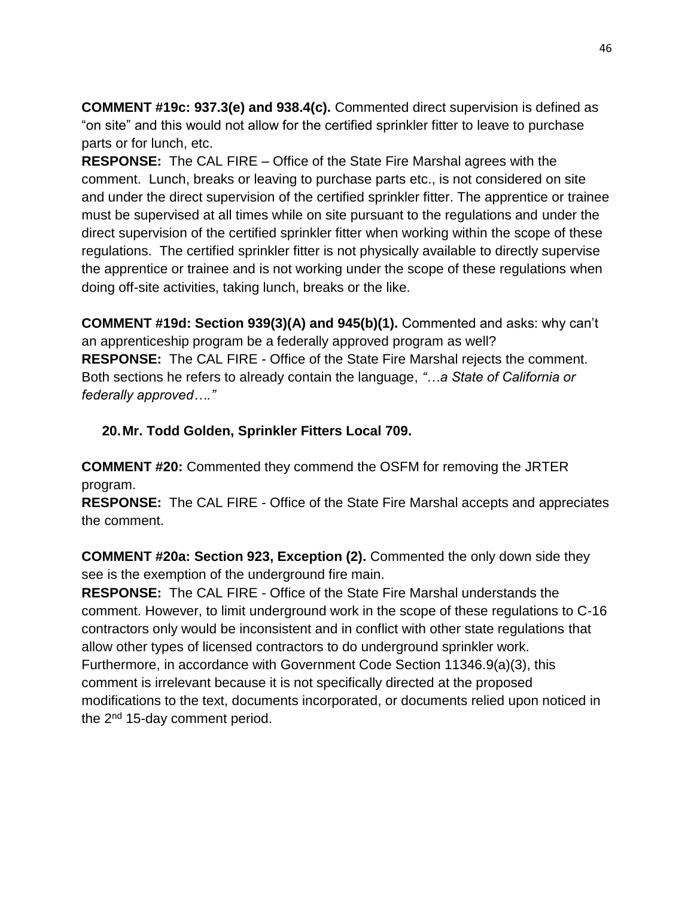**COMMENT #19c: 937.3(e) and 938.4(c).** Commented direct supervision is defined as "on site" and this would not allow for the certified sprinkler fitter to leave to purchase parts or for lunch, etc.

**RESPONSE:** The CAL FIRE – Office of the State Fire Marshal agrees with the comment. Lunch, breaks or leaving to purchase parts etc., is not considered on site and under the direct supervision of the certified sprinkler fitter. The apprentice or trainee must be supervised at all times while on site pursuant to the regulations and under the direct supervision of the certified sprinkler fitter when working within the scope of these regulations. The certified sprinkler fitter is not physically available to directly supervise the apprentice or trainee and is not working under the scope of these regulations when doing off-site activities, taking lunch, breaks or the like.

**COMMENT #19d: Section 939(3)(A) and 945(b)(1).** Commented and asks: why can't an apprenticeship program be a federally approved program as well?

**RESPONSE:** The CAL FIRE - Office of the State Fire Marshal rejects the comment. Both sections he refers to already contain the language, *"…a State of California or federally approved…."*

**20. Mr. Todd Golden, Sprinkler Fitters Local 709.**

**COMMENT #20:** Commented they commend the OSFM for removing the JRTER program.

**RESPONSE:** The CAL FIRE - Office of the State Fire Marshal accepts and appreciates the comment.

**COMMENT #20a: Section 923, Exception (2).** Commented the only down side they see is the exemption of the underground fire main.

**RESPONSE:** The CAL FIRE - Office of the State Fire Marshal understands the comment. However, to limit underground work in the scope of these regulations to C-16 contractors only would be inconsistent and in conflict with other state regulations that allow other types of licensed contractors to do underground sprinkler work. Furthermore, in accordance with Government Code Section 11346.9(a)(3), this comment is irrelevant because it is not specifically directed at the proposed modifications to the text, documents incorporated, or documents relied upon noticed in the 2nd 15-day comment period.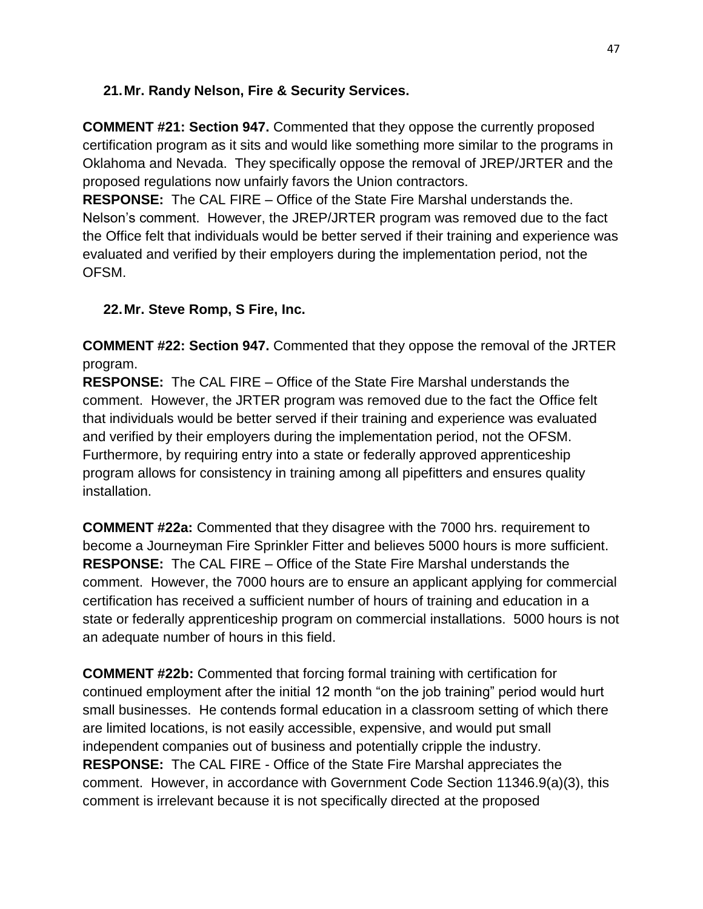21. **Mr. Randy Nelson, Fire & Security Services.**

**COMMENT #21: Section 947.** Commented that they oppose the currently proposed certification program as it sits and would like something more similar to the programs in Oklahoma and Nevada. They specifically oppose the removal of JREP/JRTER and the proposed regulations now unfairly favors the Union contractors.
**RESPONSE:** The CAL FIRE – Office of the State Fire Marshal understands the. Nelson's comment. However, the JREP/JRTER program was removed due to the fact the Office felt that individuals would be better served if their training and experience was evaluated and verified by their employers during the implementation period, not the OFSM.

22. **Mr. Steve Romp, S Fire, Inc.**

**COMMENT #22: Section 947.** Commented that they oppose the removal of the JRTER program.
**RESPONSE:** The CAL FIRE – Office of the State Fire Marshal understands the comment. However, the JRTER program was removed due to the fact the Office felt that individuals would be better served if their training and experience was evaluated and verified by their employers during the implementation period, not the OFSM. Furthermore, by requiring entry into a state or federally approved apprenticeship program allows for consistency in training among all pipefitters and ensures quality installation.

**COMMENT #22a:** Commented that they disagree with the 7000 hrs. requirement to become a Journeyman Fire Sprinkler Fitter and believes 5000 hours is more sufficient.
**RESPONSE:** The CAL FIRE – Office of the State Fire Marshal understands the comment. However, the 7000 hours are to ensure an applicant applying for commercial certification has received a sufficient number of hours of training and education in a state or federally apprenticeship program on commercial installations. 5000 hours is not an adequate number of hours in this field.

**COMMENT #22b:** Commented that forcing formal training with certification for continued employment after the initial 12 month "on the job training" period would hurt small businesses. He contends formal education in a classroom setting of which there are limited locations, is not easily accessible, expensive, and would put small independent companies out of business and potentially cripple the industry.
**RESPONSE:** The CAL FIRE - Office of the State Fire Marshal appreciates the comment. However, in accordance with Government Code Section 11346.9(a)(3), this comment is irrelevant because it is not specifically directed at the proposed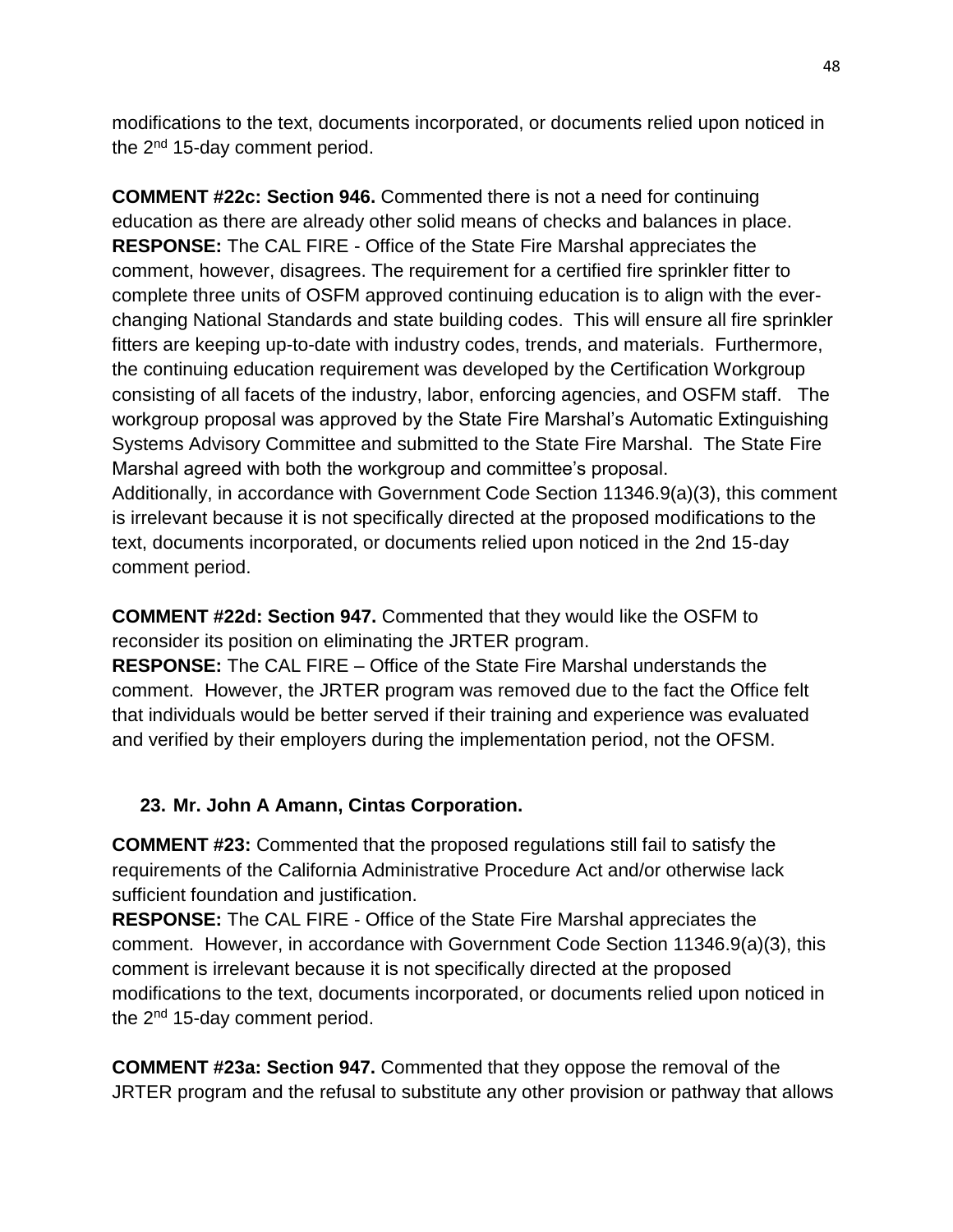modifications to the text, documents incorporated, or documents relied upon noticed in the 2nd 15-day comment period.

**COMMENT #22c: Section 946.** Commented there is not a need for continuing education as there are already other solid means of checks and balances in place.
**RESPONSE:** The CAL FIRE - Office of the State Fire Marshal appreciates the comment, however, disagrees. The requirement for a certified fire sprinkler fitter to complete three units of OSFM approved continuing education is to align with the ever-changing National Standards and state building codes. This will ensure all fire sprinkler fitters are keeping up-to-date with industry codes, trends, and materials. Furthermore, the continuing education requirement was developed by the Certification Workgroup consisting of all facets of the industry, labor, enforcing agencies, and OSFM staff. The workgroup proposal was approved by the State Fire Marshal's Automatic Extinguishing Systems Advisory Committee and submitted to the State Fire Marshal. The State Fire Marshal agreed with both the workgroup and committee's proposal.
Additionally, in accordance with Government Code Section 11346.9(a)(3), this comment is irrelevant because it is not specifically directed at the proposed modifications to the text, documents incorporated, or documents relied upon noticed in the 2nd 15-day comment period.

**COMMENT #22d: Section 947.** Commented that they would like the OSFM to reconsider its position on eliminating the JRTER program.
**RESPONSE:** The CAL FIRE – Office of the State Fire Marshal understands the comment. However, the JRTER program was removed due to the fact the Office felt that individuals would be better served if their training and experience was evaluated and verified by their employers during the implementation period, not the OFSM.

**23. Mr. John A Amann, Cintas Corporation.**

**COMMENT #23:** Commented that the proposed regulations still fail to satisfy the requirements of the California Administrative Procedure Act and/or otherwise lack sufficient foundation and justification.
**RESPONSE:** The CAL FIRE - Office of the State Fire Marshal appreciates the comment. However, in accordance with Government Code Section 11346.9(a)(3), this comment is irrelevant because it is not specifically directed at the proposed modifications to the text, documents incorporated, or documents relied upon noticed in the 2nd 15-day comment period.

**COMMENT #23a: Section 947.** Commented that they oppose the removal of the JRTER program and the refusal to substitute any other provision or pathway that allows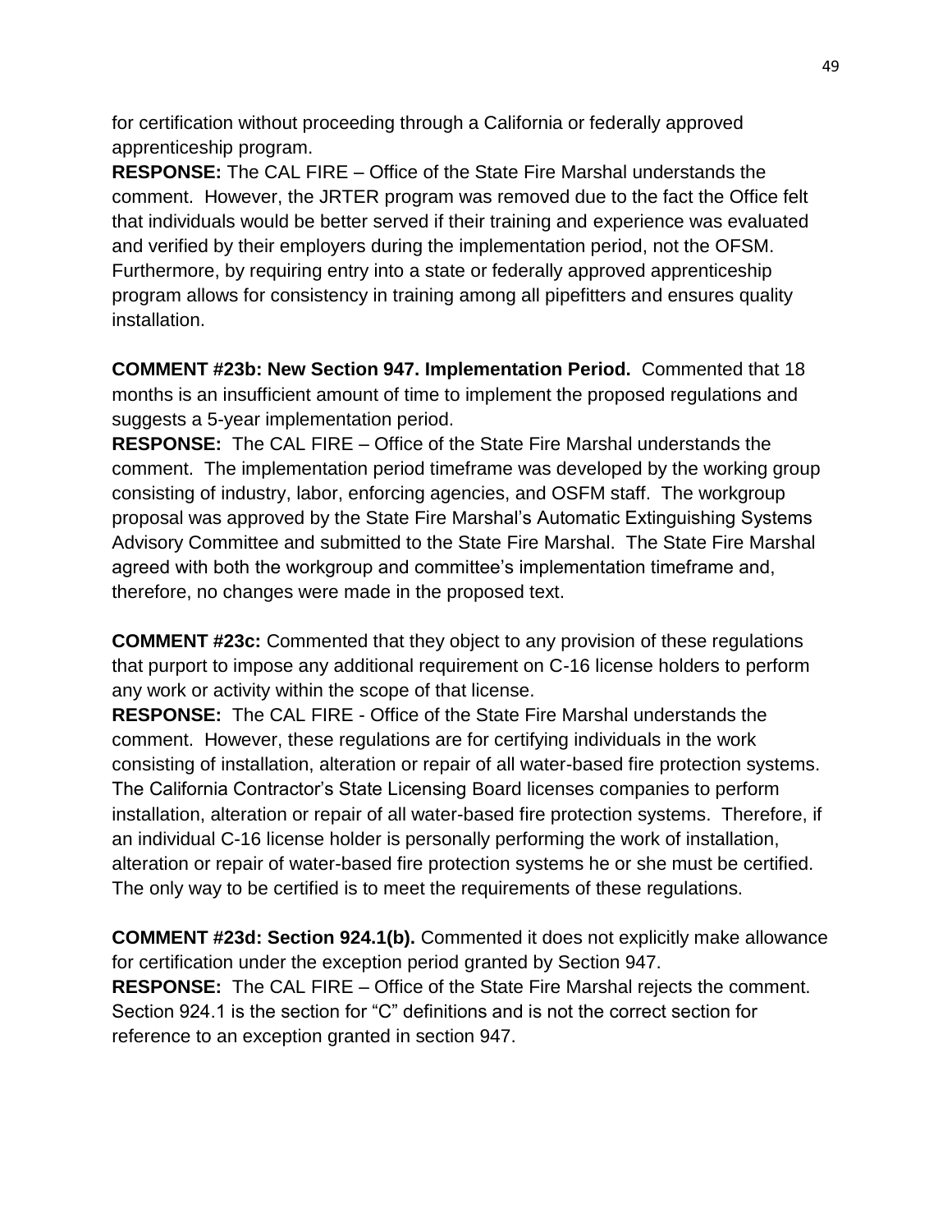for certification without proceeding through a California or federally approved apprenticeship program.

**RESPONSE:** The CAL FIRE – Office of the State Fire Marshal understands the comment. However, the JRTER program was removed due to the fact the Office felt that individuals would be better served if their training and experience was evaluated and verified by their employers during the implementation period, not the OFSM. Furthermore, by requiring entry into a state or federally approved apprenticeship program allows for consistency in training among all pipefitters and ensures quality installation.

**COMMENT #23b: New Section 947. Implementation Period.** Commented that 18 months is an insufficient amount of time to implement the proposed regulations and suggests a 5-year implementation period.

**RESPONSE:** The CAL FIRE – Office of the State Fire Marshal understands the comment. The implementation period timeframe was developed by the working group consisting of industry, labor, enforcing agencies, and OSFM staff. The workgroup proposal was approved by the State Fire Marshal's Automatic Extinguishing Systems Advisory Committee and submitted to the State Fire Marshal. The State Fire Marshal agreed with both the workgroup and committee's implementation timeframe and, therefore, no changes were made in the proposed text.

**COMMENT #23c:** Commented that they object to any provision of these regulations that purport to impose any additional requirement on C-16 license holders to perform any work or activity within the scope of that license.

**RESPONSE:** The CAL FIRE - Office of the State Fire Marshal understands the comment. However, these regulations are for certifying individuals in the work consisting of installation, alteration or repair of all water-based fire protection systems. The California Contractor's State Licensing Board licenses companies to perform installation, alteration or repair of all water-based fire protection systems. Therefore, if an individual C-16 license holder is personally performing the work of installation, alteration or repair of water-based fire protection systems he or she must be certified. The only way to be certified is to meet the requirements of these regulations.

**COMMENT #23d: Section 924.1(b).** Commented it does not explicitly make allowance for certification under the exception period granted by Section 947.

**RESPONSE:** The CAL FIRE – Office of the State Fire Marshal rejects the comment. Section 924.1 is the section for "C" definitions and is not the correct section for reference to an exception granted in section 947.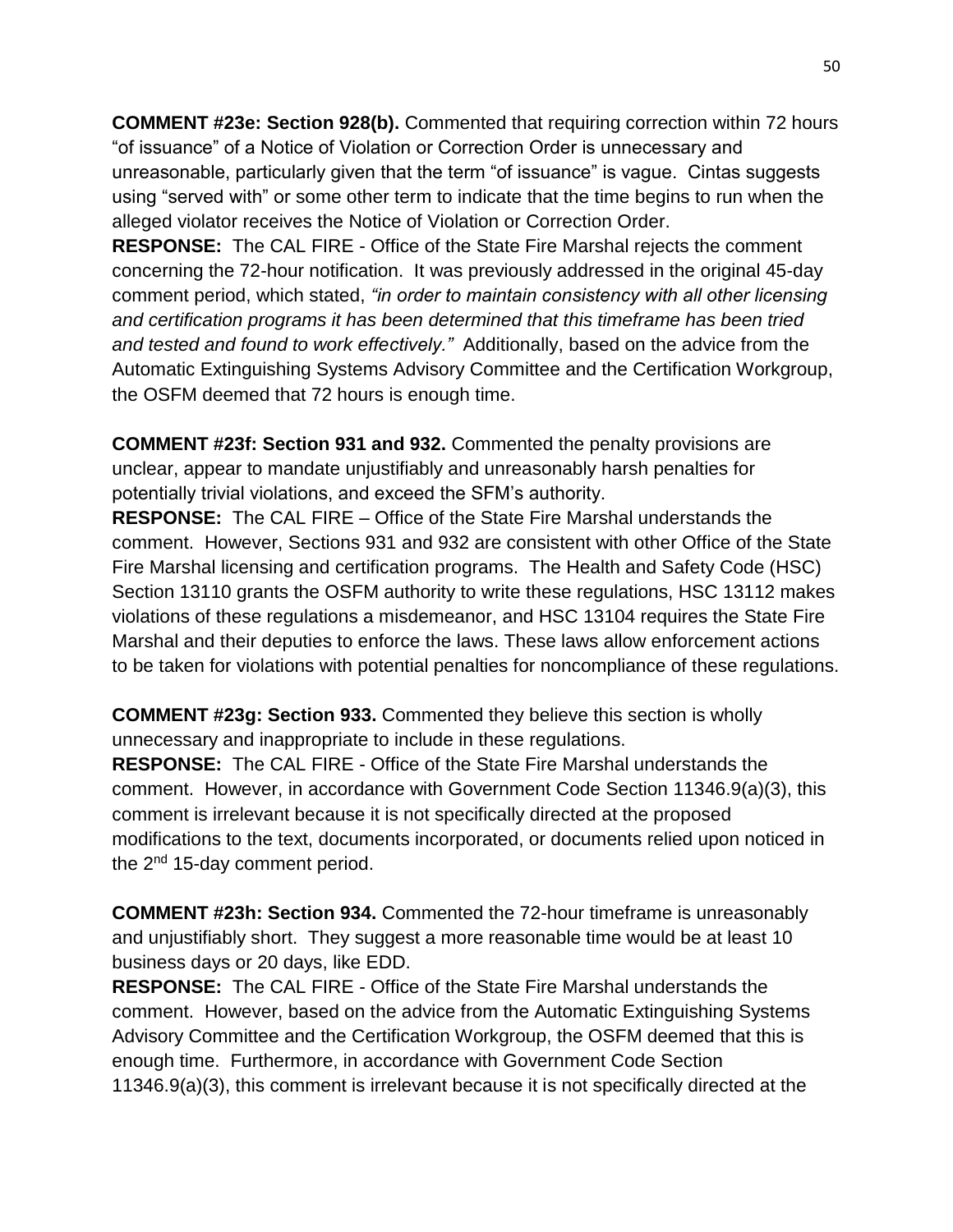**COMMENT #23e: Section 928(b).** Commented that requiring correction within 72 hours "of issuance" of a Notice of Violation or Correction Order is unnecessary and unreasonable, particularly given that the term "of issuance" is vague. Cintas suggests using "served with" or some other term to indicate that the time begins to run when the alleged violator receives the Notice of Violation or Correction Order.

**RESPONSE:** The CAL FIRE - Office of the State Fire Marshal rejects the comment concerning the 72-hour notification. It was previously addressed in the original 45-day comment period, which stated, *"in order to maintain consistency with all other licensing and certification programs it has been determined that this timeframe has been tried and tested and found to work effectively."* Additionally, based on the advice from the Automatic Extinguishing Systems Advisory Committee and the Certification Workgroup, the OSFM deemed that 72 hours is enough time.

**COMMENT #23f: Section 931 and 932.** Commented the penalty provisions are unclear, appear to mandate unjustifiably and unreasonably harsh penalties for potentially trivial violations, and exceed the SFM's authority.

**RESPONSE:** The CAL FIRE – Office of the State Fire Marshal understands the comment. However, Sections 931 and 932 are consistent with other Office of the State Fire Marshal licensing and certification programs. The Health and Safety Code (HSC) Section 13110 grants the OSFM authority to write these regulations, HSC 13112 makes violations of these regulations a misdemeanor, and HSC 13104 requires the State Fire Marshal and their deputies to enforce the laws. These laws allow enforcement actions to be taken for violations with potential penalties for noncompliance of these regulations.

**COMMENT #23g: Section 933.** Commented they believe this section is wholly unnecessary and inappropriate to include in these regulations.

**RESPONSE:** The CAL FIRE - Office of the State Fire Marshal understands the comment. However, in accordance with Government Code Section 11346.9(a)(3), this comment is irrelevant because it is not specifically directed at the proposed modifications to the text, documents incorporated, or documents relied upon noticed in the 2nd 15-day comment period.

**COMMENT #23h: Section 934.** Commented the 72-hour timeframe is unreasonably and unjustifiably short. They suggest a more reasonable time would be at least 10 business days or 20 days, like EDD.

**RESPONSE:** The CAL FIRE - Office of the State Fire Marshal understands the comment. However, based on the advice from the Automatic Extinguishing Systems Advisory Committee and the Certification Workgroup, the OSFM deemed that this is enough time. Furthermore, in accordance with Government Code Section 11346.9(a)(3), this comment is irrelevant because it is not specifically directed at the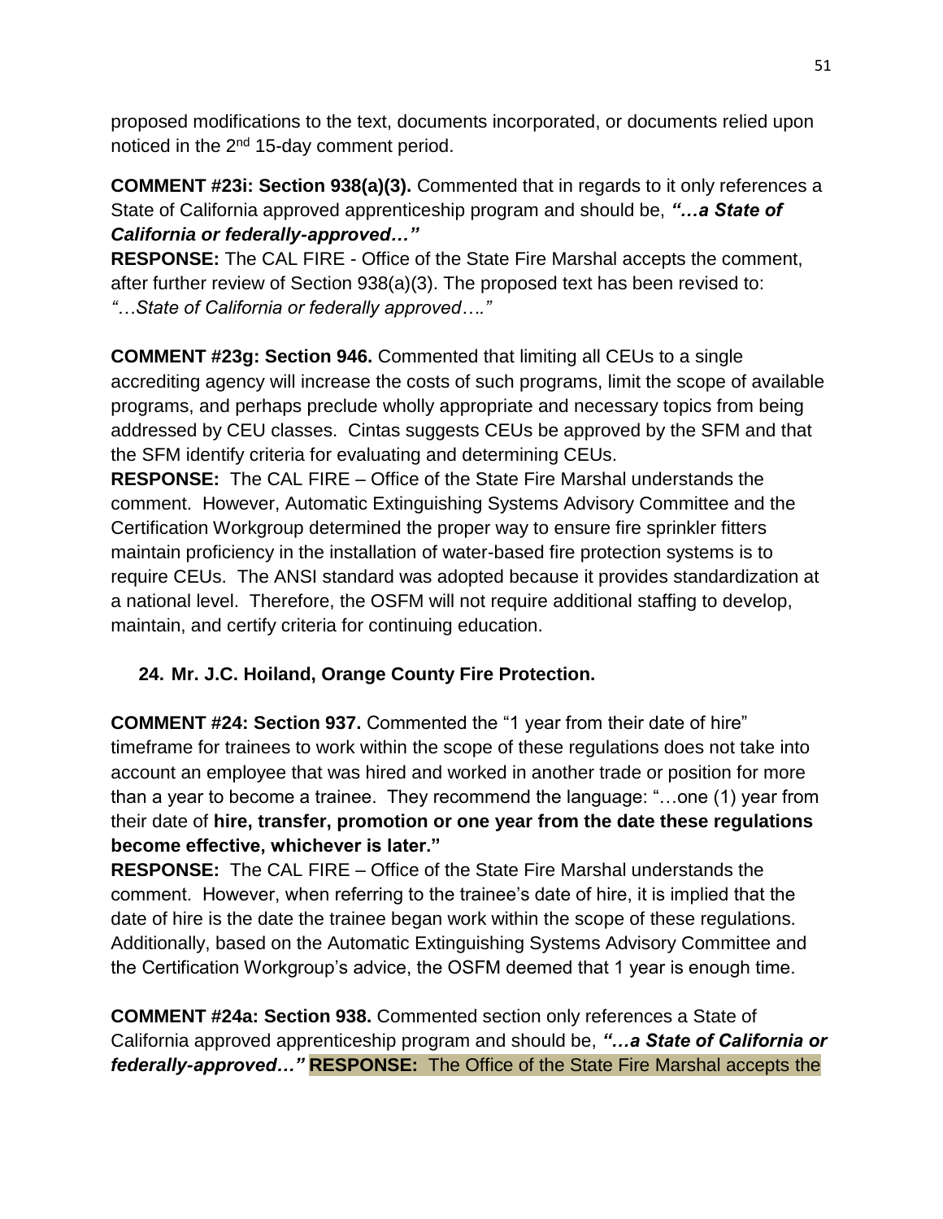proposed modifications to the text, documents incorporated, or documents relied upon noticed in the 2nd 15-day comment period.

**COMMENT #23i: Section 938(a)(3).** Commented that in regards to it only references a State of California approved apprenticeship program and should be, ***"…a State of California or federally-approved…"***
**RESPONSE:** The CAL FIRE - Office of the State Fire Marshal accepts the comment, after further review of Section 938(a)(3). The proposed text has been revised to: *"…State of California or federally approved…."*

**COMMENT #23g: Section 946.** Commented that limiting all CEUs to a single accrediting agency will increase the costs of such programs, limit the scope of available programs, and perhaps preclude wholly appropriate and necessary topics from being addressed by CEU classes. Cintas suggests CEUs be approved by the SFM and that the SFM identify criteria for evaluating and determining CEUs.
**RESPONSE:** The CAL FIRE – Office of the State Fire Marshal understands the comment. However, Automatic Extinguishing Systems Advisory Committee and the Certification Workgroup determined the proper way to ensure fire sprinkler fitters maintain proficiency in the installation of water-based fire protection systems is to require CEUs. The ANSI standard was adopted because it provides standardization at a national level. Therefore, the OSFM will not require additional staffing to develop, maintain, and certify criteria for continuing education.

**24. Mr. J.C. Hoiland, Orange County Fire Protection.**

**COMMENT #24: Section 937.** Commented the "1 year from their date of hire" timeframe for trainees to work within the scope of these regulations does not take into account an employee that was hired and worked in another trade or position for more than a year to become a trainee. They recommend the language: "…one (1) year from their date of **hire, transfer, promotion or one year from the date these regulations become effective, whichever is later."**
**RESPONSE:** The CAL FIRE – Office of the State Fire Marshal understands the comment. However, when referring to the trainee's date of hire, it is implied that the date of hire is the date the trainee began work within the scope of these regulations. Additionally, based on the Automatic Extinguishing Systems Advisory Committee and the Certification Workgroup's advice, the OSFM deemed that 1 year is enough time.

**COMMENT #24a: Section 938.** Commented section only references a State of California approved apprenticeship program and should be, ***"…a State of California or federally-approved…"*** **RESPONSE:** The Office of the State Fire Marshal accepts the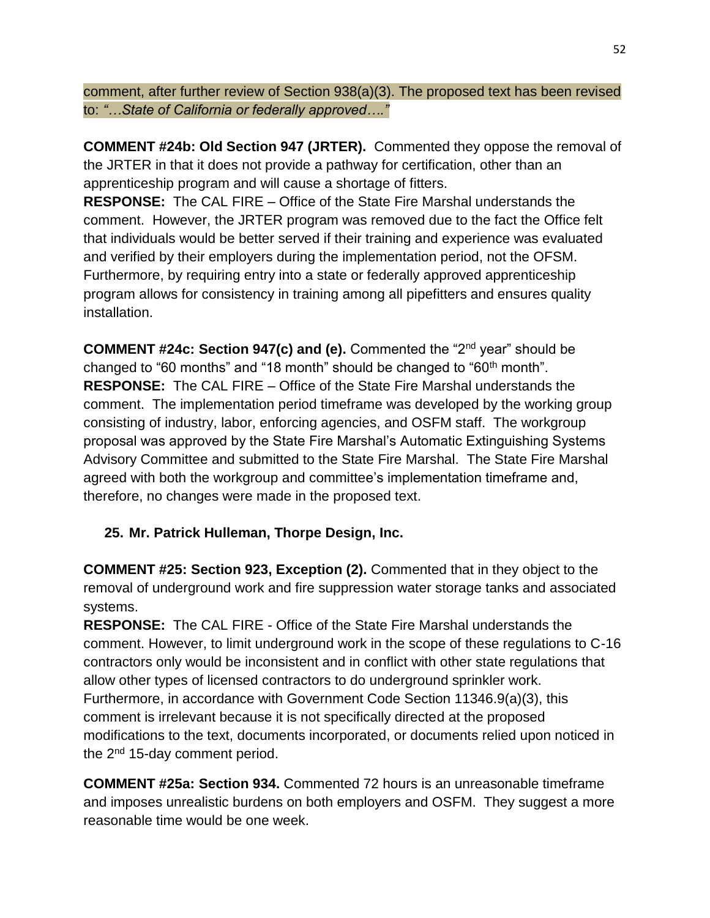comment, after further review of Section 938(a)(3). The proposed text has been revised to: *"…State of California or federally approved…."*

**COMMENT #24b: Old Section 947 (JRTER).** Commented they oppose the removal of the JRTER in that it does not provide a pathway for certification, other than an apprenticeship program and will cause a shortage of fitters.
**RESPONSE:** The CAL FIRE – Office of the State Fire Marshal understands the comment. However, the JRTER program was removed due to the fact the Office felt that individuals would be better served if their training and experience was evaluated and verified by their employers during the implementation period, not the OFSM. Furthermore, by requiring entry into a state or federally approved apprenticeship program allows for consistency in training among all pipefitters and ensures quality installation.

**COMMENT #24c: Section 947(c) and (e).** Commented the "2nd year" should be changed to "60 months" and "18 month" should be changed to "60th month".
**RESPONSE:** The CAL FIRE – Office of the State Fire Marshal understands the comment. The implementation period timeframe was developed by the working group consisting of industry, labor, enforcing agencies, and OSFM staff. The workgroup proposal was approved by the State Fire Marshal's Automatic Extinguishing Systems Advisory Committee and submitted to the State Fire Marshal. The State Fire Marshal agreed with both the workgroup and committee's implementation timeframe and, therefore, no changes were made in the proposed text.

**25. Mr. Patrick Hulleman, Thorpe Design, Inc.**

**COMMENT #25: Section 923, Exception (2).** Commented that in they object to the removal of underground work and fire suppression water storage tanks and associated systems.
**RESPONSE:** The CAL FIRE - Office of the State Fire Marshal understands the comment. However, to limit underground work in the scope of these regulations to C-16 contractors only would be inconsistent and in conflict with other state regulations that allow other types of licensed contractors to do underground sprinkler work. Furthermore, in accordance with Government Code Section 11346.9(a)(3), this comment is irrelevant because it is not specifically directed at the proposed modifications to the text, documents incorporated, or documents relied upon noticed in the 2nd 15-day comment period.

**COMMENT #25a: Section 934.** Commented 72 hours is an unreasonable timeframe and imposes unrealistic burdens on both employers and OSFM. They suggest a more reasonable time would be one week.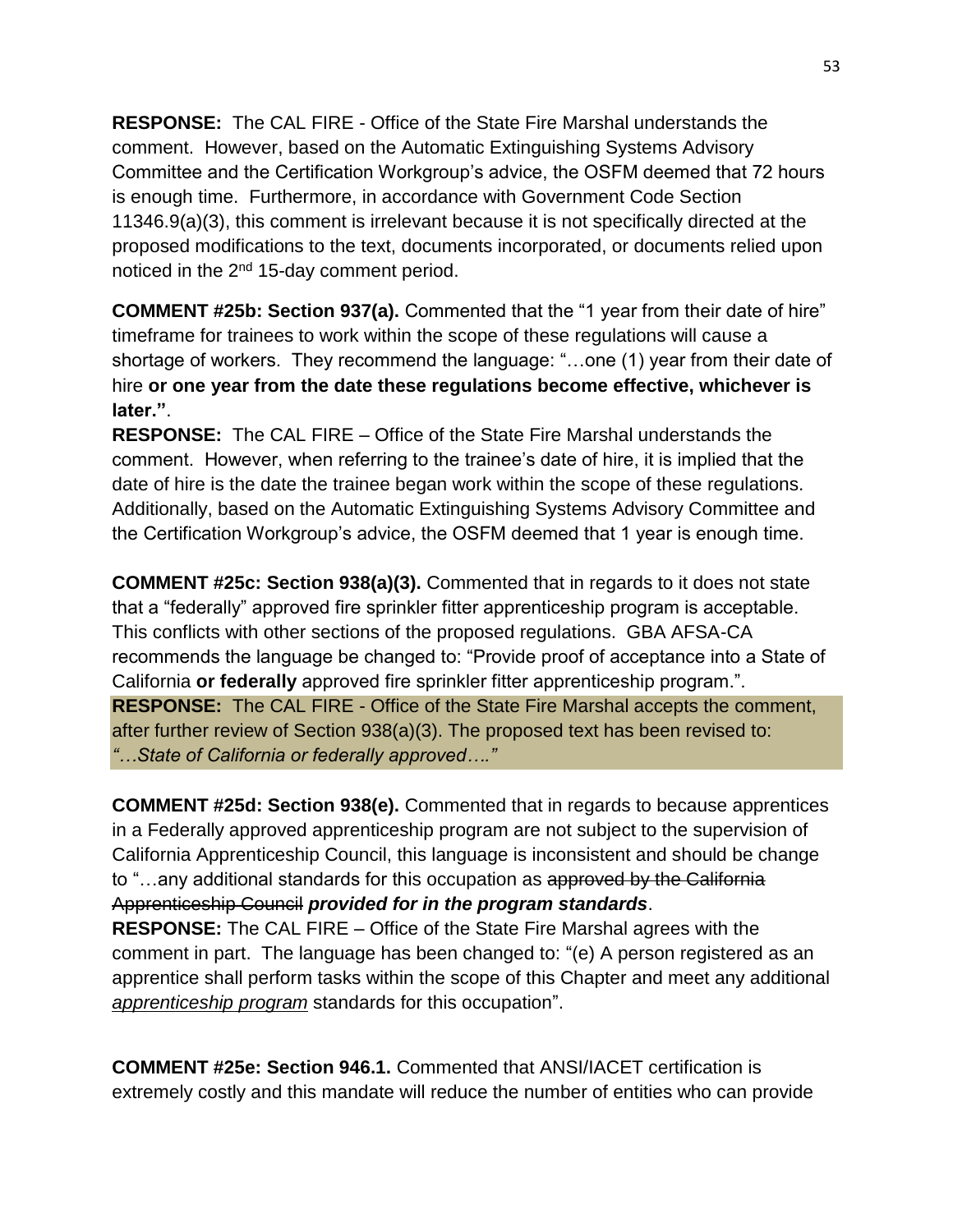**RESPONSE:** The CAL FIRE - Office of the State Fire Marshal understands the comment. However, based on the Automatic Extinguishing Systems Advisory Committee and the Certification Workgroup's advice, the OSFM deemed that 72 hours is enough time. Furthermore, in accordance with Government Code Section 11346.9(a)(3), this comment is irrelevant because it is not specifically directed at the proposed modifications to the text, documents incorporated, or documents relied upon noticed in the 2nd 15-day comment period.

**COMMENT #25b: Section 937(a).** Commented that the "1 year from their date of hire" timeframe for trainees to work within the scope of these regulations will cause a shortage of workers. They recommend the language: "…one (1) year from their date of hire **or one year from the date these regulations become effective, whichever is later."**.
**RESPONSE:** The CAL FIRE – Office of the State Fire Marshal understands the comment. However, when referring to the trainee's date of hire, it is implied that the date of hire is the date the trainee began work within the scope of these regulations. Additionally, based on the Automatic Extinguishing Systems Advisory Committee and the Certification Workgroup's advice, the OSFM deemed that 1 year is enough time.

**COMMENT #25c: Section 938(a)(3).** Commented that in regards to it does not state that a "federally" approved fire sprinkler fitter apprenticeship program is acceptable. This conflicts with other sections of the proposed regulations. GBA AFSA-CA recommends the language be changed to: "Provide proof of acceptance into a State of California **or federally** approved fire sprinkler fitter apprenticeship program.".
**RESPONSE:** The CAL FIRE - Office of the State Fire Marshal accepts the comment, after further review of Section 938(a)(3). The proposed text has been revised to: *"…State of California or federally approved…."*

**COMMENT #25d: Section 938(e).** Commented that in regards to because apprentices in a Federally approved apprenticeship program are not subject to the supervision of California Apprenticeship Council, this language is inconsistent and should be change to "…any additional standards for this occupation as ~~approved by the California Apprenticeship Council~~ ***provided for in the program standards***.
**RESPONSE:** The CAL FIRE – Office of the State Fire Marshal agrees with the comment in part. The language has been changed to: "(e) A person registered as an apprentice shall perform tasks within the scope of this Chapter and meet any additional *apprenticeship program* standards for this occupation".

**COMMENT #25e: Section 946.1.** Commented that ANSI/IACET certification is extremely costly and this mandate will reduce the number of entities who can provide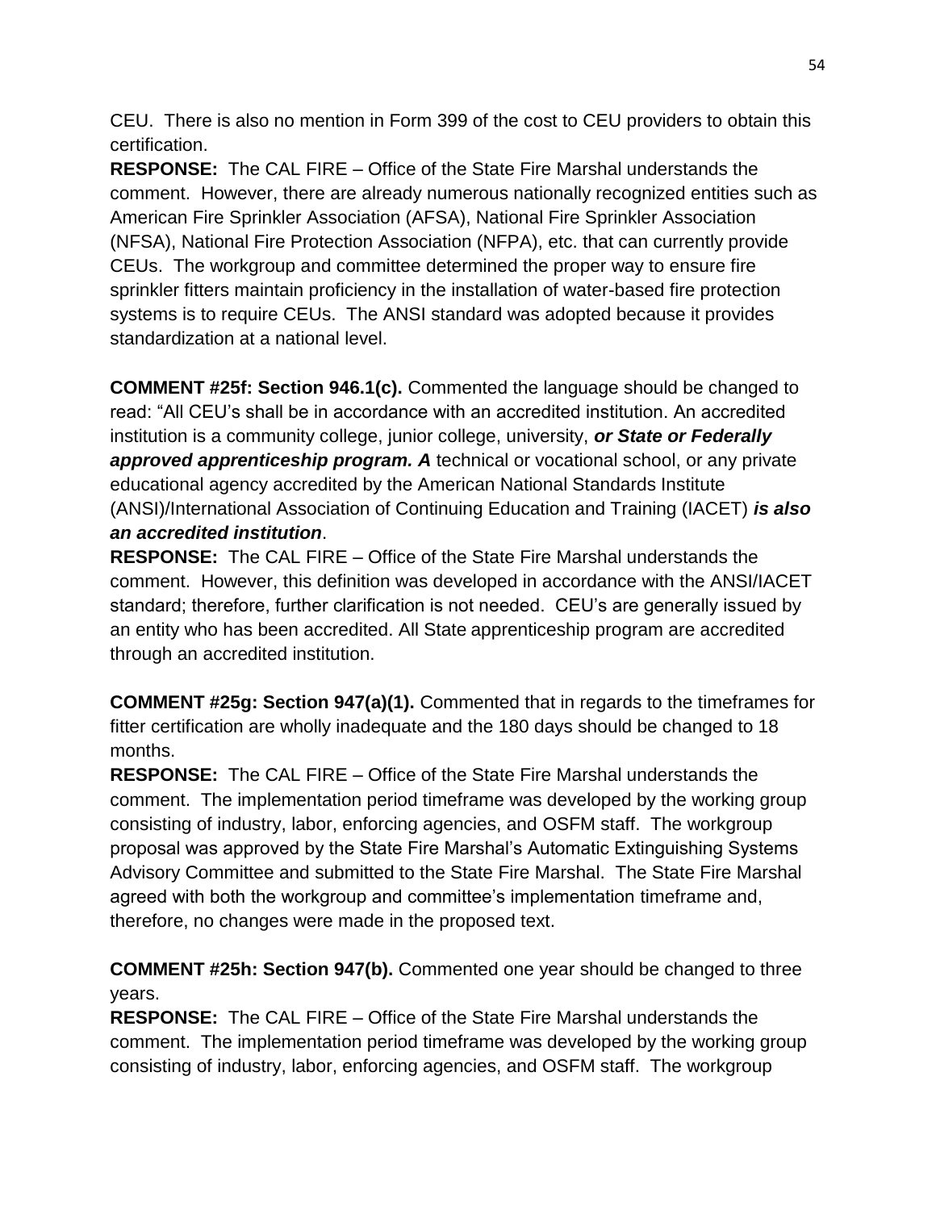CEU. There is also no mention in Form 399 of the cost to CEU providers to obtain this certification.

**RESPONSE:** The CAL FIRE – Office of the State Fire Marshal understands the comment. However, there are already numerous nationally recognized entities such as American Fire Sprinkler Association (AFSA), National Fire Sprinkler Association (NFSA), National Fire Protection Association (NFPA), etc. that can currently provide CEUs. The workgroup and committee determined the proper way to ensure fire sprinkler fitters maintain proficiency in the installation of water-based fire protection systems is to require CEUs. The ANSI standard was adopted because it provides standardization at a national level.

**COMMENT #25f: Section 946.1(c).** Commented the language should be changed to read: "All CEU's shall be in accordance with an accredited institution. An accredited institution is a community college, junior college, university, ***or State or Federally approved apprenticeship program. A*** technical or vocational school, or any private educational agency accredited by the American National Standards Institute (ANSI)/International Association of Continuing Education and Training (IACET) ***is also an accredited institution***.

**RESPONSE:** The CAL FIRE – Office of the State Fire Marshal understands the comment. However, this definition was developed in accordance with the ANSI/IACET standard; therefore, further clarification is not needed. CEU's are generally issued by an entity who has been accredited. All State apprenticeship program are accredited through an accredited institution.

**COMMENT #25g: Section 947(a)(1).** Commented that in regards to the timeframes for fitter certification are wholly inadequate and the 180 days should be changed to 18 months.

**RESPONSE:** The CAL FIRE – Office of the State Fire Marshal understands the comment. The implementation period timeframe was developed by the working group consisting of industry, labor, enforcing agencies, and OSFM staff. The workgroup proposal was approved by the State Fire Marshal's Automatic Extinguishing Systems Advisory Committee and submitted to the State Fire Marshal. The State Fire Marshal agreed with both the workgroup and committee's implementation timeframe and, therefore, no changes were made in the proposed text.

**COMMENT #25h: Section 947(b).** Commented one year should be changed to three years.

**RESPONSE:** The CAL FIRE – Office of the State Fire Marshal understands the comment. The implementation period timeframe was developed by the working group consisting of industry, labor, enforcing agencies, and OSFM staff. The workgroup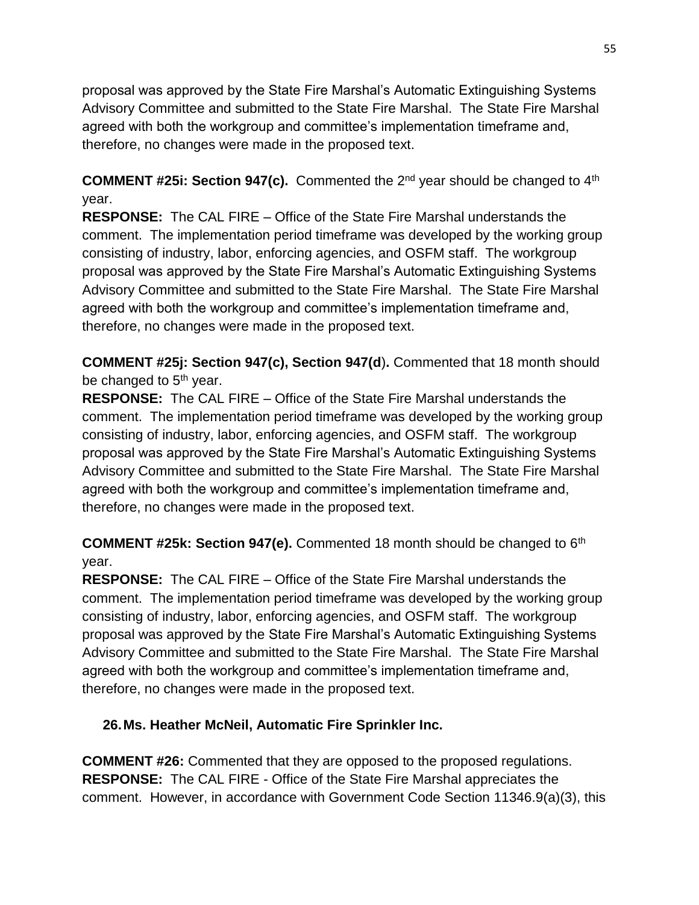proposal was approved by the State Fire Marshal's Automatic Extinguishing Systems Advisory Committee and submitted to the State Fire Marshal. The State Fire Marshal agreed with both the workgroup and committee's implementation timeframe and, therefore, no changes were made in the proposed text.

**COMMENT #25i: Section 947(c).** Commented the 2nd year should be changed to 4th year.
**RESPONSE:** The CAL FIRE – Office of the State Fire Marshal understands the comment. The implementation period timeframe was developed by the working group consisting of industry, labor, enforcing agencies, and OSFM staff. The workgroup proposal was approved by the State Fire Marshal's Automatic Extinguishing Systems Advisory Committee and submitted to the State Fire Marshal. The State Fire Marshal agreed with both the workgroup and committee's implementation timeframe and, therefore, no changes were made in the proposed text.

**COMMENT #25j: Section 947(c), Section 947(d).** Commented that 18 month should be changed to 5th year.
**RESPONSE:** The CAL FIRE – Office of the State Fire Marshal understands the comment. The implementation period timeframe was developed by the working group consisting of industry, labor, enforcing agencies, and OSFM staff. The workgroup proposal was approved by the State Fire Marshal's Automatic Extinguishing Systems Advisory Committee and submitted to the State Fire Marshal. The State Fire Marshal agreed with both the workgroup and committee's implementation timeframe and, therefore, no changes were made in the proposed text.

**COMMENT #25k: Section 947(e).** Commented 18 month should be changed to 6th year.
**RESPONSE:** The CAL FIRE – Office of the State Fire Marshal understands the comment. The implementation period timeframe was developed by the working group consisting of industry, labor, enforcing agencies, and OSFM staff. The workgroup proposal was approved by the State Fire Marshal's Automatic Extinguishing Systems Advisory Committee and submitted to the State Fire Marshal. The State Fire Marshal agreed with both the workgroup and committee's implementation timeframe and, therefore, no changes were made in the proposed text.

**26. Ms. Heather McNeil, Automatic Fire Sprinkler Inc.**

**COMMENT #26:** Commented that they are opposed to the proposed regulations.
**RESPONSE:** The CAL FIRE - Office of the State Fire Marshal appreciates the comment. However, in accordance with Government Code Section 11346.9(a)(3), this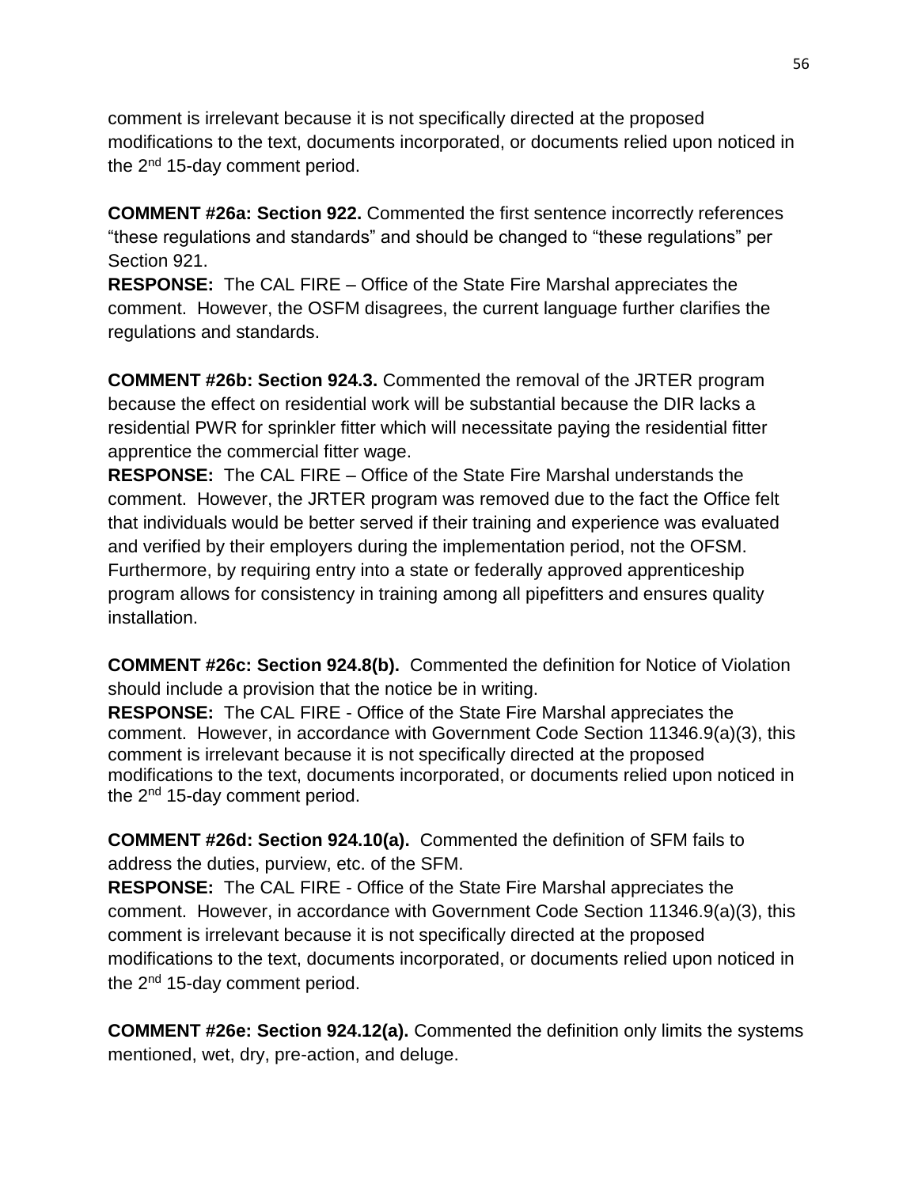comment is irrelevant because it is not specifically directed at the proposed modifications to the text, documents incorporated, or documents relied upon noticed in the 2nd 15-day comment period.

**COMMENT #26a: Section 922.** Commented the first sentence incorrectly references "these regulations and standards" and should be changed to "these regulations" per Section 921.
**RESPONSE:** The CAL FIRE – Office of the State Fire Marshal appreciates the comment. However, the OSFM disagrees, the current language further clarifies the regulations and standards.

**COMMENT #26b: Section 924.3.** Commented the removal of the JRTER program because the effect on residential work will be substantial because the DIR lacks a residential PWR for sprinkler fitter which will necessitate paying the residential fitter apprentice the commercial fitter wage.
**RESPONSE:** The CAL FIRE – Office of the State Fire Marshal understands the comment. However, the JRTER program was removed due to the fact the Office felt that individuals would be better served if their training and experience was evaluated and verified by their employers during the implementation period, not the OFSM. Furthermore, by requiring entry into a state or federally approved apprenticeship program allows for consistency in training among all pipefitters and ensures quality installation.

**COMMENT #26c: Section 924.8(b).** Commented the definition for Notice of Violation should include a provision that the notice be in writing.
**RESPONSE:** The CAL FIRE - Office of the State Fire Marshal appreciates the comment. However, in accordance with Government Code Section 11346.9(a)(3), this comment is irrelevant because it is not specifically directed at the proposed modifications to the text, documents incorporated, or documents relied upon noticed in the 2nd 15-day comment period.

**COMMENT #26d: Section 924.10(a).** Commented the definition of SFM fails to address the duties, purview, etc. of the SFM.
**RESPONSE:** The CAL FIRE - Office of the State Fire Marshal appreciates the comment. However, in accordance with Government Code Section 11346.9(a)(3), this comment is irrelevant because it is not specifically directed at the proposed modifications to the text, documents incorporated, or documents relied upon noticed in the 2nd 15-day comment period.

**COMMENT #26e: Section 924.12(a).** Commented the definition only limits the systems mentioned, wet, dry, pre-action, and deluge.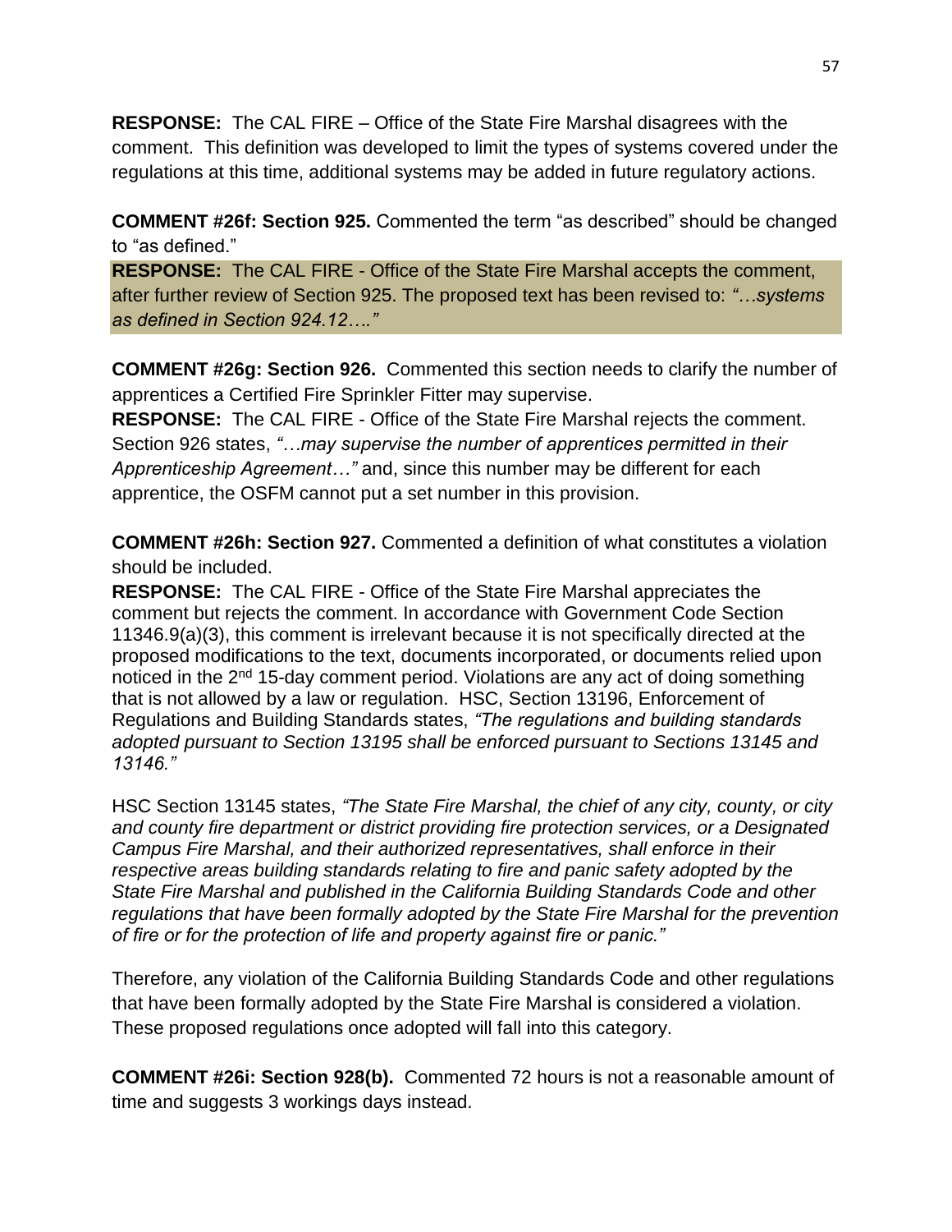**RESPONSE:** The CAL FIRE – Office of the State Fire Marshal disagrees with the comment. This definition was developed to limit the types of systems covered under the regulations at this time, additional systems may be added in future regulatory actions.

**COMMENT #26f: Section 925.** Commented the term "as described" should be changed to "as defined."

**RESPONSE:** The CAL FIRE - Office of the State Fire Marshal accepts the comment, after further review of Section 925. The proposed text has been revised to: *"…systems as defined in Section 924.12…."*

**COMMENT #26g: Section 926.** Commented this section needs to clarify the number of apprentices a Certified Fire Sprinkler Fitter may supervise.

**RESPONSE:** The CAL FIRE - Office of the State Fire Marshal rejects the comment. Section 926 states, *"…may supervise the number of apprentices permitted in their Apprenticeship Agreement…"* and, since this number may be different for each apprentice, the OSFM cannot put a set number in this provision.

**COMMENT #26h: Section 927.** Commented a definition of what constitutes a violation should be included.

**RESPONSE:** The CAL FIRE - Office of the State Fire Marshal appreciates the comment but rejects the comment. In accordance with Government Code Section 11346.9(a)(3), this comment is irrelevant because it is not specifically directed at the proposed modifications to the text, documents incorporated, or documents relied upon noticed in the 2nd 15-day comment period. Violations are any act of doing something that is not allowed by a law or regulation. HSC, Section 13196, Enforcement of Regulations and Building Standards states, *"The regulations and building standards adopted pursuant to Section 13195 shall be enforced pursuant to Sections 13145 and 13146."*

HSC Section 13145 states, *"The State Fire Marshal, the chief of any city, county, or city and county fire department or district providing fire protection services, or a Designated Campus Fire Marshal, and their authorized representatives, shall enforce in their respective areas building standards relating to fire and panic safety adopted by the State Fire Marshal and published in the California Building Standards Code and other regulations that have been formally adopted by the State Fire Marshal for the prevention of fire or for the protection of life and property against fire or panic."*

Therefore, any violation of the California Building Standards Code and other regulations that have been formally adopted by the State Fire Marshal is considered a violation. These proposed regulations once adopted will fall into this category.

**COMMENT #26i: Section 928(b).** Commented 72 hours is not a reasonable amount of time and suggests 3 workings days instead.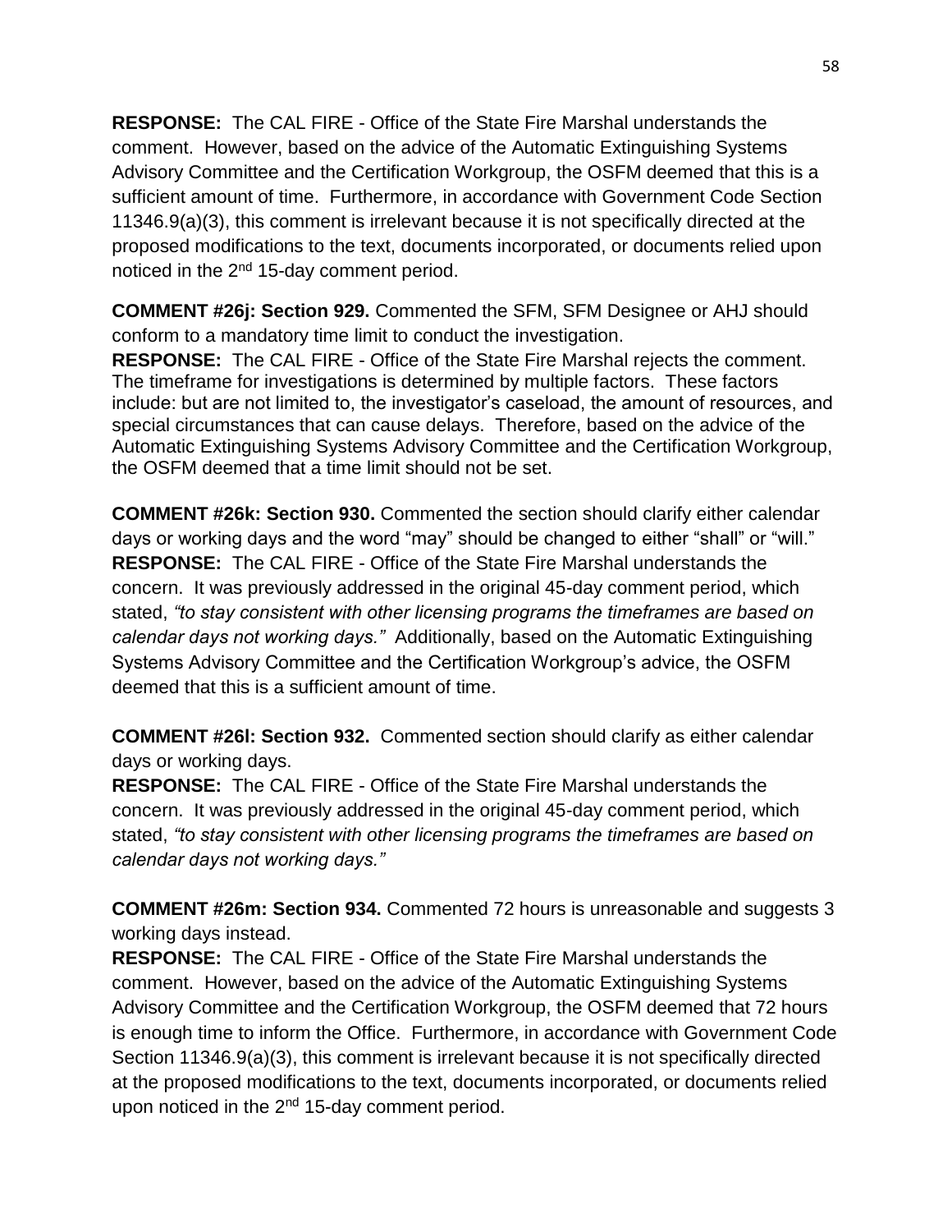**RESPONSE:** The CAL FIRE - Office of the State Fire Marshal understands the comment. However, based on the advice of the Automatic Extinguishing Systems Advisory Committee and the Certification Workgroup, the OSFM deemed that this is a sufficient amount of time. Furthermore, in accordance with Government Code Section 11346.9(a)(3), this comment is irrelevant because it is not specifically directed at the proposed modifications to the text, documents incorporated, or documents relied upon noticed in the 2nd 15-day comment period.

**COMMENT #26j: Section 929.** Commented the SFM, SFM Designee or AHJ should conform to a mandatory time limit to conduct the investigation.
**RESPONSE:** The CAL FIRE - Office of the State Fire Marshal rejects the comment. The timeframe for investigations is determined by multiple factors. These factors include: but are not limited to, the investigator's caseload, the amount of resources, and special circumstances that can cause delays. Therefore, based on the advice of the Automatic Extinguishing Systems Advisory Committee and the Certification Workgroup, the OSFM deemed that a time limit should not be set.

**COMMENT #26k: Section 930.** Commented the section should clarify either calendar days or working days and the word "may" should be changed to either "shall" or "will."
**RESPONSE:** The CAL FIRE - Office of the State Fire Marshal understands the concern. It was previously addressed in the original 45-day comment period, which stated, *"to stay consistent with other licensing programs the timeframes are based on calendar days not working days."* Additionally, based on the Automatic Extinguishing Systems Advisory Committee and the Certification Workgroup's advice, the OSFM deemed that this is a sufficient amount of time.

**COMMENT #26l: Section 932.** Commented section should clarify as either calendar days or working days.
**RESPONSE:** The CAL FIRE - Office of the State Fire Marshal understands the concern. It was previously addressed in the original 45-day comment period, which stated, *"to stay consistent with other licensing programs the timeframes are based on calendar days not working days."*

**COMMENT #26m: Section 934.** Commented 72 hours is unreasonable and suggests 3 working days instead.
**RESPONSE:** The CAL FIRE - Office of the State Fire Marshal understands the comment. However, based on the advice of the Automatic Extinguishing Systems Advisory Committee and the Certification Workgroup, the OSFM deemed that 72 hours is enough time to inform the Office. Furthermore, in accordance with Government Code Section 11346.9(a)(3), this comment is irrelevant because it is not specifically directed at the proposed modifications to the text, documents incorporated, or documents relied upon noticed in the 2nd 15-day comment period.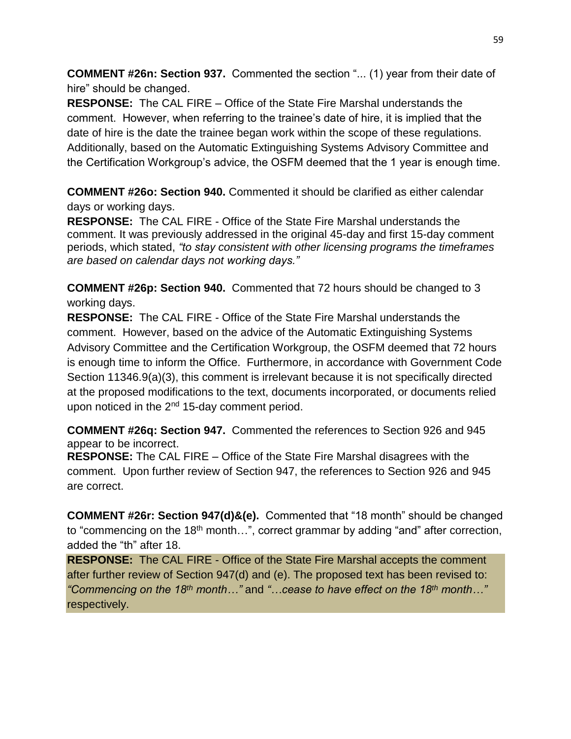**COMMENT #26n: Section 937.** Commented the section "... (1) year from their date of hire" should be changed.

**RESPONSE:** The CAL FIRE – Office of the State Fire Marshal understands the comment. However, when referring to the trainee's date of hire, it is implied that the date of hire is the date the trainee began work within the scope of these regulations. Additionally, based on the Automatic Extinguishing Systems Advisory Committee and the Certification Workgroup's advice, the OSFM deemed that the 1 year is enough time.

**COMMENT #26o: Section 940.** Commented it should be clarified as either calendar days or working days.

**RESPONSE:** The CAL FIRE - Office of the State Fire Marshal understands the comment. It was previously addressed in the original 45-day and first 15-day comment periods, which stated, *"to stay consistent with other licensing programs the timeframes are based on calendar days not working days."*

**COMMENT #26p: Section 940.** Commented that 72 hours should be changed to 3 working days.

**RESPONSE:** The CAL FIRE - Office of the State Fire Marshal understands the comment. However, based on the advice of the Automatic Extinguishing Systems Advisory Committee and the Certification Workgroup, the OSFM deemed that 72 hours is enough time to inform the Office. Furthermore, in accordance with Government Code Section 11346.9(a)(3), this comment is irrelevant because it is not specifically directed at the proposed modifications to the text, documents incorporated, or documents relied upon noticed in the 2nd 15-day comment period.

**COMMENT #26q: Section 947.** Commented the references to Section 926 and 945 appear to be incorrect.

**RESPONSE:** The CAL FIRE – Office of the State Fire Marshal disagrees with the comment. Upon further review of Section 947, the references to Section 926 and 945 are correct.

**COMMENT #26r: Section 947(d)&(e).** Commented that "18 month" should be changed to "commencing on the 18th month…", correct grammar by adding "and" after correction, added the "th" after 18.

**RESPONSE:** The CAL FIRE - Office of the State Fire Marshal accepts the comment after further review of Section 947(d) and (e). The proposed text has been revised to: *"Commencing on the 18th month…"* and *"…cease to have effect on the 18th month…"* respectively.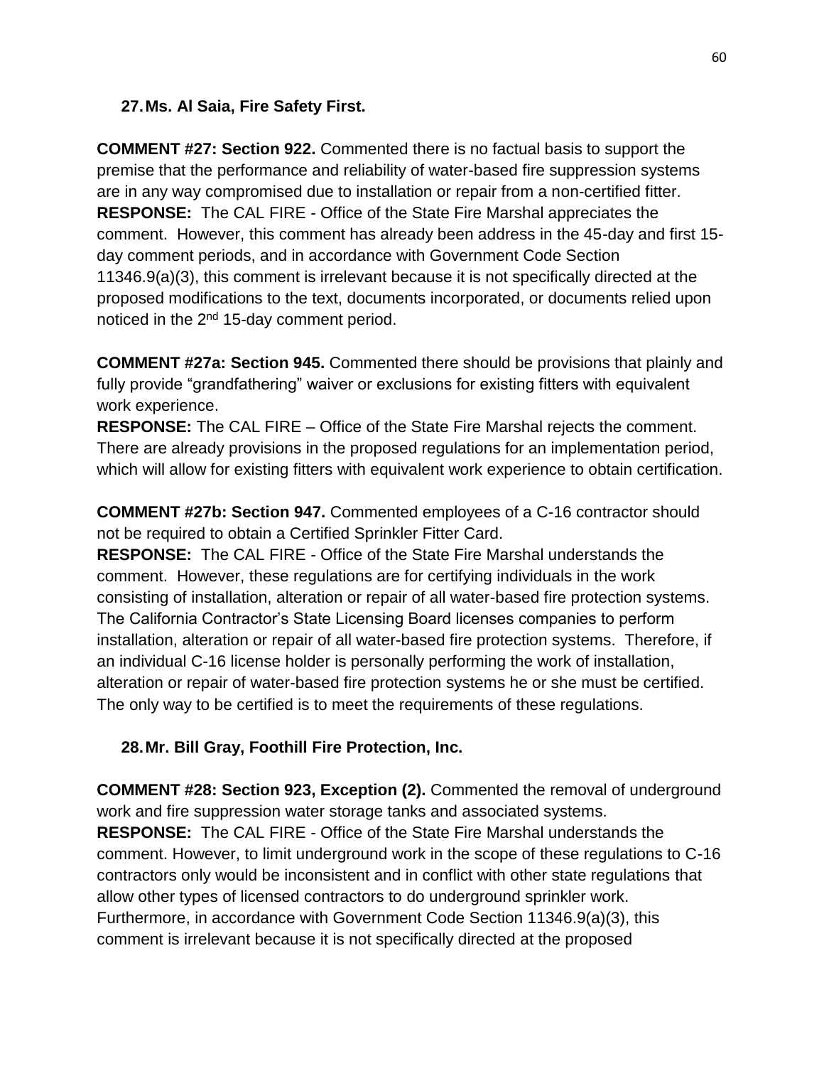27. **Ms. Al Saia, Fire Safety First.**

**COMMENT #27: Section 922.** Commented there is no factual basis to support the premise that the performance and reliability of water-based fire suppression systems are in any way compromised due to installation or repair from a non-certified fitter.
**RESPONSE:** The CAL FIRE - Office of the State Fire Marshal appreciates the comment. However, this comment has already been address in the 45-day and first 15-day comment periods, and in accordance with Government Code Section 11346.9(a)(3), this comment is irrelevant because it is not specifically directed at the proposed modifications to the text, documents incorporated, or documents relied upon noticed in the 2nd 15-day comment period.

**COMMENT #27a: Section 945.** Commented there should be provisions that plainly and fully provide "grandfathering" waiver or exclusions for existing fitters with equivalent work experience.
**RESPONSE:** The CAL FIRE – Office of the State Fire Marshal rejects the comment. There are already provisions in the proposed regulations for an implementation period, which will allow for existing fitters with equivalent work experience to obtain certification.

**COMMENT #27b: Section 947.** Commented employees of a C-16 contractor should not be required to obtain a Certified Sprinkler Fitter Card.
**RESPONSE:** The CAL FIRE - Office of the State Fire Marshal understands the comment. However, these regulations are for certifying individuals in the work consisting of installation, alteration or repair of all water-based fire protection systems. The California Contractor's State Licensing Board licenses companies to perform installation, alteration or repair of all water-based fire protection systems. Therefore, if an individual C-16 license holder is personally performing the work of installation, alteration or repair of water-based fire protection systems he or she must be certified. The only way to be certified is to meet the requirements of these regulations.

28. **Mr. Bill Gray, Foothill Fire Protection, Inc.**

**COMMENT #28: Section 923, Exception (2).** Commented the removal of underground work and fire suppression water storage tanks and associated systems.
**RESPONSE:** The CAL FIRE - Office of the State Fire Marshal understands the comment. However, to limit underground work in the scope of these regulations to C-16 contractors only would be inconsistent and in conflict with other state regulations that allow other types of licensed contractors to do underground sprinkler work. Furthermore, in accordance with Government Code Section 11346.9(a)(3), this comment is irrelevant because it is not specifically directed at the proposed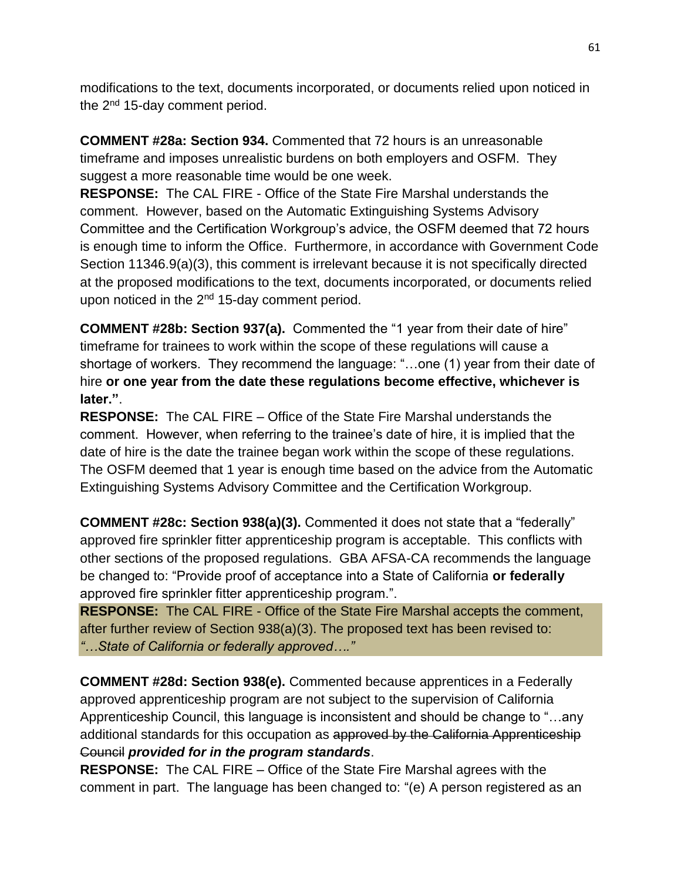modifications to the text, documents incorporated, or documents relied upon noticed in the 2nd 15-day comment period.

**COMMENT #28a: Section 934.** Commented that 72 hours is an unreasonable timeframe and imposes unrealistic burdens on both employers and OSFM. They suggest a more reasonable time would be one week.

**RESPONSE:** The CAL FIRE - Office of the State Fire Marshal understands the comment. However, based on the Automatic Extinguishing Systems Advisory Committee and the Certification Workgroup's advice, the OSFM deemed that 72 hours is enough time to inform the Office. Furthermore, in accordance with Government Code Section 11346.9(a)(3), this comment is irrelevant because it is not specifically directed at the proposed modifications to the text, documents incorporated, or documents relied upon noticed in the 2nd 15-day comment period.

**COMMENT #28b: Section 937(a).** Commented the "1 year from their date of hire" timeframe for trainees to work within the scope of these regulations will cause a shortage of workers. They recommend the language: "…one (1) year from their date of hire **or one year from the date these regulations become effective, whichever is later."**.

**RESPONSE:** The CAL FIRE – Office of the State Fire Marshal understands the comment. However, when referring to the trainee's date of hire, it is implied that the date of hire is the date the trainee began work within the scope of these regulations. The OSFM deemed that 1 year is enough time based on the advice from the Automatic Extinguishing Systems Advisory Committee and the Certification Workgroup.

**COMMENT #28c: Section 938(a)(3).** Commented it does not state that a "federally" approved fire sprinkler fitter apprenticeship program is acceptable. This conflicts with other sections of the proposed regulations. GBA AFSA-CA recommends the language be changed to: "Provide proof of acceptance into a State of California **or federally** approved fire sprinkler fitter apprenticeship program.".

**RESPONSE:** The CAL FIRE - Office of the State Fire Marshal accepts the comment, after further review of Section 938(a)(3). The proposed text has been revised to: *"…State of California or federally approved…."*

**COMMENT #28d: Section 938(e).** Commented because apprentices in a Federally approved apprenticeship program are not subject to the supervision of California Apprenticeship Council, this language is inconsistent and should be change to "…any additional standards for this occupation as ~~approved by the California Apprenticeship Council~~ ***provided for in the program standards***.

**RESPONSE:** The CAL FIRE – Office of the State Fire Marshal agrees with the comment in part. The language has been changed to: "(e) A person registered as an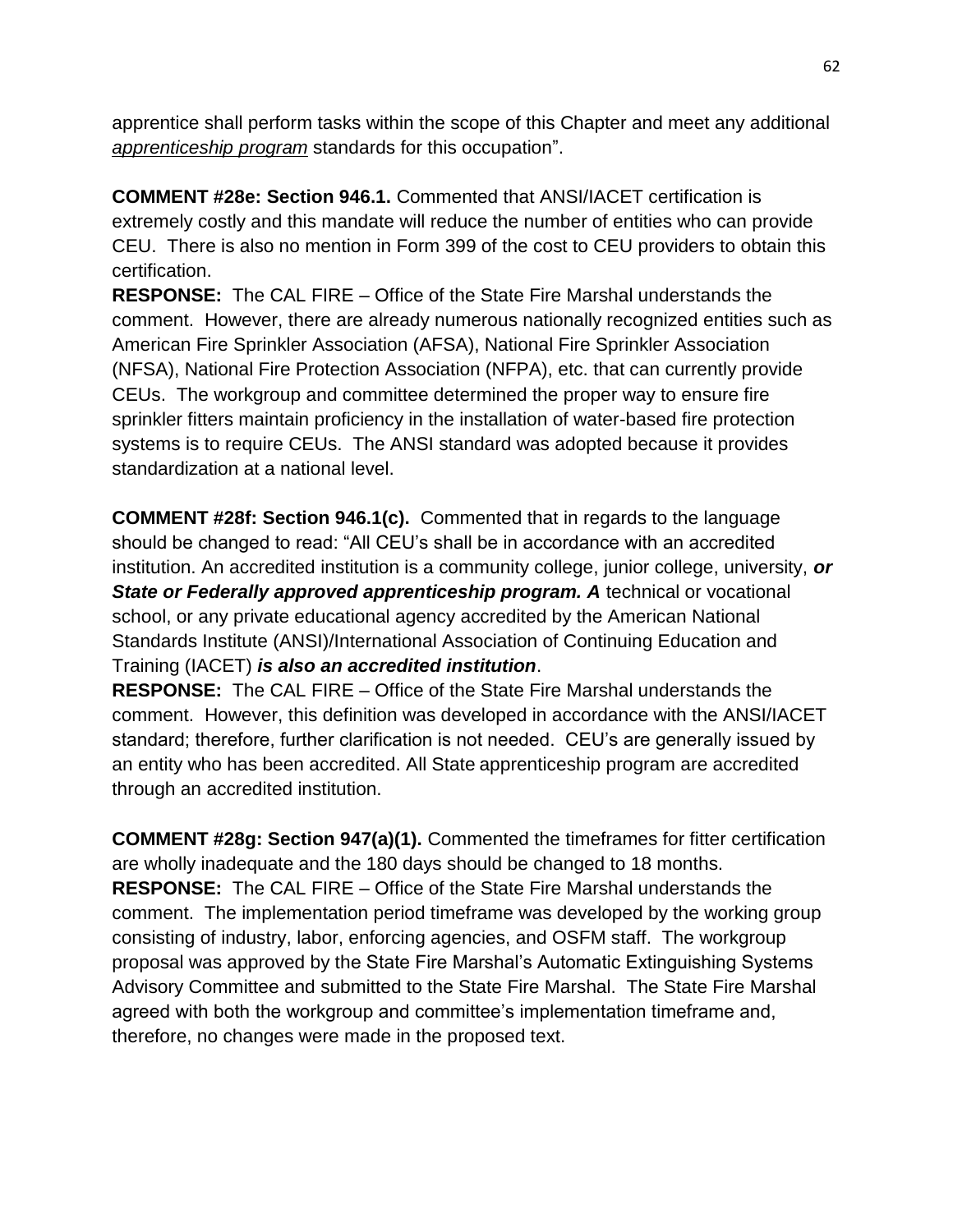apprentice shall perform tasks within the scope of this Chapter and meet any additional *apprenticeship program* standards for this occupation".

**COMMENT #28e: Section 946.1.** Commented that ANSI/IACET certification is extremely costly and this mandate will reduce the number of entities who can provide CEU. There is also no mention in Form 399 of the cost to CEU providers to obtain this certification.

**RESPONSE:** The CAL FIRE – Office of the State Fire Marshal understands the comment. However, there are already numerous nationally recognized entities such as American Fire Sprinkler Association (AFSA), National Fire Sprinkler Association (NFSA), National Fire Protection Association (NFPA), etc. that can currently provide CEUs. The workgroup and committee determined the proper way to ensure fire sprinkler fitters maintain proficiency in the installation of water-based fire protection systems is to require CEUs. The ANSI standard was adopted because it provides standardization at a national level.

**COMMENT #28f: Section 946.1(c).** Commented that in regards to the language should be changed to read: "All CEU's shall be in accordance with an accredited institution. An accredited institution is a community college, junior college, university, ***or State or Federally approved apprenticeship program. A*** technical or vocational school, or any private educational agency accredited by the American National Standards Institute (ANSI)/International Association of Continuing Education and Training (IACET) ***is also an accredited institution***.

**RESPONSE:** The CAL FIRE – Office of the State Fire Marshal understands the comment. However, this definition was developed in accordance with the ANSI/IACET standard; therefore, further clarification is not needed. CEU's are generally issued by an entity who has been accredited. All State apprenticeship program are accredited through an accredited institution.

**COMMENT #28g: Section 947(a)(1).** Commented the timeframes for fitter certification are wholly inadequate and the 180 days should be changed to 18 months.

**RESPONSE:** The CAL FIRE – Office of the State Fire Marshal understands the comment. The implementation period timeframe was developed by the working group consisting of industry, labor, enforcing agencies, and OSFM staff. The workgroup proposal was approved by the State Fire Marshal's Automatic Extinguishing Systems Advisory Committee and submitted to the State Fire Marshal. The State Fire Marshal agreed with both the workgroup and committee's implementation timeframe and, therefore, no changes were made in the proposed text.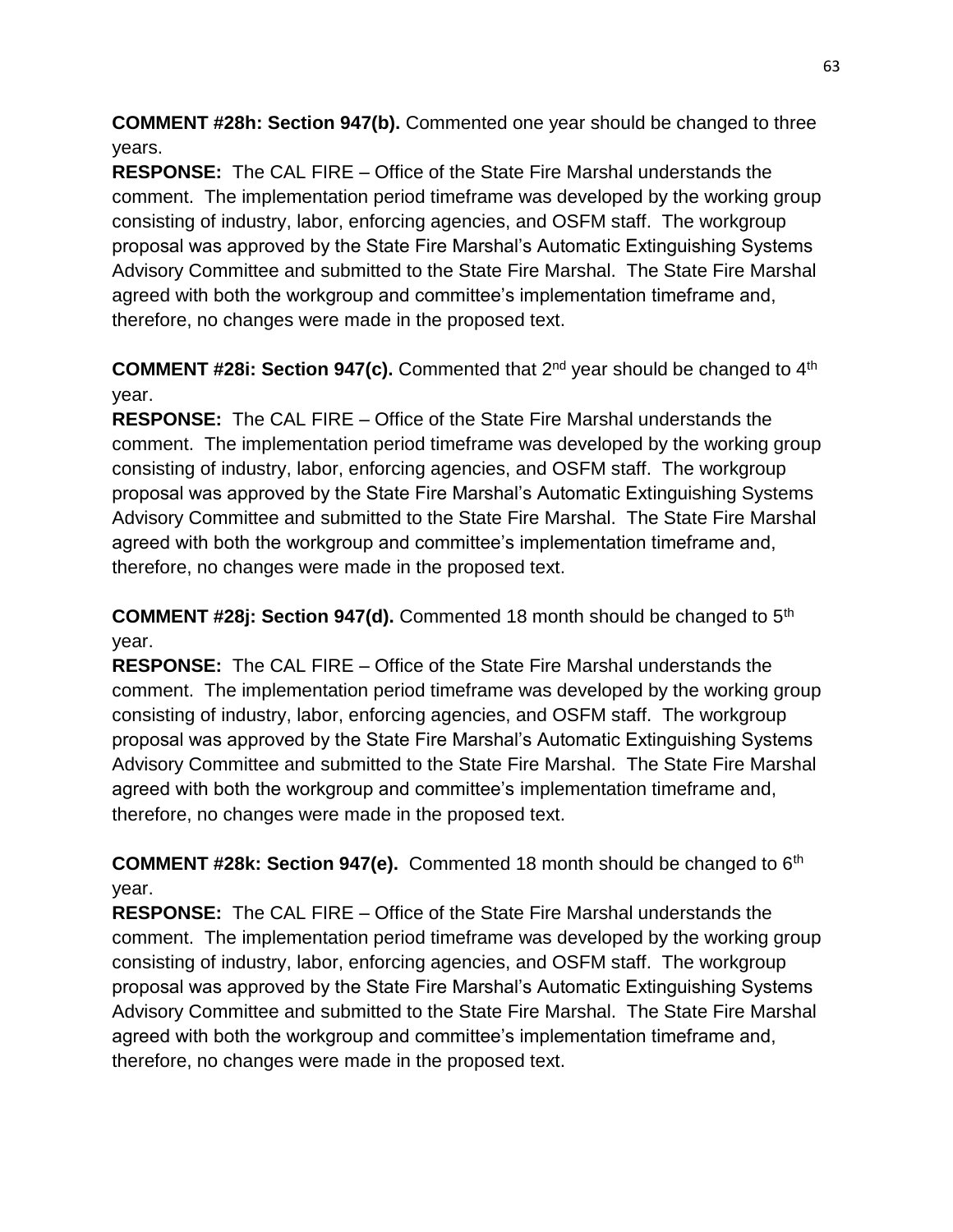**COMMENT #28h: Section 947(b).** Commented one year should be changed to three years.
**RESPONSE:** The CAL FIRE – Office of the State Fire Marshal understands the comment. The implementation period timeframe was developed by the working group consisting of industry, labor, enforcing agencies, and OSFM staff. The workgroup proposal was approved by the State Fire Marshal's Automatic Extinguishing Systems Advisory Committee and submitted to the State Fire Marshal. The State Fire Marshal agreed with both the workgroup and committee's implementation timeframe and, therefore, no changes were made in the proposed text.

**COMMENT #28i: Section 947(c).** Commented that 2nd year should be changed to 4th year.
**RESPONSE:** The CAL FIRE – Office of the State Fire Marshal understands the comment. The implementation period timeframe was developed by the working group consisting of industry, labor, enforcing agencies, and OSFM staff. The workgroup proposal was approved by the State Fire Marshal's Automatic Extinguishing Systems Advisory Committee and submitted to the State Fire Marshal. The State Fire Marshal agreed with both the workgroup and committee's implementation timeframe and, therefore, no changes were made in the proposed text.

**COMMENT #28j: Section 947(d).** Commented 18 month should be changed to 5th year.
**RESPONSE:** The CAL FIRE – Office of the State Fire Marshal understands the comment. The implementation period timeframe was developed by the working group consisting of industry, labor, enforcing agencies, and OSFM staff. The workgroup proposal was approved by the State Fire Marshal's Automatic Extinguishing Systems Advisory Committee and submitted to the State Fire Marshal. The State Fire Marshal agreed with both the workgroup and committee's implementation timeframe and, therefore, no changes were made in the proposed text.

**COMMENT #28k: Section 947(e).** Commented 18 month should be changed to 6th year.
**RESPONSE:** The CAL FIRE – Office of the State Fire Marshal understands the comment. The implementation period timeframe was developed by the working group consisting of industry, labor, enforcing agencies, and OSFM staff. The workgroup proposal was approved by the State Fire Marshal's Automatic Extinguishing Systems Advisory Committee and submitted to the State Fire Marshal. The State Fire Marshal agreed with both the workgroup and committee's implementation timeframe and, therefore, no changes were made in the proposed text.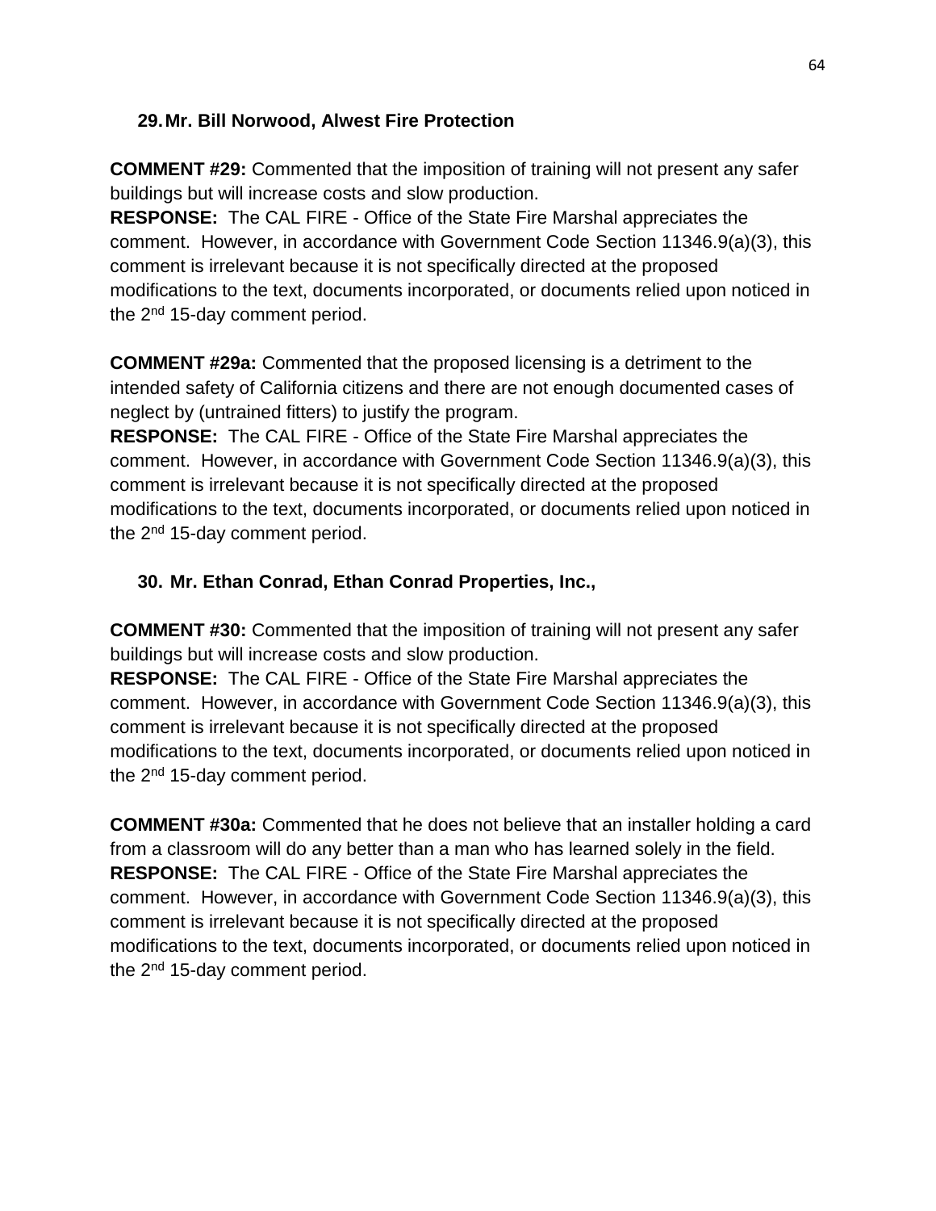29. **Mr. Bill Norwood, Alwest Fire Protection**

**COMMENT #29:** Commented that the imposition of training will not present any safer buildings but will increase costs and slow production.
**RESPONSE:** The CAL FIRE - Office of the State Fire Marshal appreciates the comment. However, in accordance with Government Code Section 11346.9(a)(3), this comment is irrelevant because it is not specifically directed at the proposed modifications to the text, documents incorporated, or documents relied upon noticed in the 2nd 15-day comment period.

**COMMENT #29a:** Commented that the proposed licensing is a detriment to the intended safety of California citizens and there are not enough documented cases of neglect by (untrained fitters) to justify the program.
**RESPONSE:** The CAL FIRE - Office of the State Fire Marshal appreciates the comment. However, in accordance with Government Code Section 11346.9(a)(3), this comment is irrelevant because it is not specifically directed at the proposed modifications to the text, documents incorporated, or documents relied upon noticed in the 2nd 15-day comment period.

30. **Mr. Ethan Conrad, Ethan Conrad Properties, Inc.,**

**COMMENT #30:** Commented that the imposition of training will not present any safer buildings but will increase costs and slow production.
**RESPONSE:** The CAL FIRE - Office of the State Fire Marshal appreciates the comment. However, in accordance with Government Code Section 11346.9(a)(3), this comment is irrelevant because it is not specifically directed at the proposed modifications to the text, documents incorporated, or documents relied upon noticed in the 2nd 15-day comment period.

**COMMENT #30a:** Commented that he does not believe that an installer holding a card from a classroom will do any better than a man who has learned solely in the field.
**RESPONSE:** The CAL FIRE - Office of the State Fire Marshal appreciates the comment. However, in accordance with Government Code Section 11346.9(a)(3), this comment is irrelevant because it is not specifically directed at the proposed modifications to the text, documents incorporated, or documents relied upon noticed in the 2nd 15-day comment period.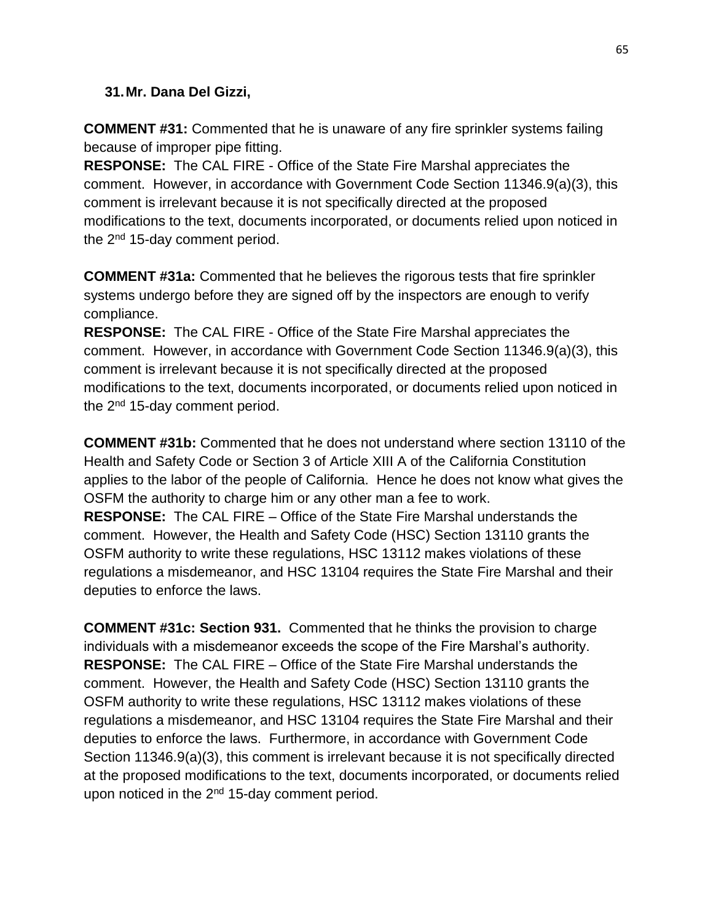**31. Mr. Dana Del Gizzi,**

**COMMENT #31:** Commented that he is unaware of any fire sprinkler systems failing because of improper pipe fitting.
**RESPONSE:** The CAL FIRE - Office of the State Fire Marshal appreciates the comment. However, in accordance with Government Code Section 11346.9(a)(3), this comment is irrelevant because it is not specifically directed at the proposed modifications to the text, documents incorporated, or documents relied upon noticed in the 2nd 15-day comment period.

**COMMENT #31a:** Commented that he believes the rigorous tests that fire sprinkler systems undergo before they are signed off by the inspectors are enough to verify compliance.
**RESPONSE:** The CAL FIRE - Office of the State Fire Marshal appreciates the comment. However, in accordance with Government Code Section 11346.9(a)(3), this comment is irrelevant because it is not specifically directed at the proposed modifications to the text, documents incorporated, or documents relied upon noticed in the 2nd 15-day comment period.

**COMMENT #31b:** Commented that he does not understand where section 13110 of the Health and Safety Code or Section 3 of Article XIII A of the California Constitution applies to the labor of the people of California. Hence he does not know what gives the OSFM the authority to charge him or any other man a fee to work.
**RESPONSE:** The CAL FIRE – Office of the State Fire Marshal understands the comment. However, the Health and Safety Code (HSC) Section 13110 grants the OSFM authority to write these regulations, HSC 13112 makes violations of these regulations a misdemeanor, and HSC 13104 requires the State Fire Marshal and their deputies to enforce the laws.

**COMMENT #31c: Section 931.** Commented that he thinks the provision to charge individuals with a misdemeanor exceeds the scope of the Fire Marshal's authority.
**RESPONSE:** The CAL FIRE – Office of the State Fire Marshal understands the comment. However, the Health and Safety Code (HSC) Section 13110 grants the OSFM authority to write these regulations, HSC 13112 makes violations of these regulations a misdemeanor, and HSC 13104 requires the State Fire Marshal and their deputies to enforce the laws. Furthermore, in accordance with Government Code Section 11346.9(a)(3), this comment is irrelevant because it is not specifically directed at the proposed modifications to the text, documents incorporated, or documents relied upon noticed in the 2nd 15-day comment period.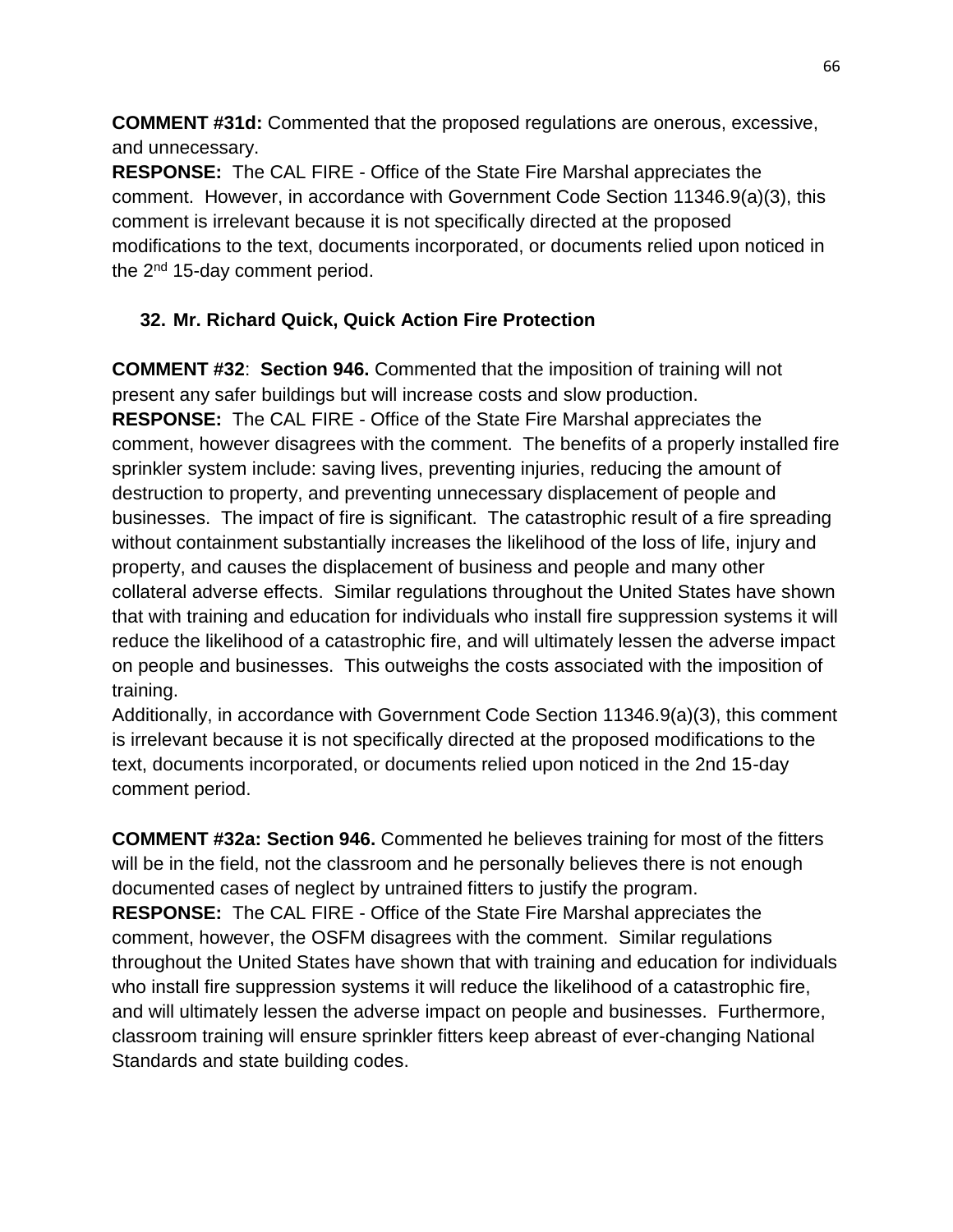**COMMENT #31d:** Commented that the proposed regulations are onerous, excessive, and unnecessary.

**RESPONSE:** The CAL FIRE - Office of the State Fire Marshal appreciates the comment. However, in accordance with Government Code Section 11346.9(a)(3), this comment is irrelevant because it is not specifically directed at the proposed modifications to the text, documents incorporated, or documents relied upon noticed in the 2nd 15-day comment period.

**32. Mr. Richard Quick, Quick Action Fire Protection**

**COMMENT #32**: **Section 946.** Commented that the imposition of training will not present any safer buildings but will increase costs and slow production.

**RESPONSE:** The CAL FIRE - Office of the State Fire Marshal appreciates the comment, however disagrees with the comment. The benefits of a properly installed fire sprinkler system include: saving lives, preventing injuries, reducing the amount of destruction to property, and preventing unnecessary displacement of people and businesses. The impact of fire is significant. The catastrophic result of a fire spreading without containment substantially increases the likelihood of the loss of life, injury and property, and causes the displacement of business and people and many other collateral adverse effects. Similar regulations throughout the United States have shown that with training and education for individuals who install fire suppression systems it will reduce the likelihood of a catastrophic fire, and will ultimately lessen the adverse impact on people and businesses. This outweighs the costs associated with the imposition of training.

Additionally, in accordance with Government Code Section 11346.9(a)(3), this comment is irrelevant because it is not specifically directed at the proposed modifications to the text, documents incorporated, or documents relied upon noticed in the 2nd 15-day comment period.

**COMMENT #32a: Section 946.** Commented he believes training for most of the fitters will be in the field, not the classroom and he personally believes there is not enough documented cases of neglect by untrained fitters to justify the program.

**RESPONSE:** The CAL FIRE - Office of the State Fire Marshal appreciates the comment, however, the OSFM disagrees with the comment. Similar regulations throughout the United States have shown that with training and education for individuals who install fire suppression systems it will reduce the likelihood of a catastrophic fire, and will ultimately lessen the adverse impact on people and businesses. Furthermore, classroom training will ensure sprinkler fitters keep abreast of ever-changing National Standards and state building codes.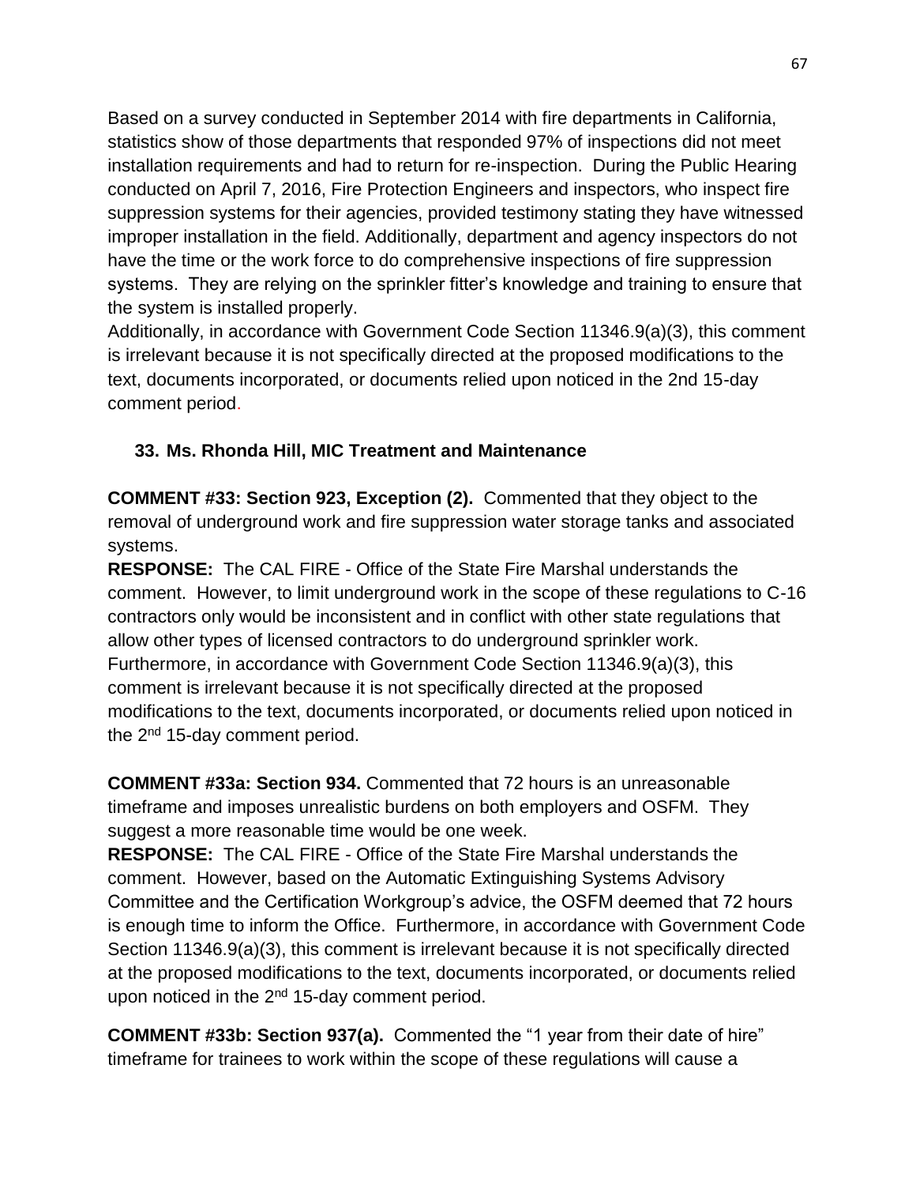Based on a survey conducted in September 2014 with fire departments in California, statistics show of those departments that responded 97% of inspections did not meet installation requirements and had to return for re-inspection. During the Public Hearing conducted on April 7, 2016, Fire Protection Engineers and inspectors, who inspect fire suppression systems for their agencies, provided testimony stating they have witnessed improper installation in the field. Additionally, department and agency inspectors do not have the time or the work force to do comprehensive inspections of fire suppression systems. They are relying on the sprinkler fitter's knowledge and training to ensure that the system is installed properly.
Additionally, in accordance with Government Code Section 11346.9(a)(3), this comment is irrelevant because it is not specifically directed at the proposed modifications to the text, documents incorporated, or documents relied upon noticed in the 2nd 15-day comment period.

**33. Ms. Rhonda Hill, MIC Treatment and Maintenance**

**COMMENT #33: Section 923, Exception (2).** Commented that they object to the removal of underground work and fire suppression water storage tanks and associated systems.
**RESPONSE:** The CAL FIRE - Office of the State Fire Marshal understands the comment. However, to limit underground work in the scope of these regulations to C-16 contractors only would be inconsistent and in conflict with other state regulations that allow other types of licensed contractors to do underground sprinkler work. Furthermore, in accordance with Government Code Section 11346.9(a)(3), this comment is irrelevant because it is not specifically directed at the proposed modifications to the text, documents incorporated, or documents relied upon noticed in the 2nd 15-day comment period.

**COMMENT #33a: Section 934.** Commented that 72 hours is an unreasonable timeframe and imposes unrealistic burdens on both employers and OSFM. They suggest a more reasonable time would be one week.
**RESPONSE:** The CAL FIRE - Office of the State Fire Marshal understands the comment. However, based on the Automatic Extinguishing Systems Advisory Committee and the Certification Workgroup's advice, the OSFM deemed that 72 hours is enough time to inform the Office. Furthermore, in accordance with Government Code Section 11346.9(a)(3), this comment is irrelevant because it is not specifically directed at the proposed modifications to the text, documents incorporated, or documents relied upon noticed in the 2nd 15-day comment period.

**COMMENT #33b: Section 937(a).** Commented the "1 year from their date of hire" timeframe for trainees to work within the scope of these regulations will cause a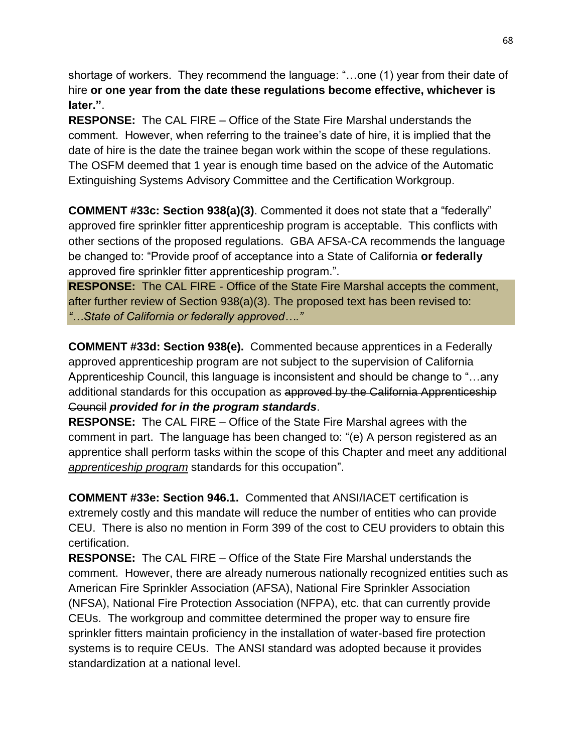shortage of workers. They recommend the language: "…one (1) year from their date of hire **or one year from the date these regulations become effective, whichever is later."**.

**RESPONSE:** The CAL FIRE – Office of the State Fire Marshal understands the comment. However, when referring to the trainee's date of hire, it is implied that the date of hire is the date the trainee began work within the scope of these regulations. The OSFM deemed that 1 year is enough time based on the advice of the Automatic Extinguishing Systems Advisory Committee and the Certification Workgroup.

**COMMENT #33c: Section 938(a)(3)**. Commented it does not state that a "federally" approved fire sprinkler fitter apprenticeship program is acceptable. This conflicts with other sections of the proposed regulations. GBA AFSA-CA recommends the language be changed to: "Provide proof of acceptance into a State of California **or federally** approved fire sprinkler fitter apprenticeship program.".

**RESPONSE:** The CAL FIRE - Office of the State Fire Marshal accepts the comment, after further review of Section 938(a)(3). The proposed text has been revised to: *"…State of California or federally approved…."*

**COMMENT #33d: Section 938(e).** Commented because apprentices in a Federally approved apprenticeship program are not subject to the supervision of California Apprenticeship Council, this language is inconsistent and should be change to "…any additional standards for this occupation as ~~approved by the California Apprenticeship Council~~ ***provided for in the program standards***.

**RESPONSE:** The CAL FIRE – Office of the State Fire Marshal agrees with the comment in part. The language has been changed to: "(e) A person registered as an apprentice shall perform tasks within the scope of this Chapter and meet any additional <u>*apprenticeship program*</u> standards for this occupation".

**COMMENT #33e: Section 946.1.** Commented that ANSI/IACET certification is extremely costly and this mandate will reduce the number of entities who can provide CEU. There is also no mention in Form 399 of the cost to CEU providers to obtain this certification.

**RESPONSE:** The CAL FIRE – Office of the State Fire Marshal understands the comment. However, there are already numerous nationally recognized entities such as American Fire Sprinkler Association (AFSA), National Fire Sprinkler Association (NFSA), National Fire Protection Association (NFPA), etc. that can currently provide CEUs. The workgroup and committee determined the proper way to ensure fire sprinkler fitters maintain proficiency in the installation of water-based fire protection systems is to require CEUs. The ANSI standard was adopted because it provides standardization at a national level.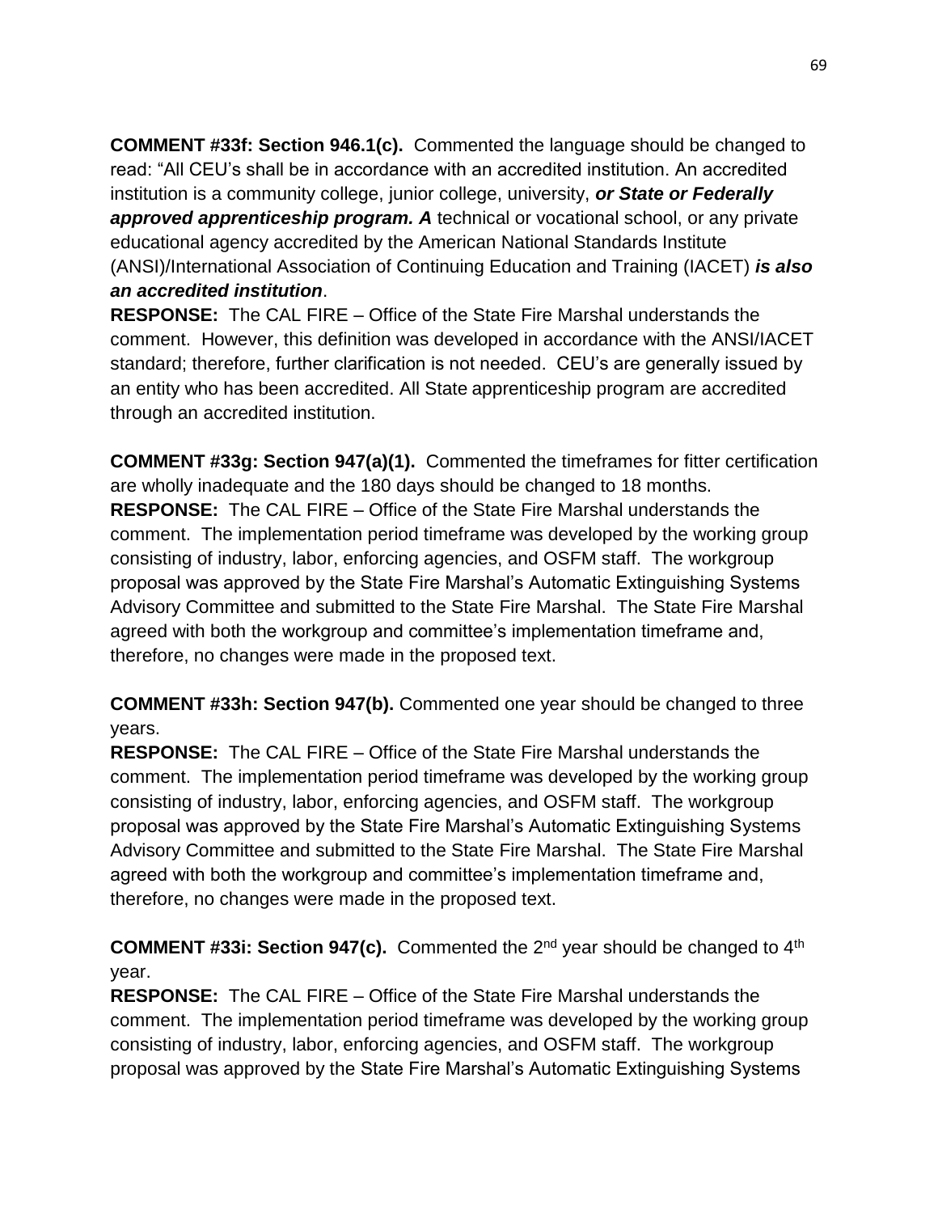**COMMENT #33f: Section 946.1(c).** Commented the language should be changed to read: "All CEU's shall be in accordance with an accredited institution. An accredited institution is a community college, junior college, university, ***or State or Federally approved apprenticeship program. A*** technical or vocational school, or any private educational agency accredited by the American National Standards Institute (ANSI)/International Association of Continuing Education and Training (IACET) ***is also an accredited institution***.

**RESPONSE:** The CAL FIRE – Office of the State Fire Marshal understands the comment. However, this definition was developed in accordance with the ANSI/IACET standard; therefore, further clarification is not needed. CEU's are generally issued by an entity who has been accredited. All State apprenticeship program are accredited through an accredited institution.

**COMMENT #33g: Section 947(a)(1).** Commented the timeframes for fitter certification are wholly inadequate and the 180 days should be changed to 18 months.

**RESPONSE:** The CAL FIRE – Office of the State Fire Marshal understands the comment. The implementation period timeframe was developed by the working group consisting of industry, labor, enforcing agencies, and OSFM staff. The workgroup proposal was approved by the State Fire Marshal's Automatic Extinguishing Systems Advisory Committee and submitted to the State Fire Marshal. The State Fire Marshal agreed with both the workgroup and committee's implementation timeframe and, therefore, no changes were made in the proposed text.

**COMMENT #33h: Section 947(b).** Commented one year should be changed to three years.

**RESPONSE:** The CAL FIRE – Office of the State Fire Marshal understands the comment. The implementation period timeframe was developed by the working group consisting of industry, labor, enforcing agencies, and OSFM staff. The workgroup proposal was approved by the State Fire Marshal's Automatic Extinguishing Systems Advisory Committee and submitted to the State Fire Marshal. The State Fire Marshal agreed with both the workgroup and committee's implementation timeframe and, therefore, no changes were made in the proposed text.

**COMMENT #33i: Section 947(c).** Commented the 2nd year should be changed to 4th year.

**RESPONSE:** The CAL FIRE – Office of the State Fire Marshal understands the comment. The implementation period timeframe was developed by the working group consisting of industry, labor, enforcing agencies, and OSFM staff. The workgroup proposal was approved by the State Fire Marshal's Automatic Extinguishing Systems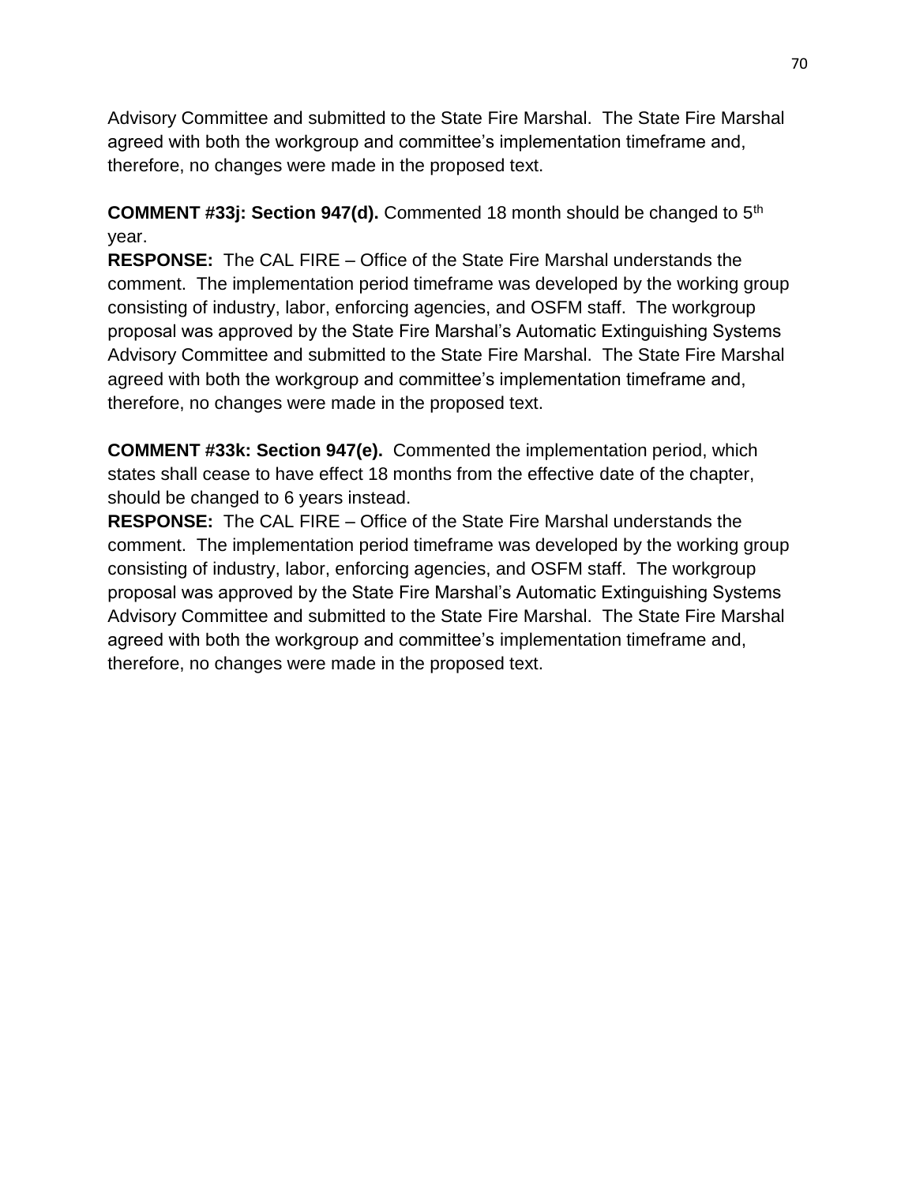Advisory Committee and submitted to the State Fire Marshal. The State Fire Marshal agreed with both the workgroup and committee's implementation timeframe and, therefore, no changes were made in the proposed text.

**COMMENT #33j: Section 947(d).** Commented 18 month should be changed to 5th year.

**RESPONSE:** The CAL FIRE – Office of the State Fire Marshal understands the comment. The implementation period timeframe was developed by the working group consisting of industry, labor, enforcing agencies, and OSFM staff. The workgroup proposal was approved by the State Fire Marshal's Automatic Extinguishing Systems Advisory Committee and submitted to the State Fire Marshal. The State Fire Marshal agreed with both the workgroup and committee's implementation timeframe and, therefore, no changes were made in the proposed text.

**COMMENT #33k: Section 947(e).** Commented the implementation period, which states shall cease to have effect 18 months from the effective date of the chapter, should be changed to 6 years instead.

**RESPONSE:** The CAL FIRE – Office of the State Fire Marshal understands the comment. The implementation period timeframe was developed by the working group consisting of industry, labor, enforcing agencies, and OSFM staff. The workgroup proposal was approved by the State Fire Marshal's Automatic Extinguishing Systems Advisory Committee and submitted to the State Fire Marshal. The State Fire Marshal agreed with both the workgroup and committee's implementation timeframe and, therefore, no changes were made in the proposed text.